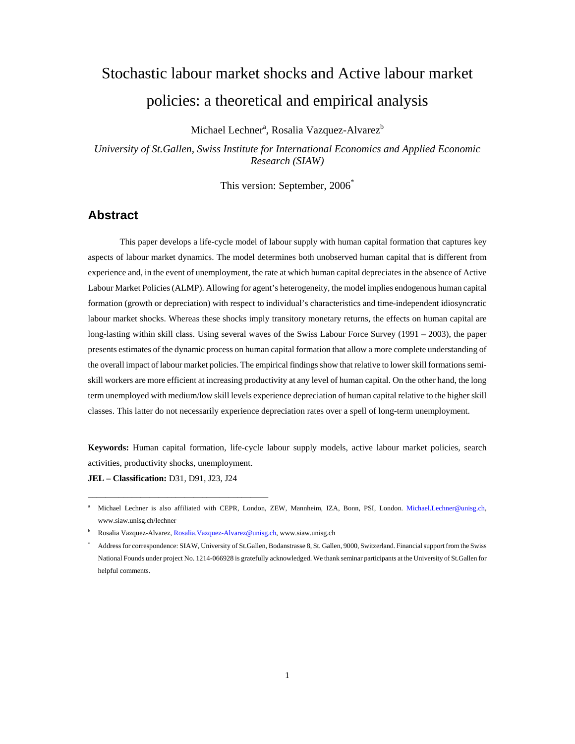# Stochastic labour market shocks and Active labour market policies: a theoretical and empirical analysis

Michael Lechner[a], Rosalia Vazquez-Alvarez[b]

*University of St.Gallen, Swiss Institute for International Economics and Applied Economic Research (SIAW)*

This version: September, 2006[*]

## Abstract

This paper develops a life-cycle model of labour supply with human capital formation that captures key aspects of labour market dynamics. The model determines both unobserved human capital that is different from experience and, in the event of unemployment, the rate at which human capital depreciates in the absence of Active Labour Market Policies (ALMP). Allowing for agent's heterogeneity, the model implies endogenous human capital formation (growth or depreciation) with respect to individual's characteristics and time-independent idiosyncratic labour market shocks. Whereas these shocks imply transitory monetary returns, the effects on human capital are long-lasting within skill class. Using several waves of the Swiss Labour Force Survey (1991 – 2003), the paper presents estimates of the dynamic process on human capital formation that allow a more complete understanding of the overall impact of labour market policies. The empirical findings show that relative to lower skill formations semi-skill workers are more efficient at increasing productivity at any level of human capital. On the other hand, the long term unemployed with medium/low skill levels experience depreciation of human capital relative to the higher skill classes. This latter do not necessarily experience depreciation rates over a spell of long-term unemployment.

**Keywords:** Human capital formation, life-cycle labour supply models, active labour market policies, search activities, productivity shocks, unemployment.

**JEL – Classification:** D31, D91, J23, J24

---

[a] Michael Lechner is also affiliated with CEPR, London, ZEW, Mannheim, IZA, Bonn, PSI, London. Michael.Lechner@unisg.ch, www.siaw.unisg.ch/lechner

[b] Rosalia Vazquez-Alvarez, Rosalia.Vazquez-Alvarez@unisg.ch, www.siaw.unisg.ch

[*] Address for correspondence: SIAW, University of St.Gallen, Bodanstrasse 8, St. Gallen, 9000, Switzerland. Financial support from the Swiss National Founds under project No. 1214-066928 is gratefully acknowledged. We thank seminar participants at the University of St.Gallen for helpful comments.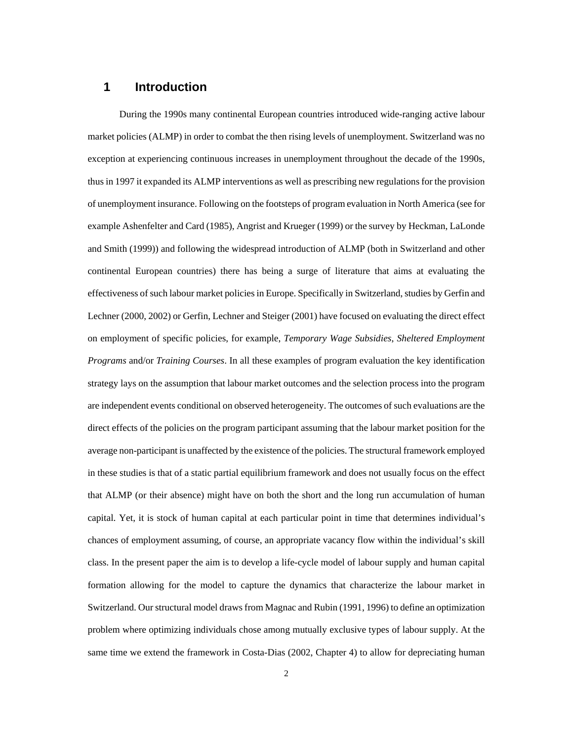## 1 Introduction

During the 1990s many continental European countries introduced wide-ranging active labour market policies (ALMP) in order to combat the then rising levels of unemployment. Switzerland was no exception at experiencing continuous increases in unemployment throughout the decade of the 1990s, thus in 1997 it expanded its ALMP interventions as well as prescribing new regulations for the provision of unemployment insurance. Following on the footsteps of program evaluation in North America (see for example Ashenfelter and Card (1985), Angrist and Krueger (1999) or the survey by Heckman, LaLonde and Smith (1999)) and following the widespread introduction of ALMP (both in Switzerland and other continental European countries) there has being a surge of literature that aims at evaluating the effectiveness of such labour market policies in Europe. Specifically in Switzerland, studies by Gerfin and Lechner (2000, 2002) or Gerfin, Lechner and Steiger (2001) have focused on evaluating the direct effect on employment of specific policies, for example, *Temporary Wage Subsidies*, *Sheltered Employment Programs* and/or *Training Courses*. In all these examples of program evaluation the key identification strategy lays on the assumption that labour market outcomes and the selection process into the program are independent events conditional on observed heterogeneity. The outcomes of such evaluations are the direct effects of the policies on the program participant assuming that the labour market position for the average non-participant is unaffected by the existence of the policies. The structural framework employed in these studies is that of a static partial equilibrium framework and does not usually focus on the effect that ALMP (or their absence) might have on both the short and the long run accumulation of human capital. Yet, it is stock of human capital at each particular point in time that determines individual's chances of employment assuming, of course, an appropriate vacancy flow within the individual's skill class. In the present paper the aim is to develop a life-cycle model of labour supply and human capital formation allowing for the model to capture the dynamics that characterize the labour market in Switzerland. Our structural model draws from Magnac and Rubin (1991, 1996) to define an optimization problem where optimizing individuals chose among mutually exclusive types of labour supply. At the same time we extend the framework in Costa-Dias (2002, Chapter 4) to allow for depreciating human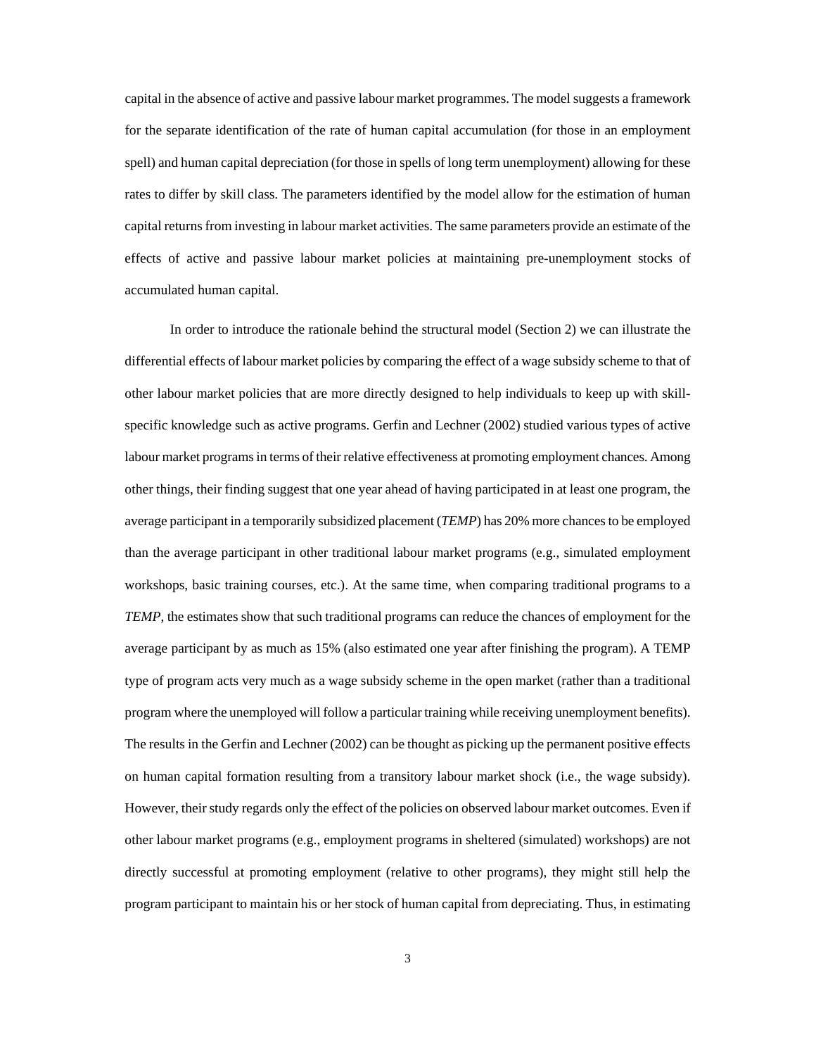capital in the absence of active and passive labour market programmes. The model suggests a framework for the separate identification of the rate of human capital accumulation (for those in an employment spell) and human capital depreciation (for those in spells of long term unemployment) allowing for these rates to differ by skill class. The parameters identified by the model allow for the estimation of human capital returns from investing in labour market activities. The same parameters provide an estimate of the effects of active and passive labour market policies at maintaining pre-unemployment stocks of accumulated human capital.

In order to introduce the rationale behind the structural model (Section 2) we can illustrate the differential effects of labour market policies by comparing the effect of a wage subsidy scheme to that of other labour market policies that are more directly designed to help individuals to keep up with skill-specific knowledge such as active programs. Gerfin and Lechner (2002) studied various types of active labour market programs in terms of their relative effectiveness at promoting employment chances. Among other things, their finding suggest that one year ahead of having participated in at least one program, the average participant in a temporarily subsidized placement (*TEMP*) has 20% more chances to be employed than the average participant in other traditional labour market programs (e.g., simulated employment workshops, basic training courses, etc.). At the same time, when comparing traditional programs to a *TEMP*, the estimates show that such traditional programs can reduce the chances of employment for the average participant by as much as 15% (also estimated one year after finishing the program). A TEMP type of program acts very much as a wage subsidy scheme in the open market (rather than a traditional program where the unemployed will follow a particular training while receiving unemployment benefits). The results in the Gerfin and Lechner (2002) can be thought as picking up the permanent positive effects on human capital formation resulting from a transitory labour market shock (i.e., the wage subsidy). However, their study regards only the effect of the policies on observed labour market outcomes. Even if other labour market programs (e.g., employment programs in sheltered (simulated) workshops) are not directly successful at promoting employment (relative to other programs), they might still help the program participant to maintain his or her stock of human capital from depreciating. Thus, in estimating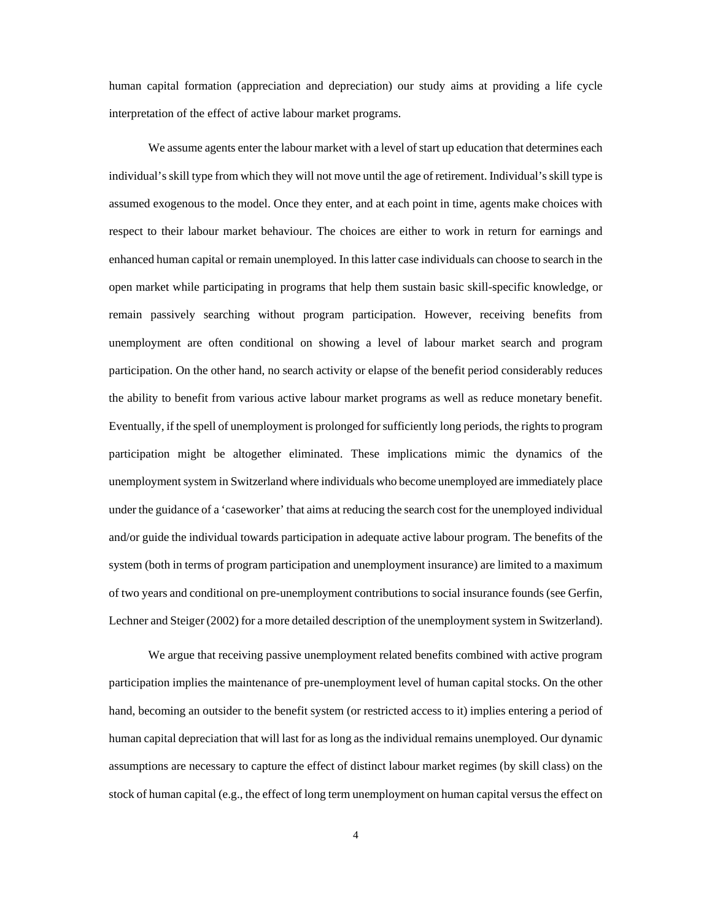human capital formation (appreciation and depreciation) our study aims at providing a life cycle interpretation of the effect of active labour market programs.

We assume agents enter the labour market with a level of start up education that determines each individual's skill type from which they will not move until the age of retirement. Individual's skill type is assumed exogenous to the model. Once they enter, and at each point in time, agents make choices with respect to their labour market behaviour. The choices are either to work in return for earnings and enhanced human capital or remain unemployed. In this latter case individuals can choose to search in the open market while participating in programs that help them sustain basic skill-specific knowledge, or remain passively searching without program participation. However, receiving benefits from unemployment are often conditional on showing a level of labour market search and program participation. On the other hand, no search activity or elapse of the benefit period considerably reduces the ability to benefit from various active labour market programs as well as reduce monetary benefit. Eventually, if the spell of unemployment is prolonged for sufficiently long periods, the rights to program participation might be altogether eliminated. These implications mimic the dynamics of the unemployment system in Switzerland where individuals who become unemployed are immediately place under the guidance of a 'caseworker' that aims at reducing the search cost for the unemployed individual and/or guide the individual towards participation in adequate active labour program. The benefits of the system (both in terms of program participation and unemployment insurance) are limited to a maximum of two years and conditional on pre-unemployment contributions to social insurance founds (see Gerfin, Lechner and Steiger (2002) for a more detailed description of the unemployment system in Switzerland).

We argue that receiving passive unemployment related benefits combined with active program participation implies the maintenance of pre-unemployment level of human capital stocks. On the other hand, becoming an outsider to the benefit system (or restricted access to it) implies entering a period of human capital depreciation that will last for as long as the individual remains unemployed. Our dynamic assumptions are necessary to capture the effect of distinct labour market regimes (by skill class) on the stock of human capital (e.g., the effect of long term unemployment on human capital versus the effect on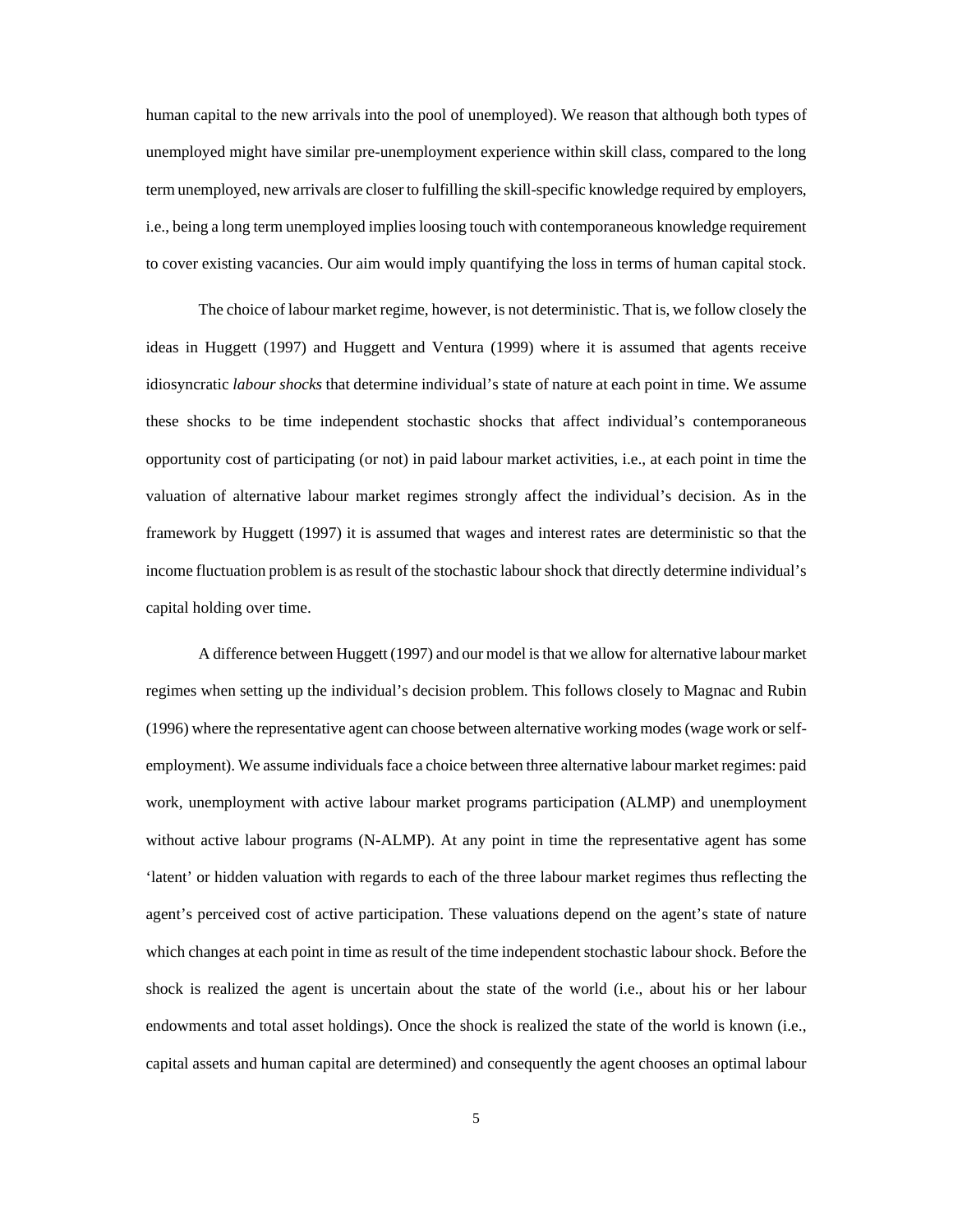human capital to the new arrivals into the pool of unemployed). We reason that although both types of unemployed might have similar pre-unemployment experience within skill class, compared to the long term unemployed, new arrivals are closer to fulfilling the skill-specific knowledge required by employers, i.e., being a long term unemployed implies loosing touch with contemporaneous knowledge requirement to cover existing vacancies. Our aim would imply quantifying the loss in terms of human capital stock.

The choice of labour market regime, however, is not deterministic. That is, we follow closely the ideas in Huggett (1997) and Huggett and Ventura (1999) where it is assumed that agents receive idiosyncratic *labour shocks* that determine individual's state of nature at each point in time. We assume these shocks to be time independent stochastic shocks that affect individual's contemporaneous opportunity cost of participating (or not) in paid labour market activities, i.e., at each point in time the valuation of alternative labour market regimes strongly affect the individual's decision. As in the framework by Huggett (1997) it is assumed that wages and interest rates are deterministic so that the income fluctuation problem is as result of the stochastic labour shock that directly determine individual's capital holding over time.

A difference between Huggett (1997) and our model is that we allow for alternative labour market regimes when setting up the individual's decision problem. This follows closely to Magnac and Rubin (1996) where the representative agent can choose between alternative working modes (wage work or self-employment). We assume individuals face a choice between three alternative labour market regimes: paid work, unemployment with active labour market programs participation (ALMP) and unemployment without active labour programs (N-ALMP). At any point in time the representative agent has some 'latent' or hidden valuation with regards to each of the three labour market regimes thus reflecting the agent's perceived cost of active participation. These valuations depend on the agent's state of nature which changes at each point in time as result of the time independent stochastic labour shock. Before the shock is realized the agent is uncertain about the state of the world (i.e., about his or her labour endowments and total asset holdings). Once the shock is realized the state of the world is known (i.e., capital assets and human capital are determined) and consequently the agent chooses an optimal labour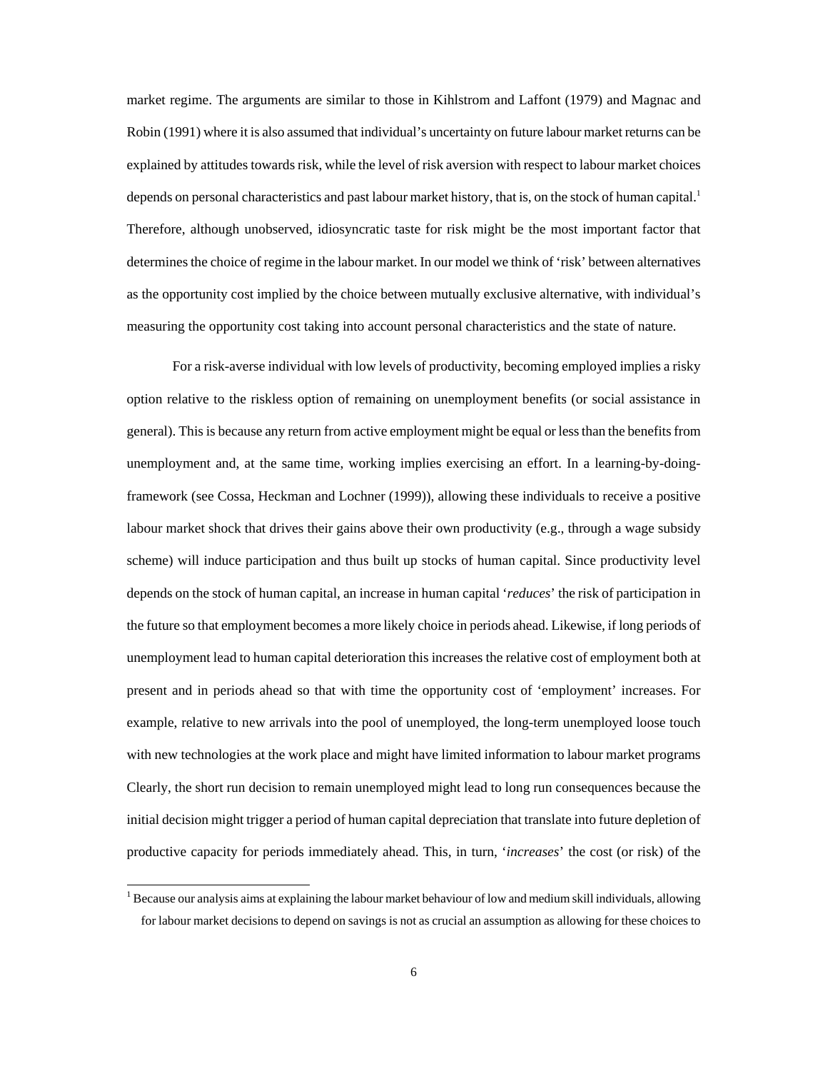market regime. The arguments are similar to those in Kihlstrom and Laffont (1979) and Magnac and Robin (1991) where it is also assumed that individual's uncertainty on future labour market returns can be explained by attitudes towards risk, while the level of risk aversion with respect to labour market choices depends on personal characteristics and past labour market history, that is, on the stock of human capital.[1] Therefore, although unobserved, idiosyncratic taste for risk might be the most important factor that determines the choice of regime in the labour market. In our model we think of 'risk' between alternatives as the opportunity cost implied by the choice between mutually exclusive alternative, with individual's measuring the opportunity cost taking into account personal characteristics and the state of nature.

For a risk-averse individual with low levels of productivity, becoming employed implies a risky option relative to the riskless option of remaining on unemployment benefits (or social assistance in general). This is because any return from active employment might be equal or less than the benefits from unemployment and, at the same time, working implies exercising an effort. In a learning-by-doing-framework (see Cossa, Heckman and Lochner (1999)), allowing these individuals to receive a positive labour market shock that drives their gains above their own productivity (e.g., through a wage subsidy scheme) will induce participation and thus built up stocks of human capital. Since productivity level depends on the stock of human capital, an increase in human capital '*reduces*' the risk of participation in the future so that employment becomes a more likely choice in periods ahead. Likewise, if long periods of unemployment lead to human capital deterioration this increases the relative cost of employment both at present and in periods ahead so that with time the opportunity cost of 'employment' increases. For example, relative to new arrivals into the pool of unemployed, the long-term unemployed loose touch with new technologies at the work place and might have limited information to labour market programs Clearly, the short run decision to remain unemployed might lead to long run consequences because the initial decision might trigger a period of human capital depreciation that translate into future depletion of productive capacity for periods immediately ahead. This, in turn, '*increases*' the cost (or risk) of the

[1] Because our analysis aims at explaining the labour market behaviour of low and medium skill individuals, allowing for labour market decisions to depend on savings is not as crucial an assumption as allowing for these choices to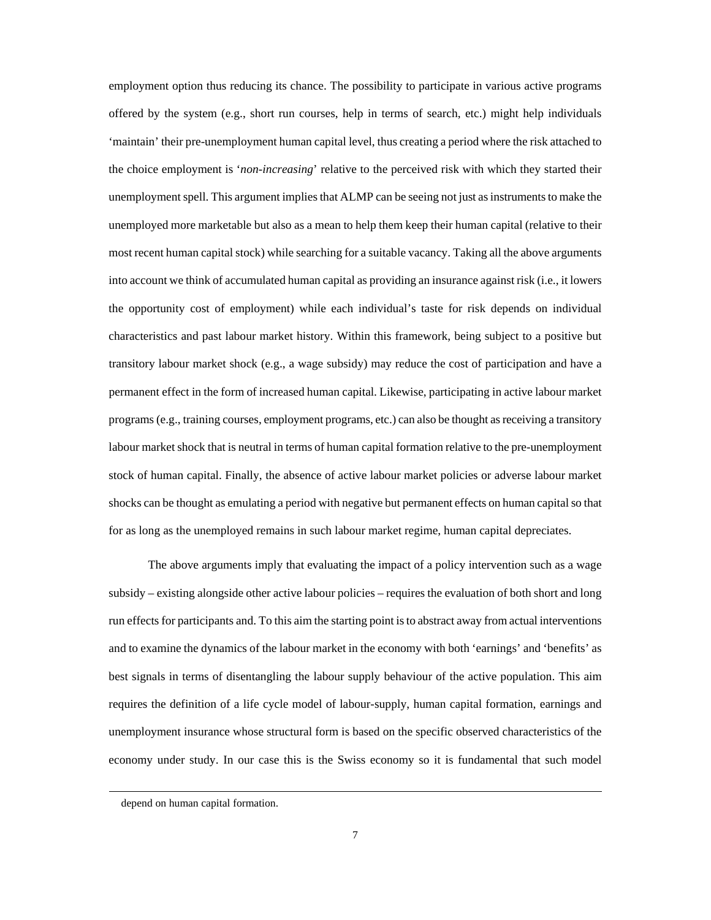employment option thus reducing its chance. The possibility to participate in various active programs offered by the system (e.g., short run courses, help in terms of search, etc.) might help individuals 'maintain' their pre-unemployment human capital level, thus creating a period where the risk attached to the choice employment is '*non-increasing*' relative to the perceived risk with which they started their unemployment spell. This argument implies that ALMP can be seeing not just as instruments to make the unemployed more marketable but also as a mean to help them keep their human capital (relative to their most recent human capital stock) while searching for a suitable vacancy. Taking all the above arguments into account we think of accumulated human capital as providing an insurance against risk (i.e., it lowers the opportunity cost of employment) while each individual's taste for risk depends on individual characteristics and past labour market history. Within this framework, being subject to a positive but transitory labour market shock (e.g., a wage subsidy) may reduce the cost of participation and have a permanent effect in the form of increased human capital. Likewise, participating in active labour market programs (e.g., training courses, employment programs, etc.) can also be thought as receiving a transitory labour market shock that is neutral in terms of human capital formation relative to the pre-unemployment stock of human capital. Finally, the absence of active labour market policies or adverse labour market shocks can be thought as emulating a period with negative but permanent effects on human capital so that for as long as the unemployed remains in such labour market regime, human capital depreciates.

The above arguments imply that evaluating the impact of a policy intervention such as a wage subsidy – existing alongside other active labour policies – requires the evaluation of both short and long run effects for participants and. To this aim the starting point is to abstract away from actual interventions and to examine the dynamics of the labour market in the economy with both 'earnings' and 'benefits' as best signals in terms of disentangling the labour supply behaviour of the active population. This aim requires the definition of a life cycle model of labour-supply, human capital formation, earnings and unemployment insurance whose structural form is based on the specific observed characteristics of the economy under study. In our case this is the Swiss economy so it is fundamental that such model

depend on human capital formation.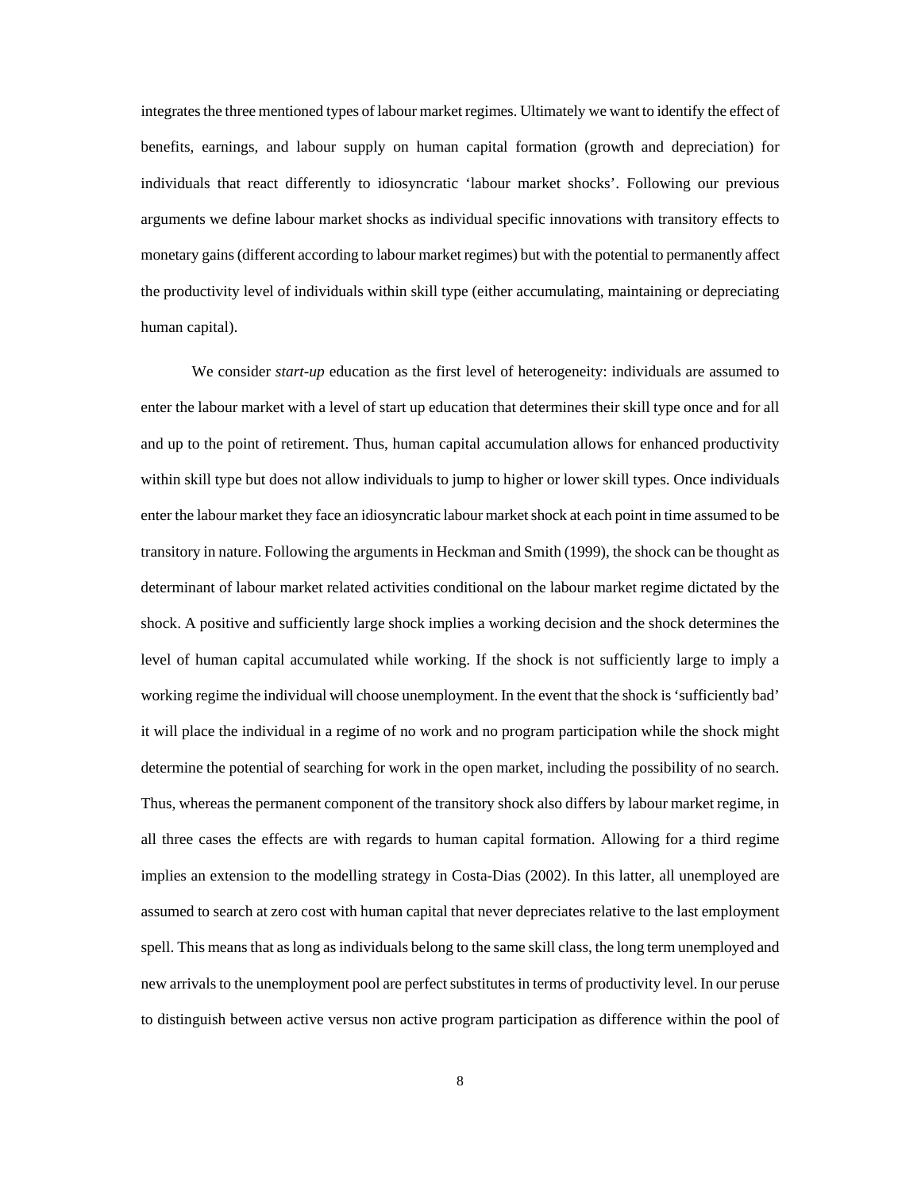integrates the three mentioned types of labour market regimes. Ultimately we want to identify the effect of benefits, earnings, and labour supply on human capital formation (growth and depreciation) for individuals that react differently to idiosyncratic 'labour market shocks'. Following our previous arguments we define labour market shocks as individual specific innovations with transitory effects to monetary gains (different according to labour market regimes) but with the potential to permanently affect the productivity level of individuals within skill type (either accumulating, maintaining or depreciating human capital).

We consider *start-up* education as the first level of heterogeneity: individuals are assumed to enter the labour market with a level of start up education that determines their skill type once and for all and up to the point of retirement. Thus, human capital accumulation allows for enhanced productivity within skill type but does not allow individuals to jump to higher or lower skill types. Once individuals enter the labour market they face an idiosyncratic labour market shock at each point in time assumed to be transitory in nature. Following the arguments in Heckman and Smith (1999), the shock can be thought as determinant of labour market related activities conditional on the labour market regime dictated by the shock. A positive and sufficiently large shock implies a working decision and the shock determines the level of human capital accumulated while working. If the shock is not sufficiently large to imply a working regime the individual will choose unemployment. In the event that the shock is 'sufficiently bad' it will place the individual in a regime of no work and no program participation while the shock might determine the potential of searching for work in the open market, including the possibility of no search. Thus, whereas the permanent component of the transitory shock also differs by labour market regime, in all three cases the effects are with regards to human capital formation. Allowing for a third regime implies an extension to the modelling strategy in Costa-Dias (2002). In this latter, all unemployed are assumed to search at zero cost with human capital that never depreciates relative to the last employment spell. This means that as long as individuals belong to the same skill class, the long term unemployed and new arrivals to the unemployment pool are perfect substitutes in terms of productivity level. In our peruse to distinguish between active versus non active program participation as difference within the pool of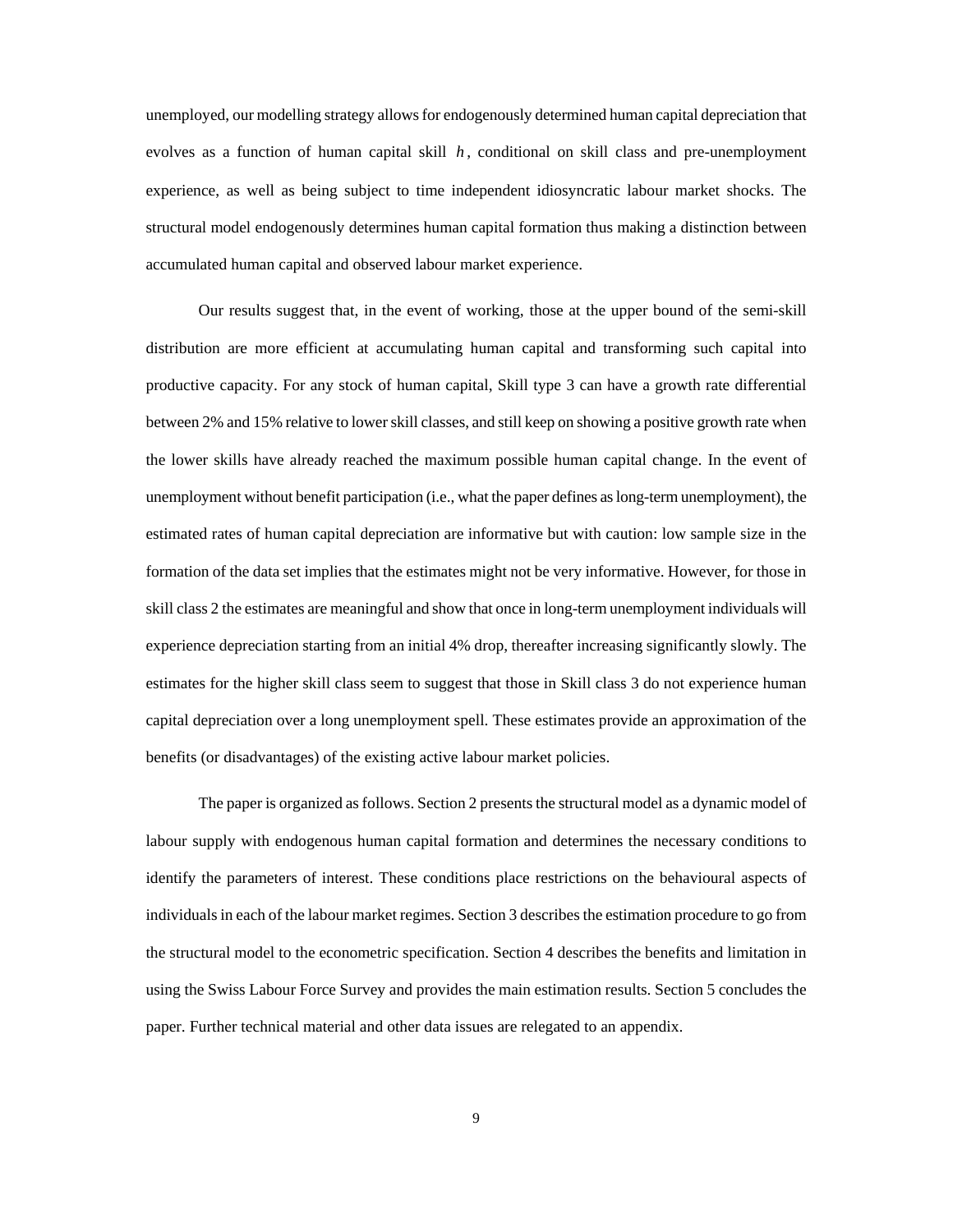unemployed, our modelling strategy allows for endogenously determined human capital depreciation that evolves as a function of human capital skill $h$, conditional on skill class and pre-unemployment experience, as well as being subject to time independent idiosyncratic labour market shocks. The structural model endogenously determines human capital formation thus making a distinction between accumulated human capital and observed labour market experience.

Our results suggest that, in the event of working, those at the upper bound of the semi-skill distribution are more efficient at accumulating human capital and transforming such capital into productive capacity. For any stock of human capital, Skill type 3 can have a growth rate differential between 2% and 15% relative to lower skill classes, and still keep on showing a positive growth rate when the lower skills have already reached the maximum possible human capital change. In the event of unemployment without benefit participation (i.e., what the paper defines as long-term unemployment), the estimated rates of human capital depreciation are informative but with caution: low sample size in the formation of the data set implies that the estimates might not be very informative. However, for those in skill class 2 the estimates are meaningful and show that once in long-term unemployment individuals will experience depreciation starting from an initial 4% drop, thereafter increasing significantly slowly. The estimates for the higher skill class seem to suggest that those in Skill class 3 do not experience human capital depreciation over a long unemployment spell. These estimates provide an approximation of the benefits (or disadvantages) of the existing active labour market policies.

The paper is organized as follows. Section 2 presents the structural model as a dynamic model of labour supply with endogenous human capital formation and determines the necessary conditions to identify the parameters of interest. These conditions place restrictions on the behavioural aspects of individuals in each of the labour market regimes. Section 3 describes the estimation procedure to go from the structural model to the econometric specification. Section 4 describes the benefits and limitation in using the Swiss Labour Force Survey and provides the main estimation results. Section 5 concludes the paper. Further technical material and other data issues are relegated to an appendix.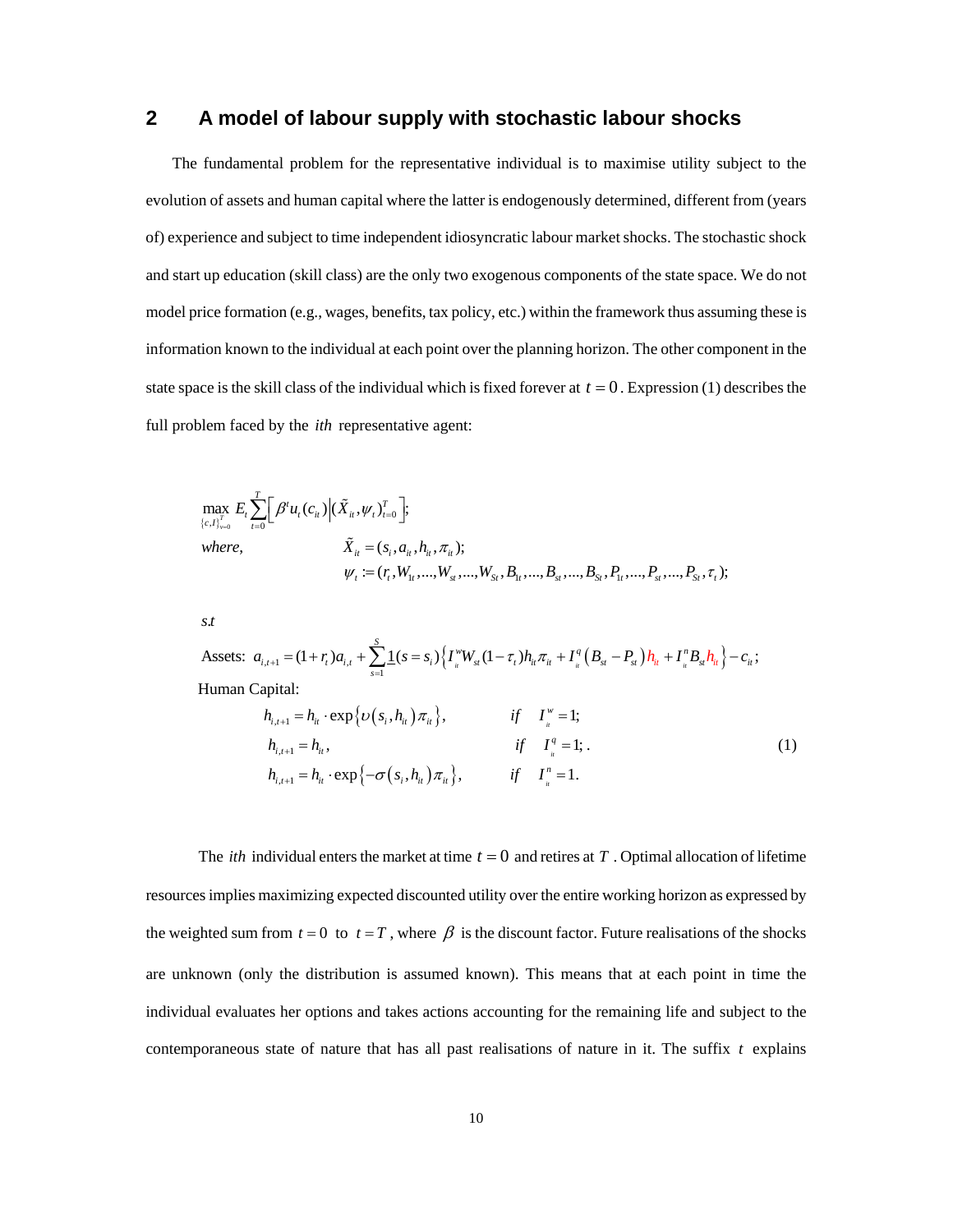## 2 A model of labour supply with stochastic labour shocks

The fundamental problem for the representative individual is to maximise utility subject to the evolution of assets and human capital where the latter is endogenously determined, different from (years of) experience and subject to time independent idiosyncratic labour market shocks. The stochastic shock and start up education (skill class) are the only two exogenous components of the state space. We do not model price formation (e.g., wages, benefits, tax policy, etc.) within the framework thus assuming these is information known to the individual at each point over the planning horizon. The other component in the state space is the skill class of the individual which is fixed forever at $t=0$. Expression (1) describes the full problem faced by the $ith$ representative agent:

$$
\begin{aligned}
&\max_{\{c,I\}_{v=0}^{T}} E_t \sum_{t=0}^{T} \left[ \beta^t u_t(c_{it}) \middle| (\tilde{X}_{it}, \psi_t)_{t=0}^{T} \right]; \\
&where, \qquad \tilde{X}_{it} = (s_i, a_{it}, h_{it}, \pi_{it}); \\
&\qquad\qquad \psi_t := (r_t, W_{1t}, ..., W_{st}, ..., W_{St}, B_{1t}, ..., B_{st}, ..., B_{St}, P_{1t}, ..., P_{st}, ..., P_{St}, \tau_t); \\
&s.t \\
&\text{Assets: } a_{i,t+1} = (1+r_t)a_{i,t} + \sum_{s=1}^{S} \underline{1}(s=s_i)\left\{ I_{it}^{w} W_{st}(1-\tau_t)h_{it}\pi_{it} + I_{it}^{q}\left(B_{st}-P_{st}\right)h_{it} + I_{it}^{n} B_{st} h_{it} \right\} - c_{it}; \\
&\text{Human Capital:} \\
&\qquad h_{i,t+1} = h_{it}\cdot \exp\left\{ \upsilon\left(s_i, h_{it}\right)\pi_{it} \right\}, \qquad if \quad I_{it}^{w} = 1; \\
&\qquad h_{i,t+1} = h_{it}, \qquad\qquad\qquad\qquad\quad if \quad I_{it}^{q} = 1; \\
&\qquad h_{i,t+1} = h_{it}\cdot \exp\left\{ -\sigma\left(s_i, h_{it}\right)\pi_{it} \right\}, \qquad if \quad I_{it}^{n} = 1.
\end{aligned} \tag{1}
$$

The $ith$ individual enters the market at time $t=0$ and retires at $T$. Optimal allocation of lifetime resources implies maximizing expected discounted utility over the entire working horizon as expressed by the weighted sum from $t=0$ to $t=T$, where $\beta$ is the discount factor. Future realisations of the shocks are unknown (only the distribution is assumed known). This means that at each point in time the individual evaluates her options and takes actions accounting for the remaining life and subject to the contemporaneous state of nature that has all past realisations of nature in it. The suffix $t$ explains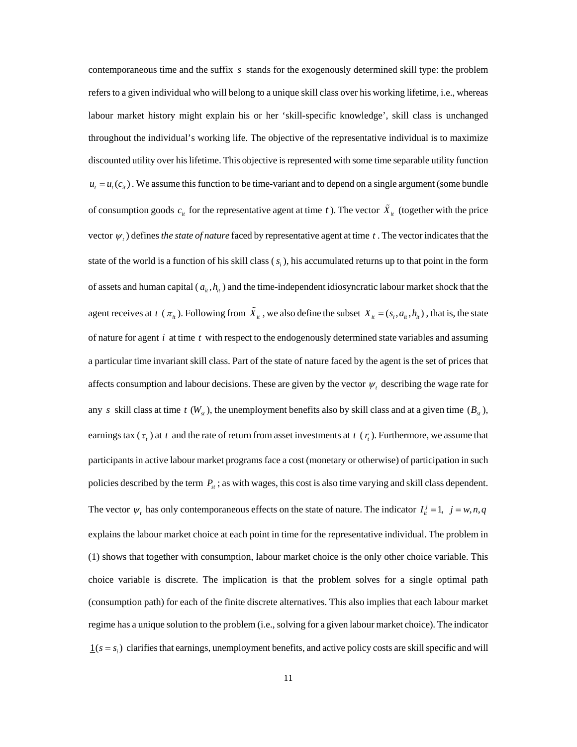contemporaneous time and the suffix $s$ stands for the exogenously determined skill type: the problem refers to a given individual who will belong to a unique skill class over his working lifetime, i.e., whereas labour market history might explain his or her 'skill-specific knowledge', skill class is unchanged throughout the individual's working life. The objective of the representative individual is to maximize discounted utility over his lifetime. This objective is represented with some time separable utility function $u_t = u_t(c_{it})$. We assume this function to be time-variant and to depend on a single argument (some bundle of consumption goods $c_{it}$ for the representative agent at time $t$). The vector $\tilde{X}_{it}$ (together with the price vector $\psi_t$) defines *the state of nature* faced by representative agent at time $t$. The vector indicates that the state of the world is a function of his skill class ($s_i$), his accumulated returns up to that point in the form of assets and human capital ($a_{it}, h_{it}$) and the time-independent idiosyncratic labour market shock that the agent receives at $t$ ($\pi_{it}$). Following from $\tilde{X}_{it}$, we also define the subset $X_{it} = (s_i, a_{it}, h_{it})$, that is, the state of nature for agent $i$ at time $t$ with respect to the endogenously determined state variables and assuming a particular time invariant skill class. Part of the state of nature faced by the agent is the set of prices that affects consumption and labour decisions. These are given by the vector $\psi_t$ describing the wage rate for any $s$ skill class at time $t$ ($W_{st}$), the unemployment benefits also by skill class and at a given time ($B_{st}$), earnings tax ($\tau_t$) at $t$ and the rate of return from asset investments at $t$ ($r_t$). Furthermore, we assume that participants in active labour market programs face a cost (monetary or otherwise) of participation in such policies described by the term $P_{st}$; as with wages, this cost is also time varying and skill class dependent. The vector $\psi_t$ has only contemporaneous effects on the state of nature. The indicator $I_{it}^j = 1, \;\; j = w, n, q$ explains the labour market choice at each point in time for the representative individual. The problem in (1) shows that together with consumption, labour market choice is the only other choice variable. This choice variable is discrete. The implication is that the problem solves for a single optimal path (consumption path) for each of the finite discrete alternatives. This also implies that each labour market regime has a unique solution to the problem (i.e., solving for a given labour market choice). The indicator $\underline{1}(s = s_i)$ clarifies that earnings, unemployment benefits, and active policy costs are skill specific and will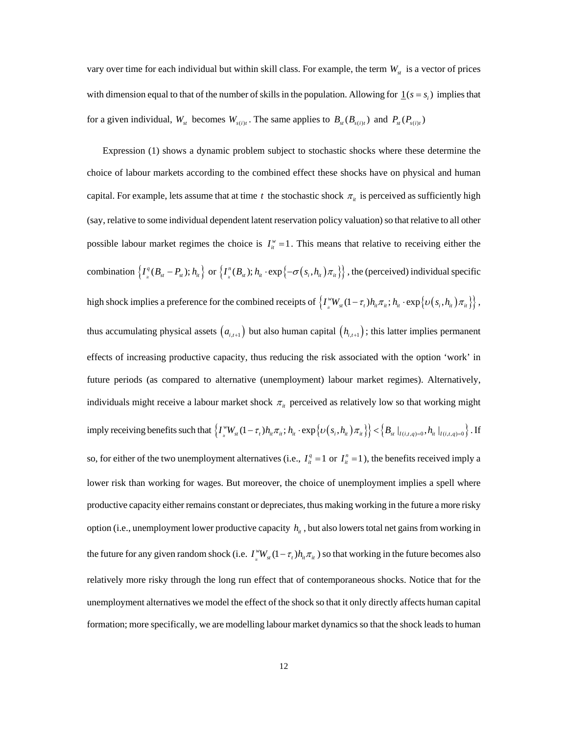vary over time for each individual but within skill class. For example, the term $W_{st}$ is a vector of prices with dimension equal to that of the number of skills in the population. Allowing for $\underline{1}(s = s_i)$ implies that for a given individual, $W_{st}$ becomes $W_{s(i)t}$. The same applies to $B_{st}(B_{s(i)t})$ and $P_{st}(P_{s(i)t})$

Expression (1) shows a dynamic problem subject to stochastic shocks where these determine the choice of labour markets according to the combined effect these shocks have on physical and human capital. For example, lets assume that at time $t$ the stochastic shock $\pi_{it}$ is perceived as sufficiently high (say, relative to some individual dependent latent reservation policy valuation) so that relative to all other possible labour market regimes the choice is $I_{it}^{w} = 1$. This means that relative to receiving either the combination $\left\{ I_{it}^{q}(B_{st} - P_{st}); h_{it} \right\}$ or $\left\{ I_{it}^{n}(B_{st}); h_{it} \cdot \exp\left\{ -\sigma\left(s_i, h_{it}\right)\pi_{it} \right\} \right\}$, the (perceived) individual specific high shock implies a preference for the combined receipts of $\left\{ I_{it}^{w} W_{st}(1-\tau_t) h_{it}\pi_{it}; h_{it} \cdot \exp\left\{ \upsilon\left(s_i, h_{it}\right)\pi_{it} \right\} \right\}$, thus accumulating physical assets $\left(a_{i,t+1}\right)$ but also human capital $\left(h_{i,t+1}\right)$; this latter implies permanent effects of increasing productive capacity, thus reducing the risk associated with the option 'work' in future periods (as compared to alternative (unemployment) labour market regimes). Alternatively, individuals might receive a labour market shock $\pi_{it}$ perceived as relatively low so that working might imply receiving benefits such that $\left\{ I_{it}^{w} W_{st}(1-\tau_t) h_{it}\pi_{it}; h_{it} \cdot \exp\left\{ \upsilon\left(s_i, h_{it}\right)\pi_{it} \right\} \right\} < \left\{ B_{st}\,|_{I(i,t,q)=0}, h_{it}\,|_{I(i,t,q)=0} \right\}$. If so, for either of the two unemployment alternatives (i.e., $I_{it}^{q} = 1$ or $I_{it}^{n} = 1$), the benefits received imply a lower risk than working for wages. But moreover, the choice of unemployment implies a spell where productive capacity either remains constant or depreciates, thus making working in the future a more risky option (i.e., unemployment lower productive capacity $h_{it}$, but also lowers total net gains from working in the future for any given random shock (i.e. $I_{it}^{w} W_{st}(1-\tau_t) h_{it}\pi_{it}$) so that working in the future becomes also relatively more risky through the long run effect that of contemporaneous shocks. Notice that for the unemployment alternatives we model the effect of the shock so that it only directly affects human capital formation; more specifically, we are modelling labour market dynamics so that the shock leads to human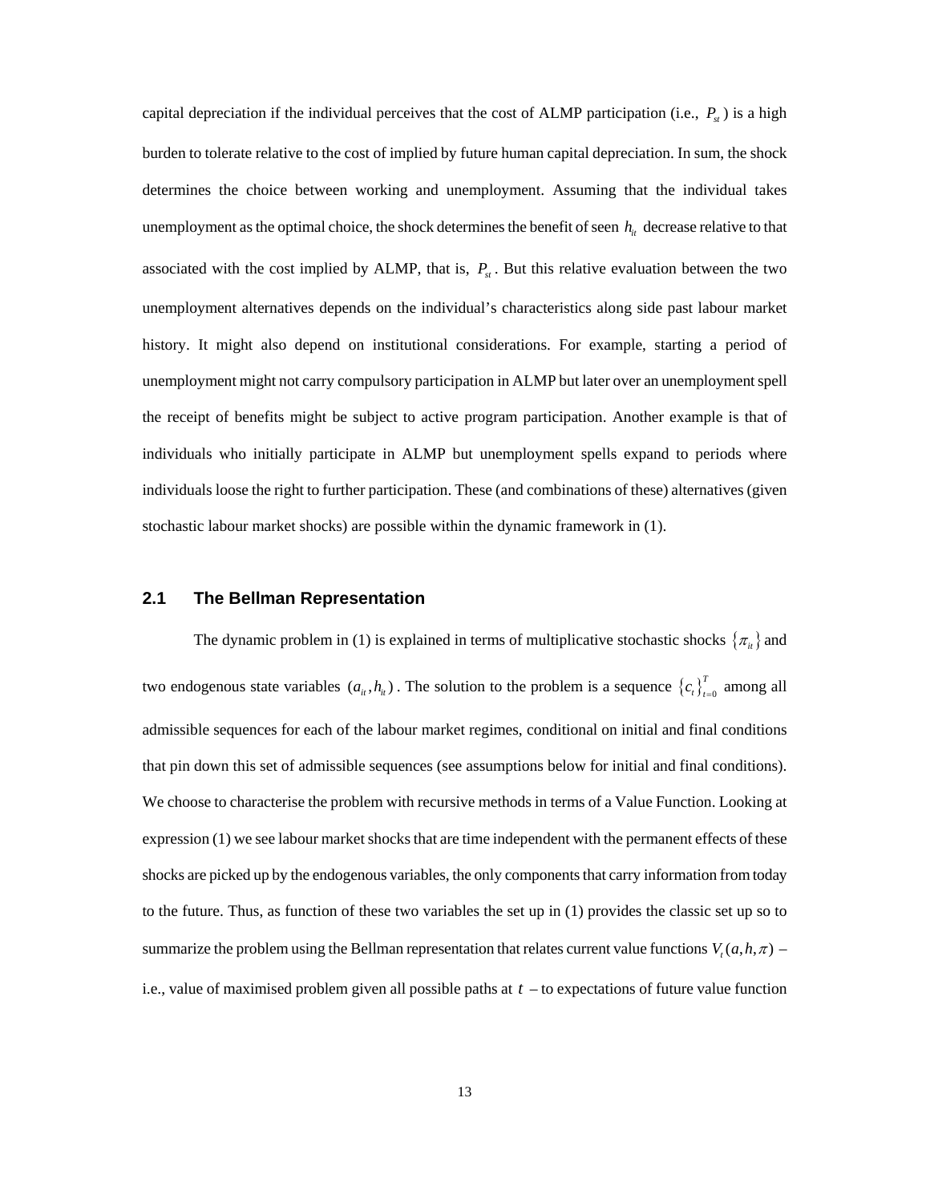capital depreciation if the individual perceives that the cost of ALMP participation (i.e., $P_{st}$) is a high burden to tolerate relative to the cost of implied by future human capital depreciation. In sum, the shock determines the choice between working and unemployment. Assuming that the individual takes unemployment as the optimal choice, the shock determines the benefit of seen $h_{it}$ decrease relative to that associated with the cost implied by ALMP, that is, $P_{st}$. But this relative evaluation between the two unemployment alternatives depends on the individual's characteristics along side past labour market history. It might also depend on institutional considerations. For example, starting a period of unemployment might not carry compulsory participation in ALMP but later over an unemployment spell the receipt of benefits might be subject to active program participation. Another example is that of individuals who initially participate in ALMP but unemployment spells expand to periods where individuals loose the right to further participation. These (and combinations of these) alternatives (given stochastic labour market shocks) are possible within the dynamic framework in (1).

## 2.1 The Bellman Representation

The dynamic problem in (1) is explained in terms of multiplicative stochastic shocks $\{\pi_{it}\}$ and two endogenous state variables $(a_{it}, h_{it})$. The solution to the problem is a sequence $\{c_t\}_{t=0}^{T}$ among all admissible sequences for each of the labour market regimes, conditional on initial and final conditions that pin down this set of admissible sequences (see assumptions below for initial and final conditions). We choose to characterise the problem with recursive methods in terms of a Value Function. Looking at expression (1) we see labour market shocks that are time independent with the permanent effects of these shocks are picked up by the endogenous variables, the only components that carry information from today to the future. Thus, as function of these two variables the set up in (1) provides the classic set up so to summarize the problem using the Bellman representation that relates current value functions $V_t(a,h,\pi)$ – i.e., value of maximised problem given all possible paths at $t$ – to expectations of future value function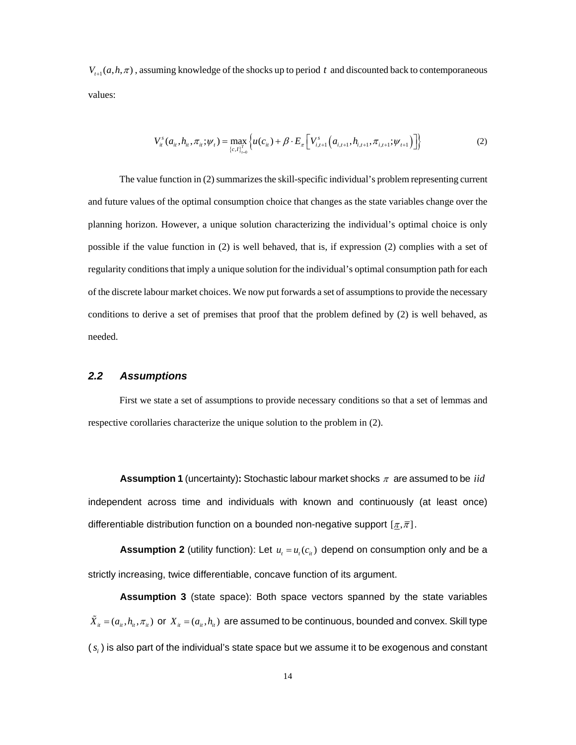$V_{t+1}(a,h,\pi)$, assuming knowledge of the shocks up to period $t$ and discounted back to contemporaneous values:

$$V_{it}^{s}(a_{it},h_{it},\pi_{it};\psi_{t}) = \max_{\{c,I\}_{t=0}^{T}} \left\{ u(c_{it}) + \beta \cdot E_{\pi}\left[ V_{i,t+1}^{s}\left(a_{i,t+1},h_{i,t+1},\pi_{i,t+1};\psi_{t+1}\right)\right]\right\} \tag{2}$$

The value function in (2) summarizes the skill-specific individual's problem representing current and future values of the optimal consumption choice that changes as the state variables change over the planning horizon. However, a unique solution characterizing the individual's optimal choice is only possible if the value function in (2) is well behaved, that is, if expression (2) complies with a set of regularity conditions that imply a unique solution for the individual's optimal consumption path for each of the discrete labour market choices. We now put forwards a set of assumptions to provide the necessary conditions to derive a set of premises that proof that the problem defined by (2) is well behaved, as needed.

### 2.2 Assumptions

First we state a set of assumptions to provide necessary conditions so that a set of lemmas and respective corollaries characterize the unique solution to the problem in (2).

**Assumption 1** (uncertainty)**:** Stochastic labour market shocks $\pi$ are assumed to be $iid$ independent across time and individuals with known and continuously (at least once) differentiable distribution function on a bounded non-negative support $[\underline{\pi},\overline{\pi}]$.

**Assumption 2** (utility function): Let $u_t = u_t(c_{it})$ depend on consumption only and be a strictly increasing, twice differentiable, concave function of its argument.

**Assumption 3** (state space): Both space vectors spanned by the state variables $\tilde{X}_{it} = (a_{it},h_{it},\pi_{it})$ or $X_{it} = (a_{it},h_{it})$ are assumed to be continuous, bounded and convex. Skill type ($s_i$) is also part of the individual's state space but we assume it to be exogenous and constant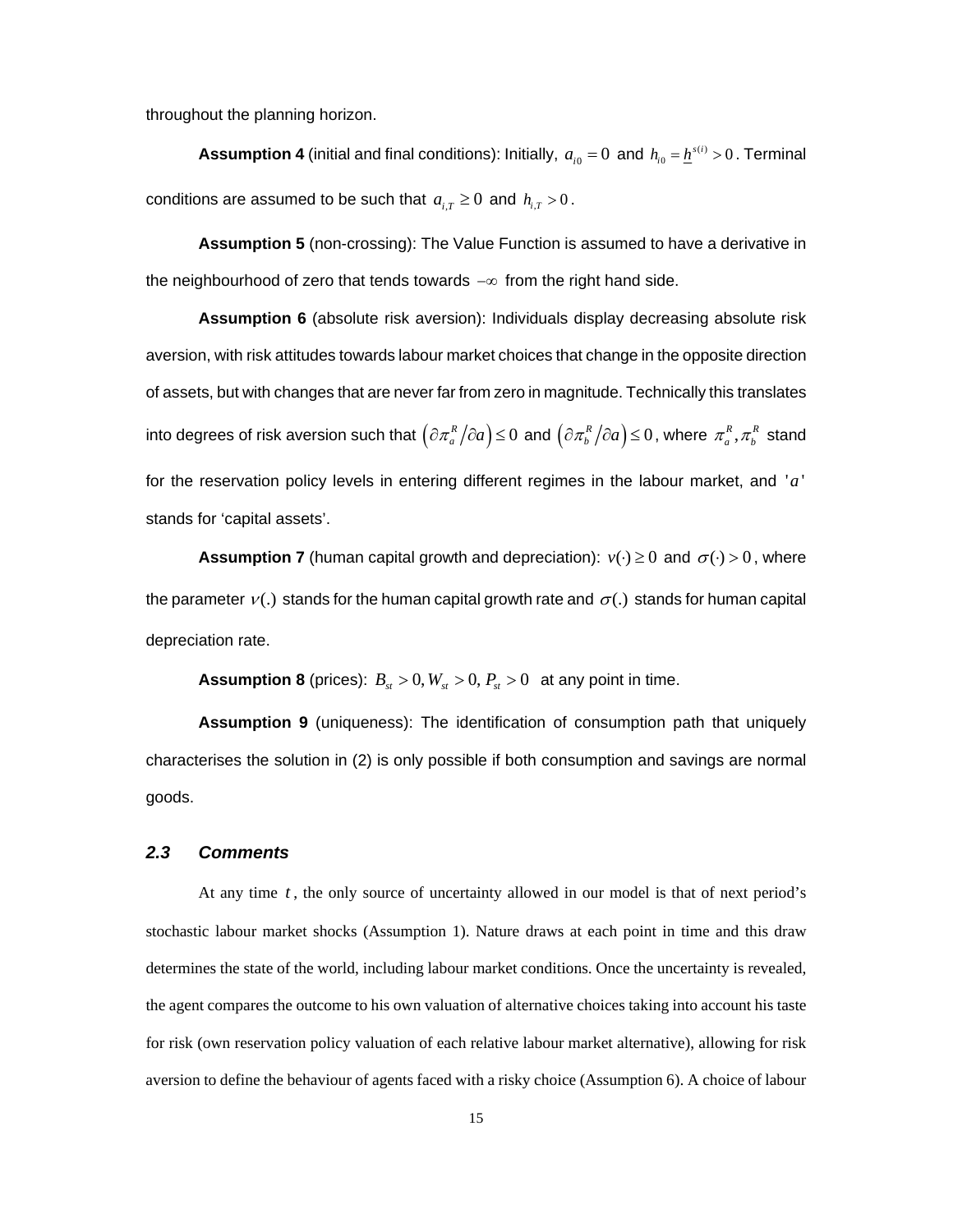throughout the planning horizon.

**Assumption 4** (initial and final conditions): Initially, $a_{i0} = 0$ and $h_{i0} = \underline{h}^{s(i)} > 0$. Terminal conditions are assumed to be such that $a_{i,T} \geq 0$ and $h_{i,T} > 0$.

**Assumption 5** (non-crossing): The Value Function is assumed to have a derivative in the neighbourhood of zero that tends towards $-\infty$ from the right hand side.

**Assumption 6** (absolute risk aversion): Individuals display decreasing absolute risk aversion, with risk attitudes towards labour market choices that change in the opposite direction of assets, but with changes that are never far from zero in magnitude. Technically this translates into degrees of risk aversion such that $\left(\partial \pi_a^R / \partial a\right) \leq 0$ and $\left(\partial \pi_b^R / \partial a\right) \leq 0$, where $\pi_a^R, \pi_b^R$ stand for the reservation policy levels in entering different regimes in the labour market, and '$a$' stands for 'capital assets'.

**Assumption 7** (human capital growth and depreciation): $v(\cdot) \geq 0$ and $\sigma(\cdot) > 0$, where the parameter $v(.)$ stands for the human capital growth rate and $\sigma(.)$ stands for human capital depreciation rate.

**Assumption 8** (prices): $B_{st} > 0, W_{st} > 0, P_{st} > 0$ at any point in time.

**Assumption 9** (uniqueness): The identification of consumption path that uniquely characterises the solution in (2) is only possible if both consumption and savings are normal goods.

### *2.3 Comments*

At any time $t$, the only source of uncertainty allowed in our model is that of next period's stochastic labour market shocks (Assumption 1). Nature draws at each point in time and this draw determines the state of the world, including labour market conditions. Once the uncertainty is revealed, the agent compares the outcome to his own valuation of alternative choices taking into account his taste for risk (own reservation policy valuation of each relative labour market alternative), allowing for risk aversion to define the behaviour of agents faced with a risky choice (Assumption 6). A choice of labour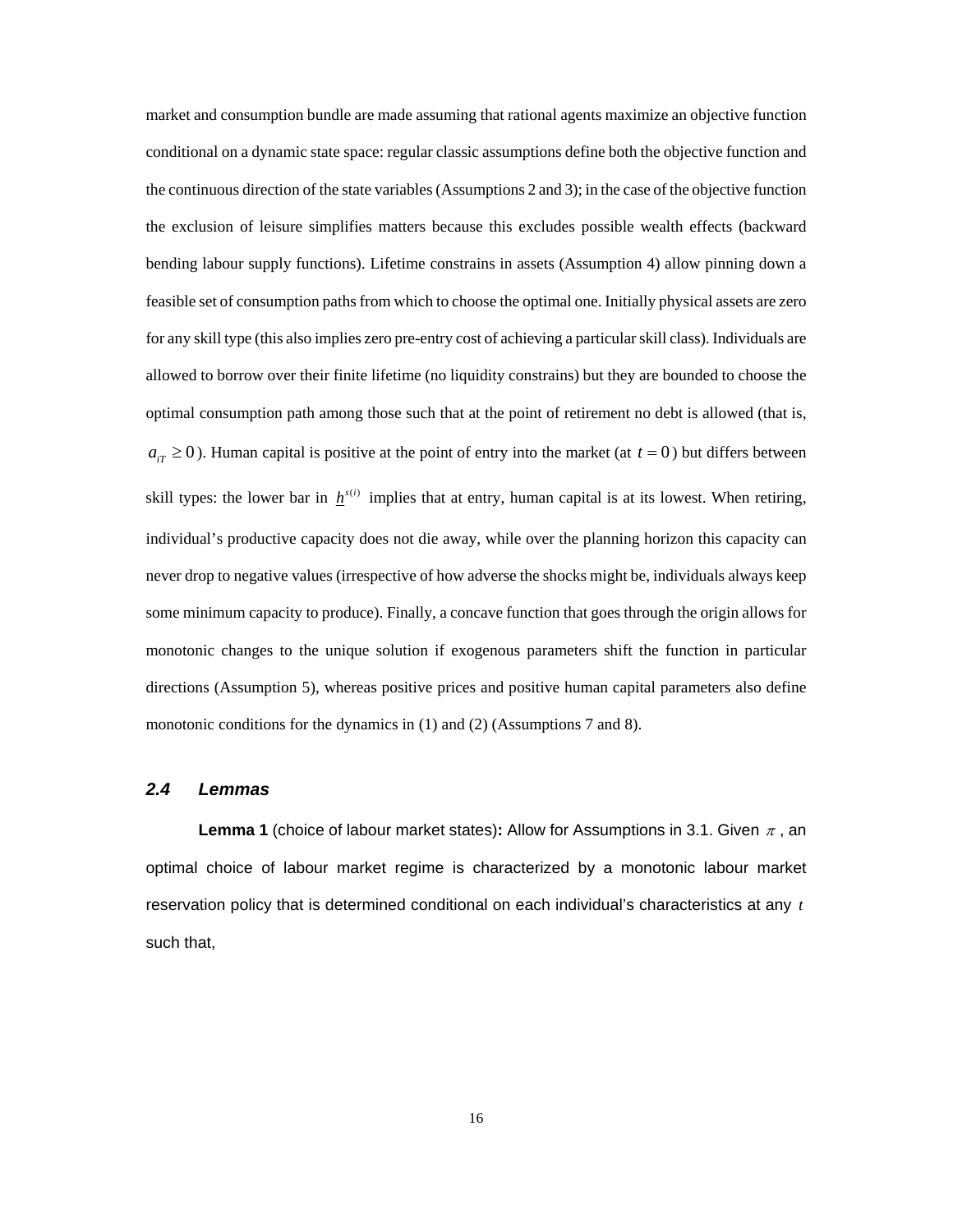market and consumption bundle are made assuming that rational agents maximize an objective function conditional on a dynamic state space: regular classic assumptions define both the objective function and the continuous direction of the state variables (Assumptions 2 and 3); in the case of the objective function the exclusion of leisure simplifies matters because this excludes possible wealth effects (backward bending labour supply functions). Lifetime constrains in assets (Assumption 4) allow pinning down a feasible set of consumption paths from which to choose the optimal one. Initially physical assets are zero for any skill type (this also implies zero pre-entry cost of achieving a particular skill class). Individuals are allowed to borrow over their finite lifetime (no liquidity constrains) but they are bounded to choose the optimal consumption path among those such that at the point of retirement no debt is allowed (that is, $a_{iT} \geq 0$). Human capital is positive at the point of entry into the market (at $t = 0$) but differs between skill types: the lower bar in $\underline{h}^{s(i)}$ implies that at entry, human capital is at its lowest. When retiring, individual's productive capacity does not die away, while over the planning horizon this capacity can never drop to negative values (irrespective of how adverse the shocks might be, individuals always keep some minimum capacity to produce). Finally, a concave function that goes through the origin allows for monotonic changes to the unique solution if exogenous parameters shift the function in particular directions (Assumption 5), whereas positive prices and positive human capital parameters also define monotonic conditions for the dynamics in (1) and (2) (Assumptions 7 and 8).

### 2.4 Lemmas

**Lemma 1** (choice of labour market states)**:** Allow for Assumptions in 3.1. Given $\pi$, an optimal choice of labour market regime is characterized by a monotonic labour market reservation policy that is determined conditional on each individual's characteristics at any $t$ such that,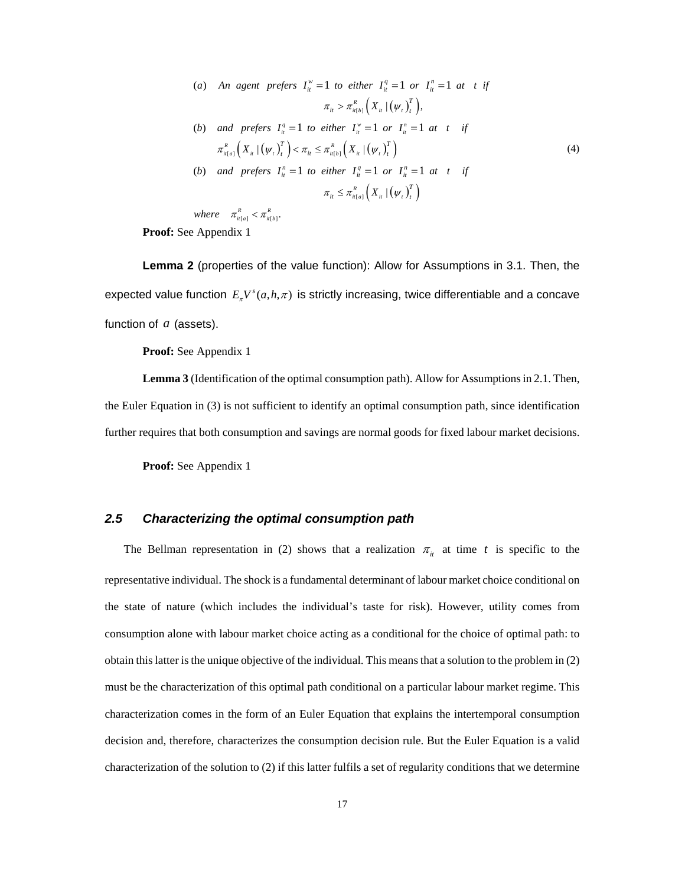$$
\begin{aligned}
&(a) \quad \textit{An agent prefers } I_{it}^{w}=1 \textit{ to either } I_{it}^{q}=1 \textit{ or } I_{it}^{n}=1 \textit{ at } t \textit{ if} \\
&\qquad\qquad\qquad \pi_{it} > \pi_{it[b]}^{R}\left(X_{it} \mid (\psi_t)_t^T\right), \\
&(b) \quad \textit{and prefers } I_{it}^{q}=1 \textit{ to either } I_{it}^{w}=1 \textit{ or } I_{it}^{n}=1 \textit{ at } t \textit{ if} \\
&\qquad \pi_{it[a]}^{R}\left(X_{it} \mid (\psi_t)_t^T\right) < \pi_{it} \le \pi_{it[b]}^{R}\left(X_{it} \mid (\psi_t)_t^T\right) \\
&(b) \quad \textit{and prefers } I_{it}^{n}=1 \textit{ to either } I_{it}^{q}=1 \textit{ or } I_{it}^{n}=1 \textit{ at } t \textit{ if} \\
&\qquad\qquad\qquad \pi_{it} \le \pi_{it[a]}^{R}\left(X_{it} \mid (\psi_t)_t^T\right) \\
&\textit{where } \quad \pi_{it[a]}^{R} < \pi_{it[b]}^{R}.
\end{aligned}
\tag{4}
$$

**Proof:** See Appendix 1

**Lemma 2** (properties of the value function): Allow for Assumptions in 3.1. Then, the expected value function $E_{\pi}V^{s}(a,h,\pi)$ is strictly increasing, twice differentiable and a concave function of $a$ (assets).

**Proof:** See Appendix 1

**Lemma 3** (Identification of the optimal consumption path). Allow for Assumptions in 2.1. Then, the Euler Equation in (3) is not sufficient to identify an optimal consumption path, since identification further requires that both consumption and savings are normal goods for fixed labour market decisions.

**Proof:** See Appendix 1

### *2.5 Characterizing the optimal consumption path*

The Bellman representation in (2) shows that a realization $\pi_{it}$ at time $t$ is specific to the representative individual. The shock is a fundamental determinant of labour market choice conditional on the state of nature (which includes the individual's taste for risk). However, utility comes from consumption alone with labour market choice acting as a conditional for the choice of optimal path: to obtain this latter is the unique objective of the individual. This means that a solution to the problem in (2) must be the characterization of this optimal path conditional on a particular labour market regime. This characterization comes in the form of an Euler Equation that explains the intertemporal consumption decision and, therefore, characterizes the consumption decision rule. But the Euler Equation is a valid characterization of the solution to (2) if this latter fulfils a set of regularity conditions that we determine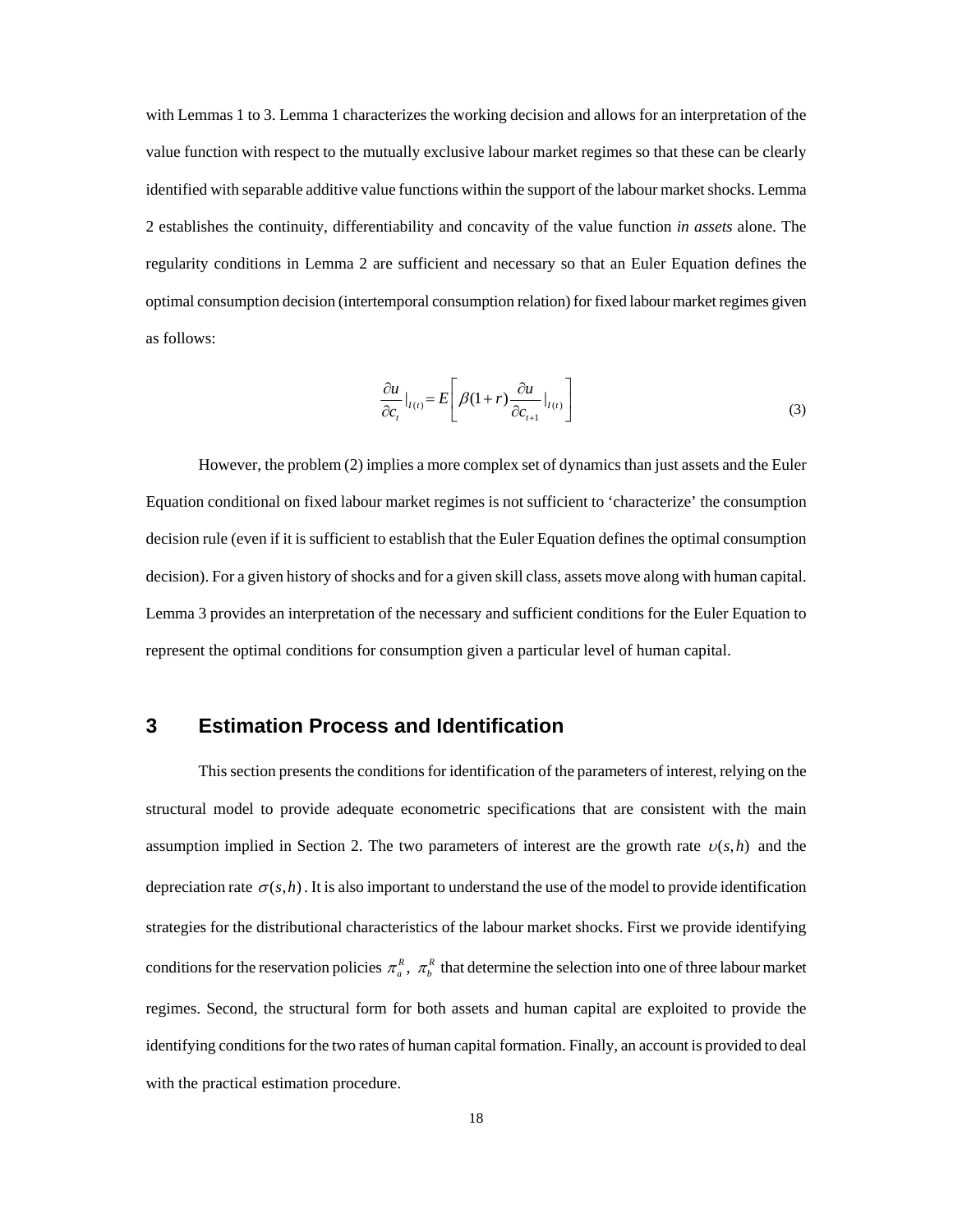with Lemmas 1 to 3. Lemma 1 characterizes the working decision and allows for an interpretation of the value function with respect to the mutually exclusive labour market regimes so that these can be clearly identified with separable additive value functions within the support of the labour market shocks. Lemma 2 establishes the continuity, differentiability and concavity of the value function *in assets* alone. The regularity conditions in Lemma 2 are sufficient and necessary so that an Euler Equation defines the optimal consumption decision (intertemporal consumption relation) for fixed labour market regimes given as follows:

$$\frac{\partial u}{\partial c_t}|_{I(t)} = E\left[\beta(1+r)\frac{\partial u}{\partial c_{t+1}}|_{I(t)}\right] \tag{3}$$

However, the problem (2) implies a more complex set of dynamics than just assets and the Euler Equation conditional on fixed labour market regimes is not sufficient to 'characterize' the consumption decision rule (even if it is sufficient to establish that the Euler Equation defines the optimal consumption decision). For a given history of shocks and for a given skill class, assets move along with human capital. Lemma 3 provides an interpretation of the necessary and sufficient conditions for the Euler Equation to represent the optimal conditions for consumption given a particular level of human capital.

## 3 Estimation Process and Identification

This section presents the conditions for identification of the parameters of interest, relying on the structural model to provide adequate econometric specifications that are consistent with the main assumption implied in Section 2. The two parameters of interest are the growth rate $\upsilon(s,h)$ and the depreciation rate $\sigma(s,h)$. It is also important to understand the use of the model to provide identification strategies for the distributional characteristics of the labour market shocks. First we provide identifying conditions for the reservation policies $\pi_a^R$, $\pi_b^R$ that determine the selection into one of three labour market regimes. Second, the structural form for both assets and human capital are exploited to provide the identifying conditions for the two rates of human capital formation. Finally, an account is provided to deal with the practical estimation procedure.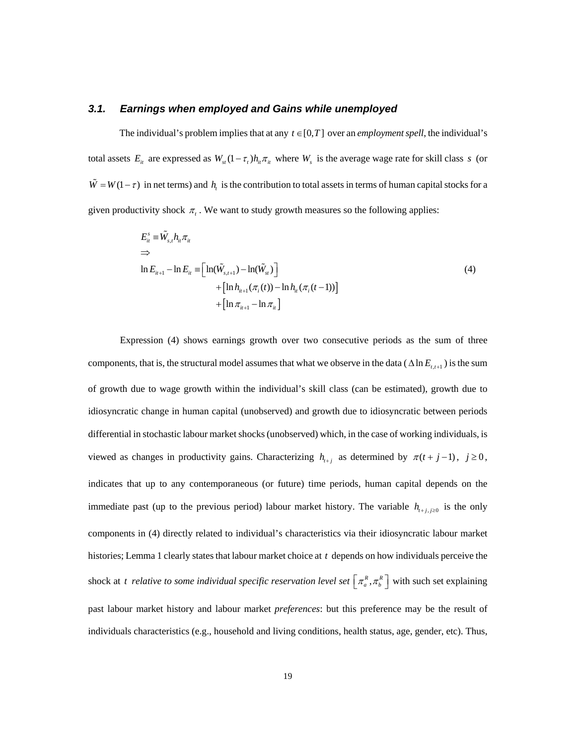### 3.1. *Earnings when employed and Gains while unemployed*

The individual's problem implies that at any $t \in [0,T]$ over an *employment spell*, the individual's total assets $E_{it}$ are expressed as $W_{st}(1-\tau_t)h_{it}\pi_{it}$ where $W_s$ is the average wage rate for skill class $s$ (or $\tilde{W} = W(1-\tau)$ in net terms) and $h_t$ is the contribution to total assets in terms of human capital stocks for a given productivity shock $\pi_t$. We want to study growth measures so the following applies:

$$
\begin{aligned}
& E_{it}^{s} \equiv \tilde{W}_{s,t} h_{it} \pi_{it} \\
& \Rightarrow \\
& \ln E_{it+1} - \ln E_{it} \equiv \left[ \ln(\tilde{W}_{s,t+1}) - \ln(\tilde{W}_{st}) \right] \\
& \qquad\qquad + \left[ \ln h_{it+1}(\pi_i(t)) - \ln h_{it}(\pi_i(t-1)) \right] \\
& \qquad\qquad + \left[ \ln \pi_{it+1} - \ln \pi_{it} \right]
\end{aligned}
\tag{4}
$$

Expression (4) shows earnings growth over two consecutive periods as the sum of three components, that is, the structural model assumes that what we observe in the data ($\Delta \ln E_{t,t+1}$) is the sum of growth due to wage growth within the individual's skill class (can be estimated), growth due to idiosyncratic change in human capital (unobserved) and growth due to idiosyncratic between periods differential in stochastic labour market shocks (unobserved) which, in the case of working individuals, is viewed as changes in productivity gains. Characterizing $h_{t+j}$ as determined by $\pi(t+j-1)$, $j \geq 0$, indicates that up to any contemporaneous (or future) time periods, human capital depends on the immediate past (up to the previous period) labour market history. The variable $h_{t+j,\, j\geq 0}$ is the only components in (4) directly related to individual's characteristics via their idiosyncratic labour market histories; Lemma 1 clearly states that labour market choice at $t$ depends on how individuals perceive the shock at $t$ *relative to some individual specific reservation level set* $\left[\pi_a^R, \pi_b^R\right]$ with such set explaining past labour market history and labour market *preferences*: but this preference may be the result of individuals characteristics (e.g., household and living conditions, health status, age, gender, etc). Thus,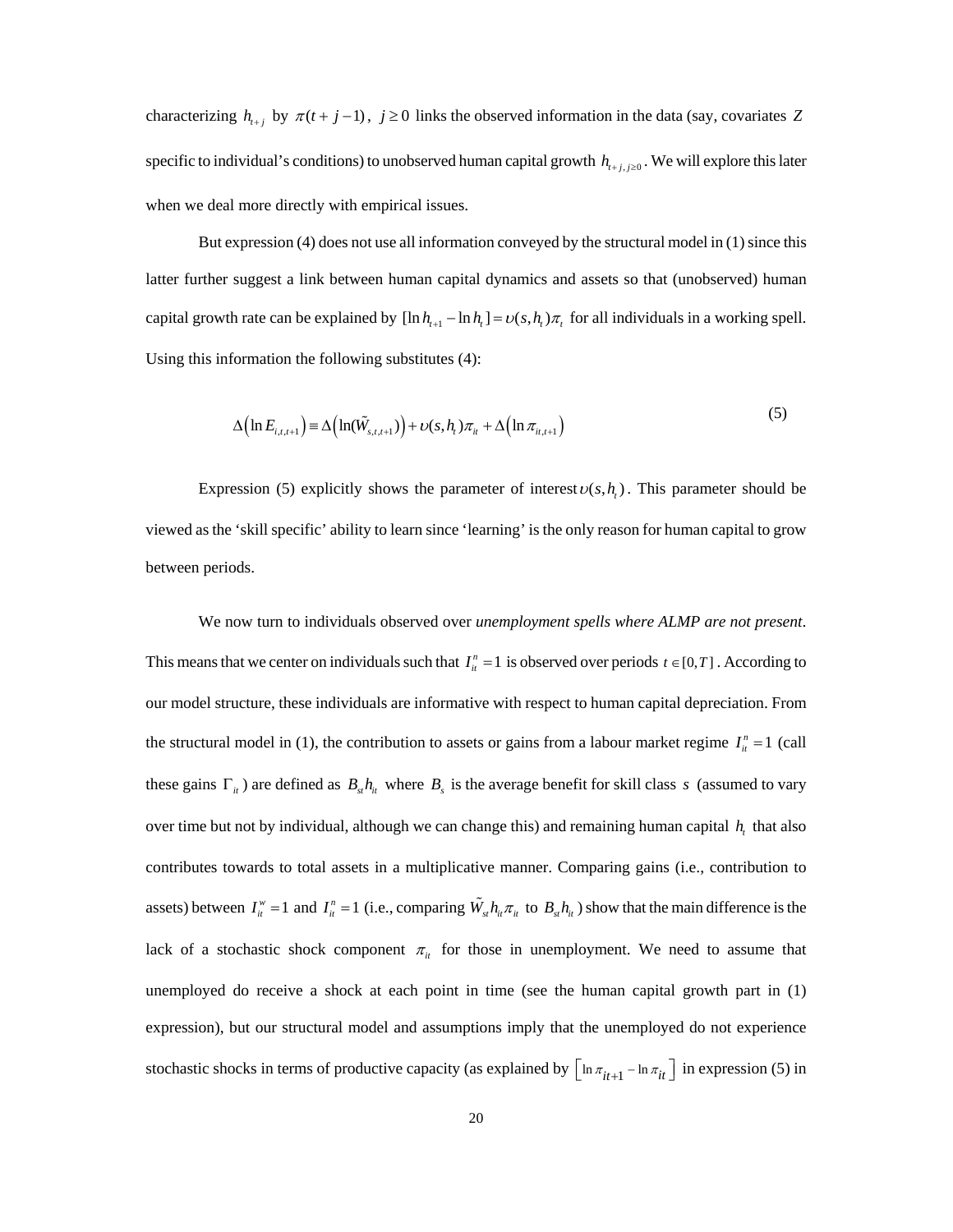characterizing $h_{t+j}$ by $\pi(t+j-1)$, $j \geq 0$ links the observed information in the data (say, covariates $Z$ specific to individual's conditions) to unobserved human capital growth $h_{t+j,j\geq 0}$. We will explore this later when we deal more directly with empirical issues.

But expression (4) does not use all information conveyed by the structural model in (1) since this latter further suggest a link between human capital dynamics and assets so that (unobserved) human capital growth rate can be explained by $[\ln h_{t+1} - \ln h_t] = \upsilon(s, h_t)\pi_t$ for all individuals in a working spell. Using this information the following substitutes (4):

$$\Delta\left(\ln E_{i,t,t+1}\right) \equiv \Delta\left(\ln(\tilde{W}_{s,t,t+1})\right) + \upsilon(s,h_t)\pi_{it} + \Delta\left(\ln \pi_{it,t+1}\right) \tag{5}$$

Expression (5) explicitly shows the parameter of interest $\upsilon(s,h_t)$. This parameter should be viewed as the 'skill specific' ability to learn since 'learning' is the only reason for human capital to grow between periods.

We now turn to individuals observed over *unemployment spells where ALMP are not present*. This means that we center on individuals such that $I^n_{it} = 1$ is observed over periods $t \in [0,T]$. According to our model structure, these individuals are informative with respect to human capital depreciation. From the structural model in (1), the contribution to assets or gains from a labour market regime $I^n_{it} = 1$ (call these gains $\Gamma_{it}$) are defined as $B_{st}h_{it}$ where $B_s$ is the average benefit for skill class $s$ (assumed to vary over time but not by individual, although we can change this) and remaining human capital $h_t$ that also contributes towards to total assets in a multiplicative manner. Comparing gains (i.e., contribution to assets) between $I^w_{it} = 1$ and $I^n_{it} = 1$ (i.e., comparing $\tilde{W}_{st}h_{it}\pi_{it}$ to $B_{st}h_{it}$) show that the main difference is the lack of a stochastic shock component $\pi_{it}$ for those in unemployment. We need to assume that unemployed do receive a shock at each point in time (see the human capital growth part in (1) expression), but our structural model and assumptions imply that the unemployed do not experience stochastic shocks in terms of productive capacity (as explained by $\left[\ln \pi_{it+1} - \ln \pi_{it}\right]$ in expression (5) in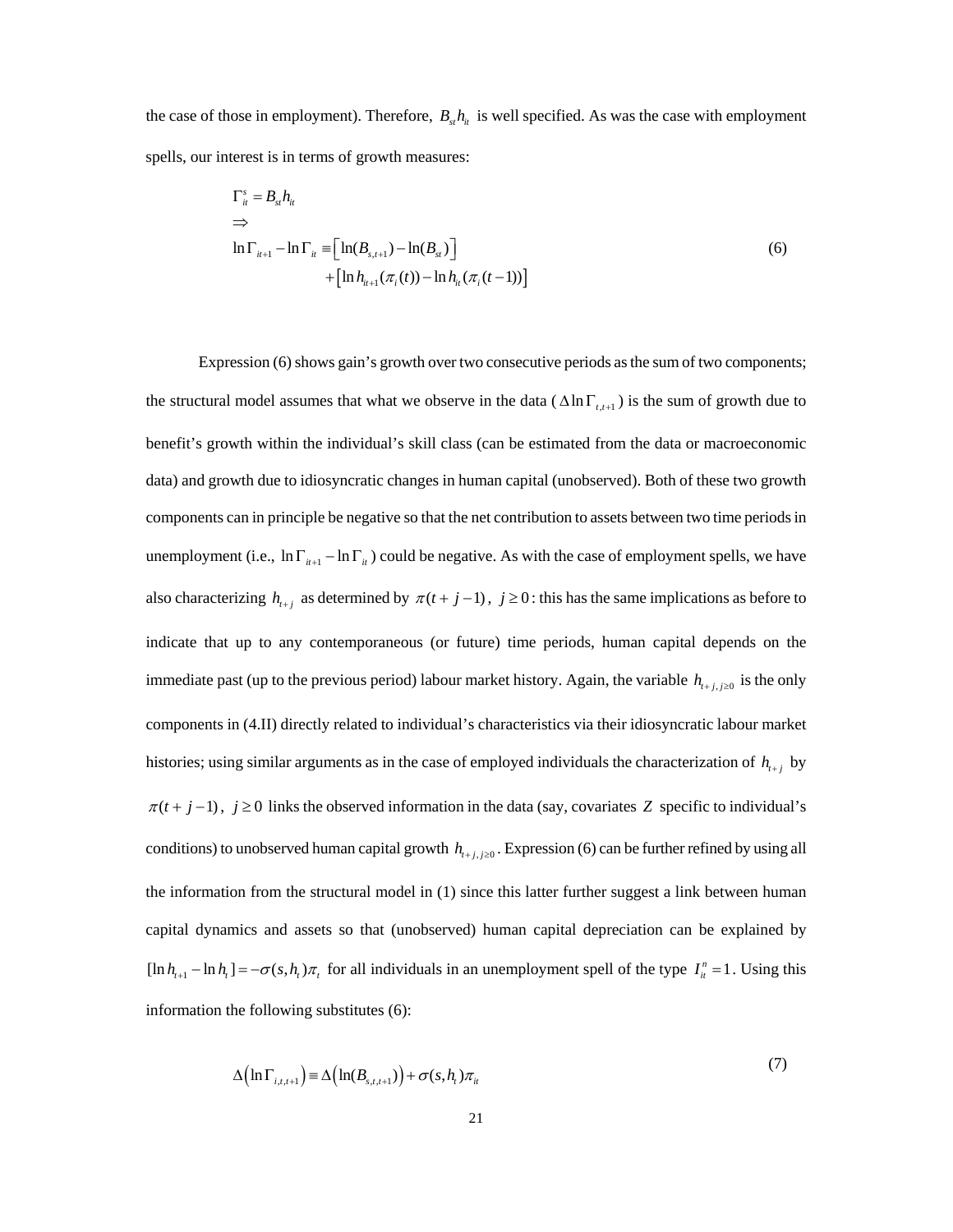the case of those in employment). Therefore, $B_{st}h_{it}$ is well specified. As was the case with employment spells, our interest is in terms of growth measures:

$$
\begin{aligned}
&\Gamma_{it}^{s} = B_{st}h_{it} \\
&\Rightarrow \\
&\ln\Gamma_{it+1} - \ln\Gamma_{it} \equiv \left[\ln(B_{s,t+1}) - \ln(B_{st})\right] \\
&\qquad\qquad + \left[\ln h_{it+1}(\pi_i(t)) - \ln h_{it}(\pi_i(t-1))\right]
\end{aligned}
\tag{6}
$$

Expression (6) shows gain's growth over two consecutive periods as the sum of two components; the structural model assumes that what we observe in the data ( $\Delta \ln \Gamma_{t,t+1}$ ) is the sum of growth due to benefit's growth within the individual's skill class (can be estimated from the data or macroeconomic data) and growth due to idiosyncratic changes in human capital (unobserved). Both of these two growth components can in principle be negative so that the net contribution to assets between two time periods in unemployment (i.e., $\ln\Gamma_{it+1} - \ln\Gamma_{it}$ ) could be negative. As with the case of employment spells, we have also characterizing $h_{t+j}$ as determined by $\pi(t+j-1)$, $j \geq 0$: this has the same implications as before to indicate that up to any contemporaneous (or future) time periods, human capital depends on the immediate past (up to the previous period) labour market history. Again, the variable $h_{t+j,j\geq 0}$ is the only components in (4.II) directly related to individual's characteristics via their idiosyncratic labour market histories; using similar arguments as in the case of employed individuals the characterization of $h_{t+j}$ by $\pi(t+j-1)$, $j \geq 0$ links the observed information in the data (say, covariates $Z$ specific to individual's conditions) to unobserved human capital growth $h_{t+j,j\geq 0}$. Expression (6) can be further refined by using all the information from the structural model in (1) since this latter further suggest a link between human capital dynamics and assets so that (unobserved) human capital depreciation can be explained by $[\ln h_{t+1} - \ln h_t] = -\sigma(s,h_t)\pi_t$ for all individuals in an unemployment spell of the type $I_{it}^{n} = 1$. Using this information the following substitutes (6):

$$
\Delta\left(\ln\Gamma_{i,t,t+1}\right) \equiv \Delta\left(\ln(B_{s,t,t+1})\right) + \sigma(s,h_t)\pi_{it}
\tag{7}
$$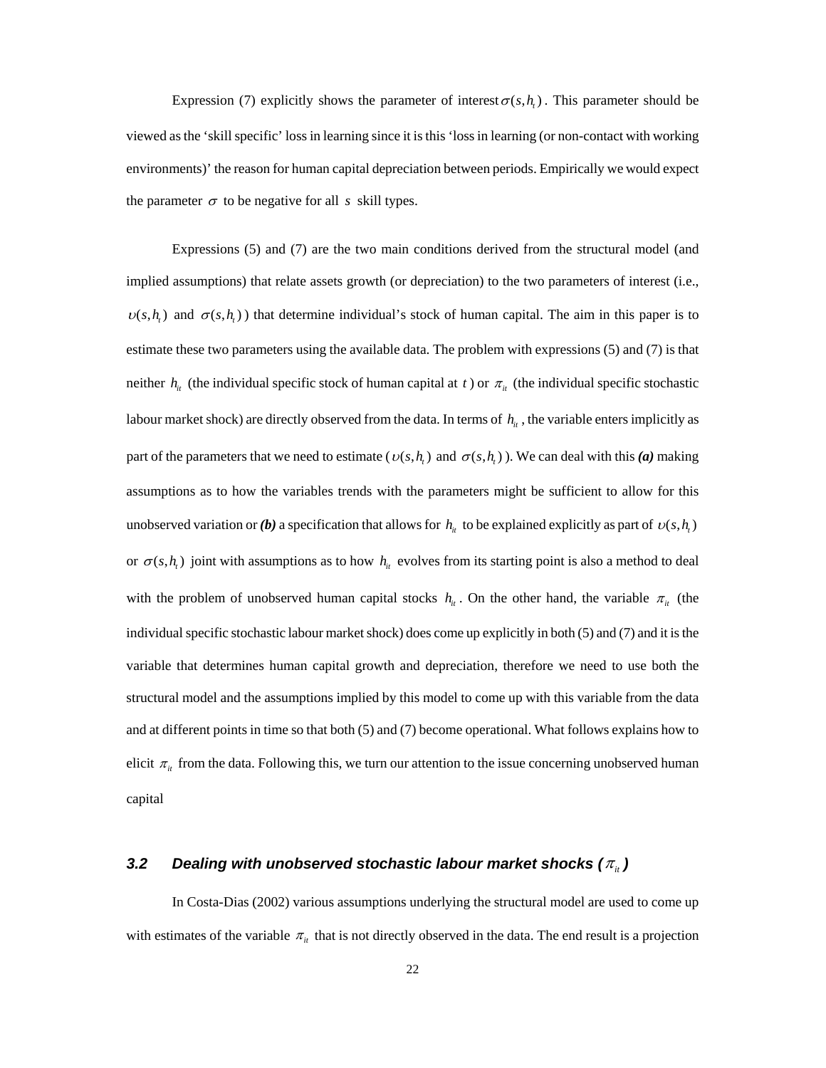Expression (7) explicitly shows the parameter of interest $\sigma(s, h_t)$. This parameter should be viewed as the 'skill specific' loss in learning since it is this 'loss in learning (or non-contact with working environments)' the reason for human capital depreciation between periods. Empirically we would expect the parameter $\sigma$ to be negative for all $s$ skill types.

Expressions (5) and (7) are the two main conditions derived from the structural model (and implied assumptions) that relate assets growth (or depreciation) to the two parameters of interest (i.e., $\upsilon(s, h_t)$ and $\sigma(s, h_t)$) that determine individual's stock of human capital. The aim in this paper is to estimate these two parameters using the available data. The problem with expressions (5) and (7) is that neither $h_{it}$ (the individual specific stock of human capital at $t$) or $\pi_{it}$ (the individual specific stochastic labour market shock) are directly observed from the data. In terms of $h_{it}$, the variable enters implicitly as part of the parameters that we need to estimate ($\upsilon(s, h_t)$ and $\sigma(s, h_t)$). We can deal with this ***(a)*** making assumptions as to how the variables trends with the parameters might be sufficient to allow for this unobserved variation or ***(b)*** a specification that allows for $h_{it}$ to be explained explicitly as part of $\upsilon(s, h_t)$ or $\sigma(s, h_t)$ joint with assumptions as to how $h_{it}$ evolves from its starting point is also a method to deal with the problem of unobserved human capital stocks $h_{it}$. On the other hand, the variable $\pi_{it}$ (the individual specific stochastic labour market shock) does come up explicitly in both (5) and (7) and it is the variable that determines human capital growth and depreciation, therefore we need to use both the structural model and the assumptions implied by this model to come up with this variable from the data and at different points in time so that both (5) and (7) become operational. What follows explains how to elicit $\pi_{it}$ from the data. Following this, we turn our attention to the issue concerning unobserved human capital

### 3.2 Dealing with unobserved stochastic labour market shocks ($\pi_{it}$)

In Costa-Dias (2002) various assumptions underlying the structural model are used to come up with estimates of the variable $\pi_{it}$ that is not directly observed in the data. The end result is a projection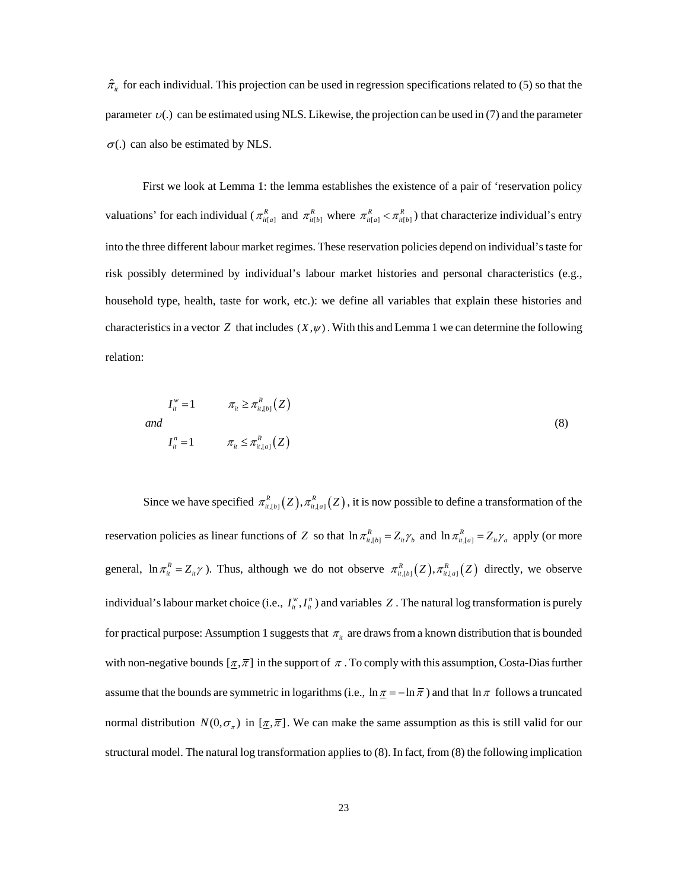$\hat{\pi}_{it}$ for each individual. This projection can be used in regression specifications related to (5) so that the parameter $\upsilon(.)$ can be estimated using NLS. Likewise, the projection can be used in (7) and the parameter $\sigma(.)$ can also be estimated by NLS.

First we look at Lemma 1: the lemma establishes the existence of a pair of 'reservation policy valuations' for each individual ($\pi^R_{it[a]}$ and $\pi^R_{it[b]}$ where $\pi^R_{it[a]} < \pi^R_{it[b]}$) that characterize individual's entry into the three different labour market regimes. These reservation policies depend on individual's taste for risk possibly determined by individual's labour market histories and personal characteristics (e.g., household type, health, taste for work, etc.): we define all variables that explain these histories and characteristics in a vector $Z$ that includes $(X,\psi)$. With this and Lemma 1 we can determine the following relation:

$$
\begin{aligned}
&I^w_{it} = 1 \qquad \pi_{it} \geq \pi^R_{it,[b]}(Z) \\
&\textit{and} \\
&I^n_{it} = 1 \qquad \pi_{it} \leq \pi^R_{it,[a]}(Z)
\end{aligned}
\tag{8}
$$

Since we have specified $\pi^R_{it,[b]}(Z), \pi^R_{it,[a]}(Z)$, it is now possible to define a transformation of the reservation policies as linear functions of $Z$ so that $\ln \pi^R_{it,[b]} = Z_{it}\gamma_b$ and $\ln \pi^R_{it,[a]} = Z_{it}\gamma_a$ apply (or more general, $\ln \pi^R_{it} = Z_{it}\gamma$). Thus, although we do not observe $\pi^R_{it,[b]}(Z), \pi^R_{it,[a]}(Z)$ directly, we observe individual's labour market choice (i.e., $I^w_{it}, I^n_{it}$) and variables $Z$. The natural log transformation is purely for practical purpose: Assumption 1 suggests that $\pi_{it}$ are draws from a known distribution that is bounded with non-negative bounds $[\underline{\pi}, \overline{\pi}]$ in the support of $\pi$. To comply with this assumption, Costa-Dias further assume that the bounds are symmetric in logarithms (i.e., $\ln \underline{\pi} = -\ln \overline{\pi}$) and that $\ln \pi$ follows a truncated normal distribution $N(0, \sigma_\pi)$ in $[\underline{\pi}, \overline{\pi}]$. We can make the same assumption as this is still valid for our structural model. The natural log transformation applies to (8). In fact, from (8) the following implication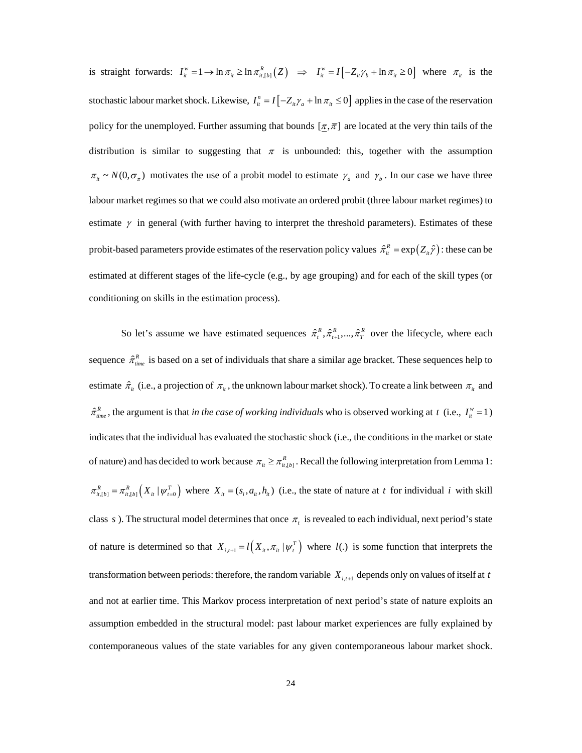is straight forwards: $I_{it}^{w}=1 \rightarrow \ln \pi_{it} \geq \ln \pi_{it,[b]}^{R}\left(Z\right) \quad \Rightarrow \quad I_{it}^{w}=I\left[-Z_{it}\gamma_{b}+\ln \pi_{it} \geq 0\right]$ where $\pi_{it}$ is the stochastic labour market shock. Likewise, $I_{it}^{n}=I\left[-Z_{it}\gamma_{a}+\ln \pi_{it} \leq 0\right]$ applies in the case of the reservation policy for the unemployed. Further assuming that bounds $[\underline{\pi},\overline{\pi}]$ are located at the very thin tails of the distribution is similar to suggesting that $\pi$ is unbounded: this, together with the assumption $\pi_{it} \sim N(0,\sigma_{\pi})$ motivates the use of a probit model to estimate $\gamma_{a}$ and $\gamma_{b}$. In our case we have three labour market regimes so that we could also motivate an ordered probit (three labour market regimes) to estimate $\gamma$ in general (with further having to interpret the threshold parameters). Estimates of these probit-based parameters provide estimates of the reservation policy values $\hat{\pi}_{it}^{R}=\exp\left(Z_{it}\hat{\gamma}\right)$: these can be estimated at different stages of the life-cycle (e.g., by age grouping) and for each of the skill types (or conditioning on skills in the estimation process).

So let's assume we have estimated sequences $\hat{\pi}_{t}^{R},\hat{\pi}_{t+1}^{R},...,\hat{\pi}_{T}^{R}$ over the lifecycle, where each sequence $\hat{\pi}_{time}^{R}$ is based on a set of individuals that share a similar age bracket. These sequences help to estimate $\hat{\pi}_{it}$ (i.e., a projection of $\pi_{it}$, the unknown labour market shock). To create a link between $\pi_{it}$ and $\hat{\pi}_{time}^{R}$, the argument is that *in the case of working individuals* who is observed working at $t$ (i.e., $I_{it}^{w}=1$) indicates that the individual has evaluated the stochastic shock (i.e., the conditions in the market or state of nature) and has decided to work because $\pi_{it} \geq \pi_{it,[b]}^{R}$. Recall the following interpretation from Lemma 1: $\pi_{it,[b]}^{R}=\pi_{it,[b]}^{R}\left(X_{it} \mid \psi_{t=0}^{T}\right)$ where $X_{it}=(s_{i},a_{it},h_{it})$ (i.e., the state of nature at $t$ for individual $i$ with skill class $s$). The structural model determines that once $\pi_{t}$ is revealed to each individual, next period's state of nature is determined so that $X_{i,t+1}=l\left(X_{it},\pi_{it} \mid \psi_{t}^{T}\right)$ where $l(.)$ is some function that interprets the transformation between periods: therefore, the random variable $X_{i,t+1}$ depends only on values of itself at $t$ and not at earlier time. This Markov process interpretation of next period's state of nature exploits an assumption embedded in the structural model: past labour market experiences are fully explained by contemporaneous values of the state variables for any given contemporaneous labour market shock.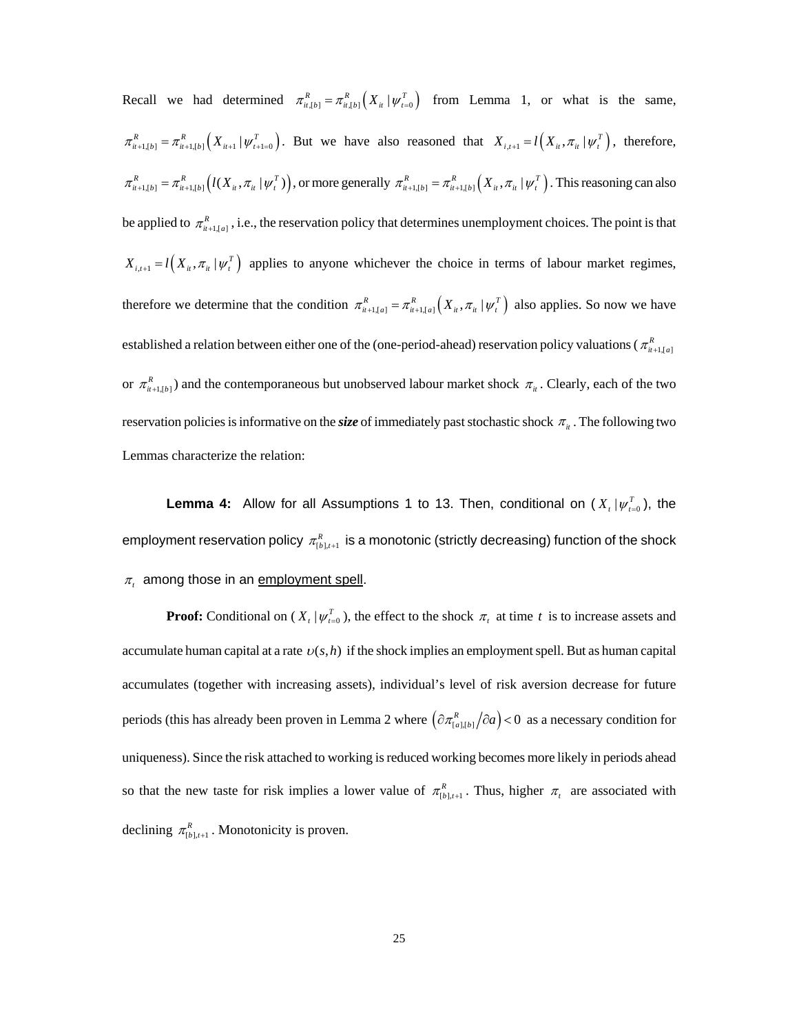Recall we had determined $\pi^R_{it,[b]} = \pi^R_{it,[b]}\left(X_{it} \mid \psi^T_{t=0}\right)$ from Lemma 1, or what is the same, $\pi^R_{it+1,[b]} = \pi^R_{it+1,[b]}\left(X_{it+1} \mid \psi^T_{t+1=0}\right)$. But we have also reasoned that $X_{i,t+1} = l\left(X_{it}, \pi_{it} \mid \psi^T_t\right)$, therefore, $\pi^R_{it+1,[b]} = \pi^R_{it+1,[b]}\left(l(X_{it}, \pi_{it} \mid \psi^T_t)\right)$, or more generally $\pi^R_{it+1,[b]} = \pi^R_{it+1,[b]}\left(X_{it}, \pi_{it} \mid \psi^T_t\right)$. This reasoning can also be applied to $\pi^R_{it+1,[a]}$, i.e., the reservation policy that determines unemployment choices. The point is that $X_{i,t+1} = l\left(X_{it}, \pi_{it} \mid \psi^T_t\right)$ applies to anyone whichever the choice in terms of labour market regimes, therefore we determine that the condition $\pi^R_{it+1,[a]} = \pi^R_{it+1,[a]}\left(X_{it}, \pi_{it} \mid \psi^T_t\right)$ also applies. So now we have established a relation between either one of the (one-period-ahead) reservation policy valuations ($\pi^R_{it+1,[a]}$ or $\pi^R_{it+1,[b]}$) and the contemporaneous but unobserved labour market shock $\pi_{it}$. Clearly, each of the two reservation policies is informative on the ***size*** of immediately past stochastic shock $\pi_{it}$. The following two Lemmas characterize the relation:

**Lemma 4:** Allow for all Assumptions 1 to 13. Then, conditional on ($X_t \mid \psi^T_{t=0}$), the employment reservation policy $\pi^R_{[b],t+1}$ is a monotonic (strictly decreasing) function of the shock $\pi_t$ among those in an <u>employment spell</u>.

**Proof:** Conditional on ($X_t \mid \psi^T_{t=0}$), the effect to the shock $\pi_t$ at time $t$ is to increase assets and accumulate human capital at a rate $\upsilon(s,h)$ if the shock implies an employment spell. But as human capital accumulates (together with increasing assets), individual's level of risk aversion decrease for future periods (this has already been proven in Lemma 2 where $\left(\partial \pi^R_{[a],[b]} / \partial a\right) < 0$ as a necessary condition for uniqueness). Since the risk attached to working is reduced working becomes more likely in periods ahead so that the new taste for risk implies a lower value of $\pi^R_{[b],t+1}$. Thus, higher $\pi_t$ are associated with declining $\pi^R_{[b],t+1}$. Monotonicity is proven.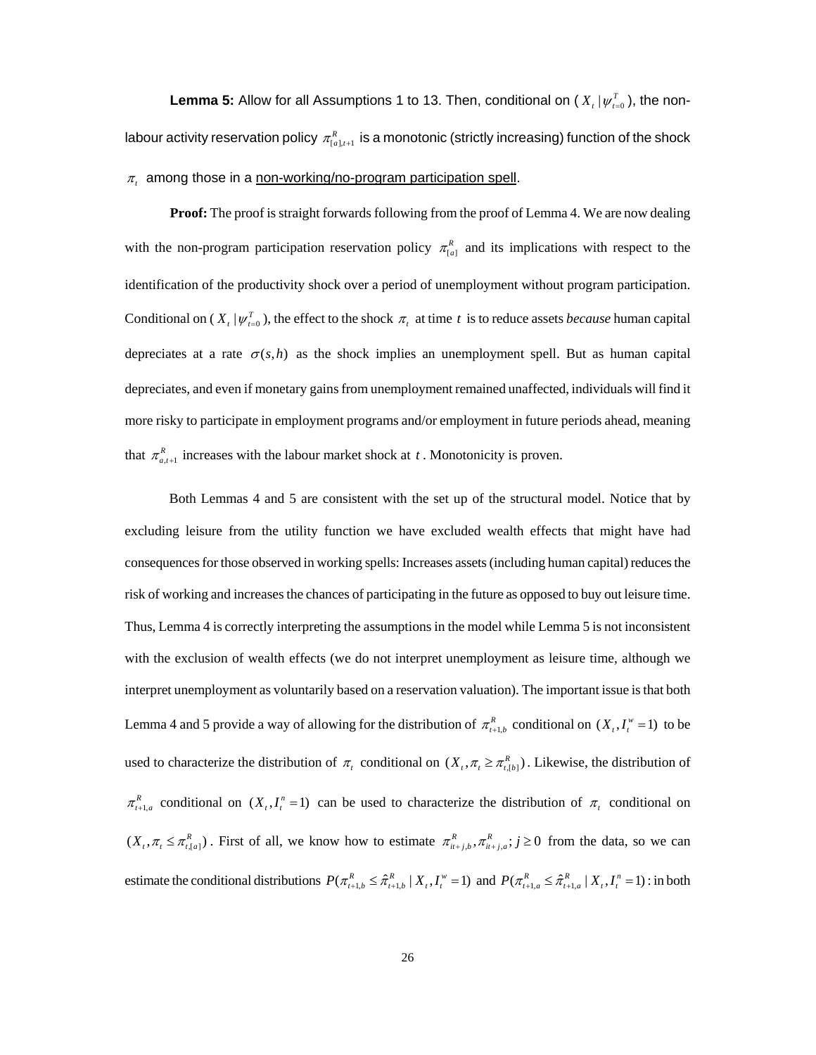**Lemma 5:** Allow for all Assumptions 1 to 13. Then, conditional on ( $X_t \mid \psi_{t=0}^{T}$ ), the non-labour activity reservation policy $\pi_{[a],t+1}^{R}$ is a monotonic (strictly increasing) function of the shock $\pi_t$ among those in a <u>non-working/no-program participation spell</u>.

**Proof:** The proof is straight forwards following from the proof of Lemma 4. We are now dealing with the non-program participation reservation policy $\pi_{[a]}^{R}$ and its implications with respect to the identification of the productivity shock over a period of unemployment without program participation. Conditional on ( $X_t \mid \psi_{t=0}^{T}$ ), the effect to the shock $\pi_t$ at time $t$ is to reduce assets *because* human capital depreciates at a rate $\sigma(s,h)$ as the shock implies an unemployment spell. But as human capital depreciates, and even if monetary gains from unemployment remained unaffected, individuals will find it more risky to participate in employment programs and/or employment in future periods ahead, meaning that $\pi_{a,t+1}^{R}$ increases with the labour market shock at $t$. Monotonicity is proven.

Both Lemmas 4 and 5 are consistent with the set up of the structural model. Notice that by excluding leisure from the utility function we have excluded wealth effects that might have had consequences for those observed in working spells: Increases assets (including human capital) reduces the risk of working and increases the chances of participating in the future as opposed to buy out leisure time. Thus, Lemma 4 is correctly interpreting the assumptions in the model while Lemma 5 is not inconsistent with the exclusion of wealth effects (we do not interpret unemployment as leisure time, although we interpret unemployment as voluntarily based on a reservation valuation). The important issue is that both Lemma 4 and 5 provide a way of allowing for the distribution of $\pi_{t+1,b}^{R}$ conditional on $(X_t, I_t^{w}=1)$ to be used to characterize the distribution of $\pi_t$ conditional on $(X_t, \pi_t \geq \pi_{t,[b]}^{R})$. Likewise, the distribution of $\pi_{t+1,a}^{R}$ conditional on $(X_t, I_t^{n}=1)$ can be used to characterize the distribution of $\pi_t$ conditional on $(X_t, \pi_t \leq \pi_{t,[a]}^{R})$. First of all, we know how to estimate $\pi_{it+j,b}^{R}, \pi_{it+j,a}^{R}; j \geq 0$ from the data, so we can estimate the conditional distributions $P(\pi_{t+1,b}^{R} \leq \hat{\pi}_{t+1,b}^{R} \mid X_t, I_t^{w}=1)$ and $P(\pi_{t+1,a}^{R} \leq \hat{\pi}_{t+1,a}^{R} \mid X_t, I_t^{n}=1)$ : in both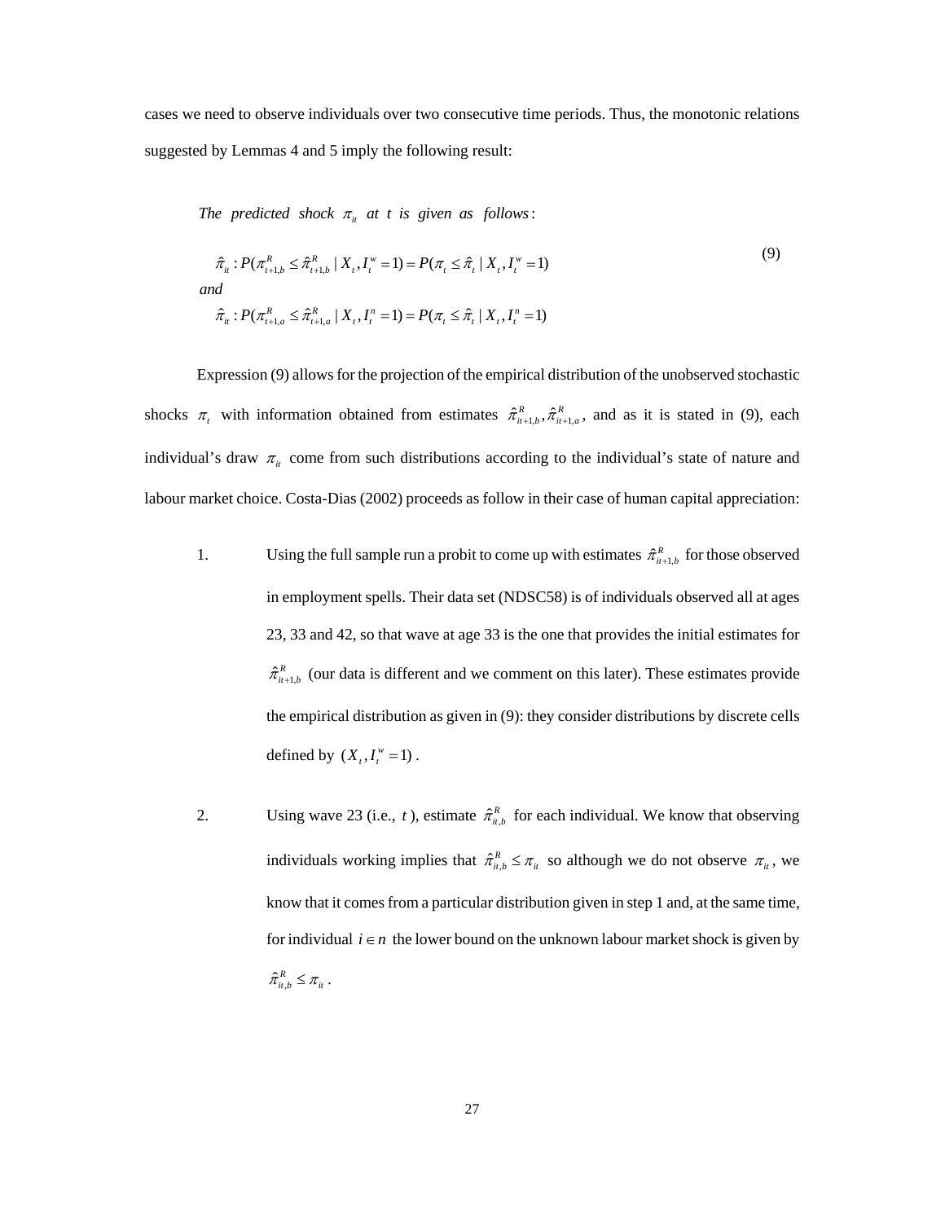cases we need to observe individuals over two consecutive time periods. Thus, the monotonic relations suggested by Lemmas 4 and 5 imply the following result:

$$
\begin{aligned}
&\textit{The predicted shock } \pi_{it} \textit{ at } t \textit{ is given as follows:} \\
&\hat{\pi}_{it} : P(\pi^{R}_{t+1,b} \leq \hat{\pi}^{R}_{t+1,b} \mid X_t, I^{w}_t = 1) = P(\pi_t \leq \hat{\pi}_t \mid X_t, I^{w}_t = 1) \\
&\textit{and} \\
&\hat{\pi}_{it} : P(\pi^{R}_{t+1,a} \leq \hat{\pi}^{R}_{t+1,a} \mid X_t, I^{n}_t = 1) = P(\pi_t \leq \hat{\pi}_t \mid X_t, I^{n}_t = 1)
\end{aligned}
\tag{9}
$$

Expression (9) allows for the projection of the empirical distribution of the unobserved stochastic shocks $\pi_t$ with information obtained from estimates $\hat{\pi}^{R}_{it+1,b}, \hat{\pi}^{R}_{it+1,a}$, and as it is stated in (9), each individual's draw $\pi_{it}$ come from such distributions according to the individual's state of nature and labour market choice. Costa-Dias (2002) proceeds as follow in their case of human capital appreciation:

1. Using the full sample run a probit to come up with estimates $\hat{\pi}^{R}_{it+1,b}$ for those observed in employment spells. Their data set (NDSC58) is of individuals observed all at ages 23, 33 and 42, so that wave at age 33 is the one that provides the initial estimates for $\hat{\pi}^{R}_{it+1,b}$ (our data is different and we comment on this later). These estimates provide the empirical distribution as given in (9): they consider distributions by discrete cells defined by $(X_t, I^{w}_t = 1)$.

2. Using wave 23 (i.e., $t$), estimate $\hat{\pi}^{R}_{it,b}$ for each individual. We know that observing individuals working implies that $\hat{\pi}^{R}_{it,b} \leq \pi_{it}$ so although we do not observe $\pi_{it}$, we know that it comes from a particular distribution given in step 1 and, at the same time, for individual $i \in n$ the lower bound on the unknown labour market shock is given by $\hat{\pi}^{R}_{it,b} \leq \pi_{it}$.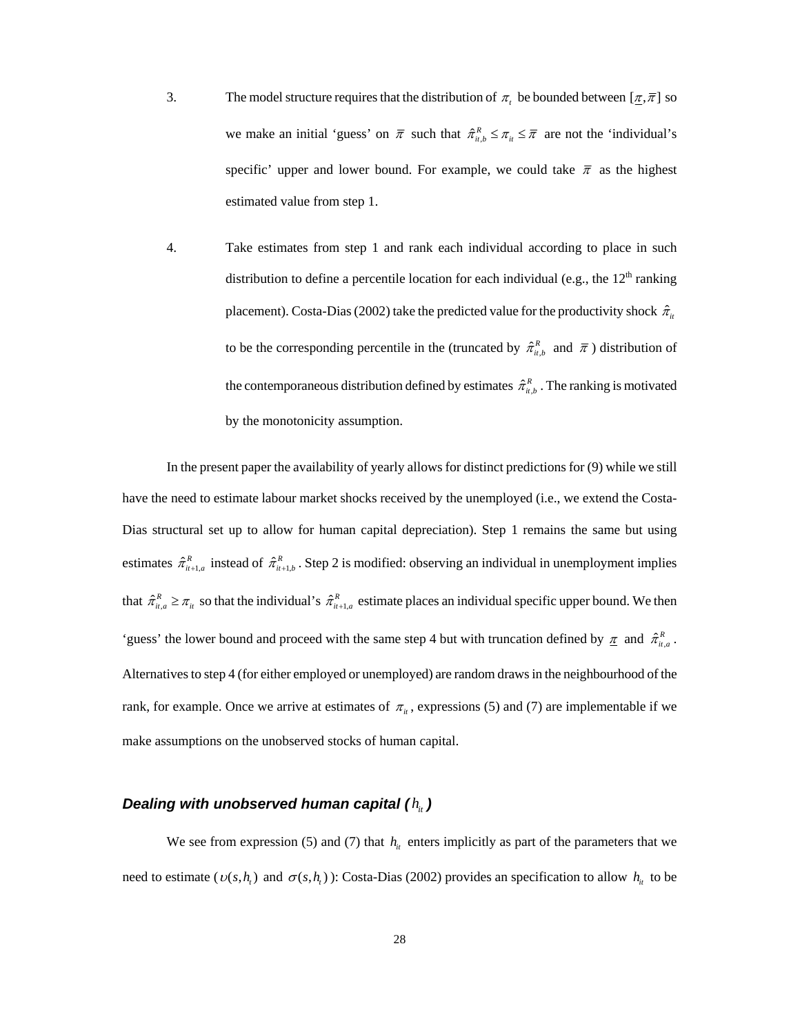3. The model structure requires that the distribution of $\pi_t$ be bounded between $[\underline{\pi}, \overline{\pi}]$ so we make an initial 'guess' on $\overline{\pi}$ such that $\hat{\pi}^R_{it,b} \leq \pi_{it} \leq \overline{\pi}$ are not the 'individual's specific' upper and lower bound. For example, we could take $\overline{\pi}$ as the highest estimated value from step 1.

4. Take estimates from step 1 and rank each individual according to place in such distribution to define a percentile location for each individual (e.g., the 12[th] ranking placement). Costa-Dias (2002) take the predicted value for the productivity shock $\hat{\pi}_{it}$ to be the corresponding percentile in the (truncated by $\hat{\pi}^R_{it,b}$ and $\overline{\pi}$) distribution of the contemporaneous distribution defined by estimates $\hat{\pi}^R_{it,b}$. The ranking is motivated by the monotonicity assumption.

In the present paper the availability of yearly allows for distinct predictions for (9) while we still have the need to estimate labour market shocks received by the unemployed (i.e., we extend the Costa-Dias structural set up to allow for human capital depreciation). Step 1 remains the same but using estimates $\hat{\pi}^R_{it+1,a}$ instead of $\hat{\pi}^R_{it+1,b}$. Step 2 is modified: observing an individual in unemployment implies that $\hat{\pi}^R_{it,a} \geq \pi_{it}$ so that the individual's $\hat{\pi}^R_{it+1,a}$ estimate places an individual specific upper bound. We then 'guess' the lower bound and proceed with the same step 4 but with truncation defined by $\underline{\pi}$ and $\hat{\pi}^R_{it,a}$. Alternatives to step 4 (for either employed or unemployed) are random draws in the neighbourhood of the rank, for example. Once we arrive at estimates of $\pi_{it}$, expressions (5) and (7) are implementable if we make assumptions on the unobserved stocks of human capital.

### *Dealing with unobserved human capital ($h_{it}$)*

We see from expression (5) and (7) that $h_{it}$ enters implicitly as part of the parameters that we need to estimate ($\upsilon(s,h_t)$ and $\sigma(s,h_t)$): Costa-Dias (2002) provides an specification to allow $h_{it}$ to be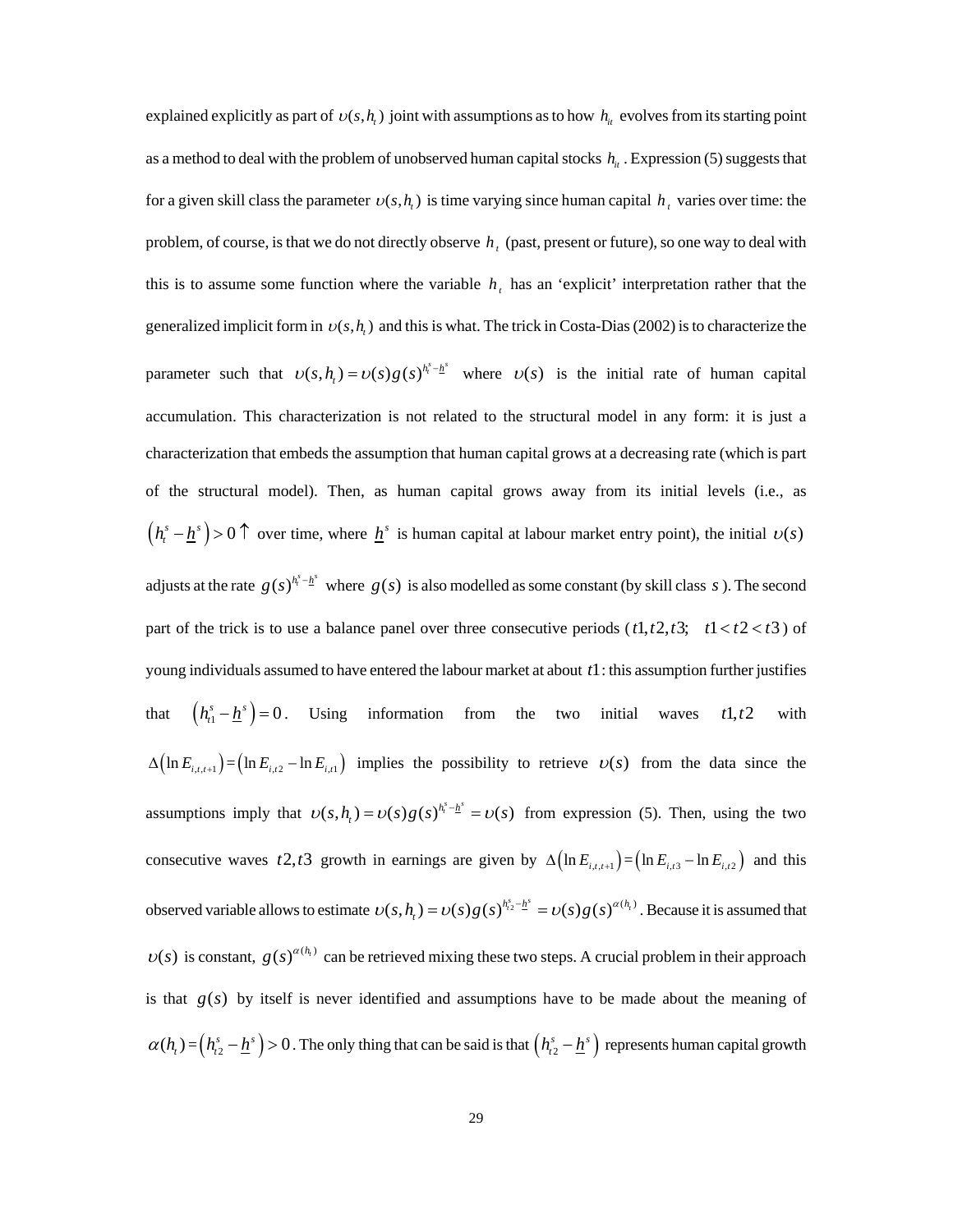explained explicitly as part of $\upsilon(s,h_t)$ joint with assumptions as to how $h_{it}$ evolves from its starting point as a method to deal with the problem of unobserved human capital stocks $h_{it}$. Expression (5) suggests that for a given skill class the parameter $\upsilon(s,h_t)$ is time varying since human capital $h_t$ varies over time: the problem, of course, is that we do not directly observe $h_t$ (past, present or future), so one way to deal with this is to assume some function where the variable $h_t$ has an 'explicit' interpretation rather that the generalized implicit form in $\upsilon(s,h_t)$ and this is what. The trick in Costa-Dias (2002) is to characterize the parameter such that $\upsilon(s,h_t) = \upsilon(s)g(s)^{h_t^s - \underline{h}^s}$ where $\upsilon(s)$ is the initial rate of human capital accumulation. This characterization is not related to the structural model in any form: it is just a characterization that embeds the assumption that human capital grows at a decreasing rate (which is part of the structural model). Then, as human capital grows away from its initial levels (i.e., as $\left(h_t^s - \underline{h}^s\right) > 0 \uparrow$ over time, where $\underline{h}^s$ is human capital at labour market entry point), the initial $\upsilon(s)$ adjusts at the rate $g(s)^{h_t^s - \underline{h}^s}$ where $g(s)$ is also modelled as some constant (by skill class $s$). The second part of the trick is to use a balance panel over three consecutive periods ($t1, t2, t3;\quad t1 < t2 < t3$) of young individuals assumed to have entered the labour market at about $t1$: this assumption further justifies that $\left(h_{t1}^s - \underline{h}^s\right) = 0$. Using information from the two initial waves $t1, t2$ with $\Delta\left(\ln E_{i,t,t+1}\right) = \left(\ln E_{i,t2} - \ln E_{i,t1}\right)$ implies the possibility to retrieve $\upsilon(s)$ from the data since the assumptions imply that $\upsilon(s,h_t) = \upsilon(s)g(s)^{h_t^s - \underline{h}^s} = \upsilon(s)$ from expression (5). Then, using the two consecutive waves $t2, t3$ growth in earnings are given by $\Delta\left(\ln E_{i,t,t+1}\right) = \left(\ln E_{i,t3} - \ln E_{i,t2}\right)$ and this observed variable allows to estimate $\upsilon(s,h_t) = \upsilon(s)g(s)^{h_{t2}^s - \underline{h}^s} = \upsilon(s)g(s)^{\alpha(h_t)}$. Because it is assumed that $\upsilon(s)$ is constant, $g(s)^{\alpha(h_t)}$ can be retrieved mixing these two steps. A crucial problem in their approach is that $g(s)$ by itself is never identified and assumptions have to be made about the meaning of $\alpha(h_t) = \left(h_{t2}^s - \underline{h}^s\right) > 0$. The only thing that can be said is that $\left(h_{t2}^s - \underline{h}^s\right)$ represents human capital growth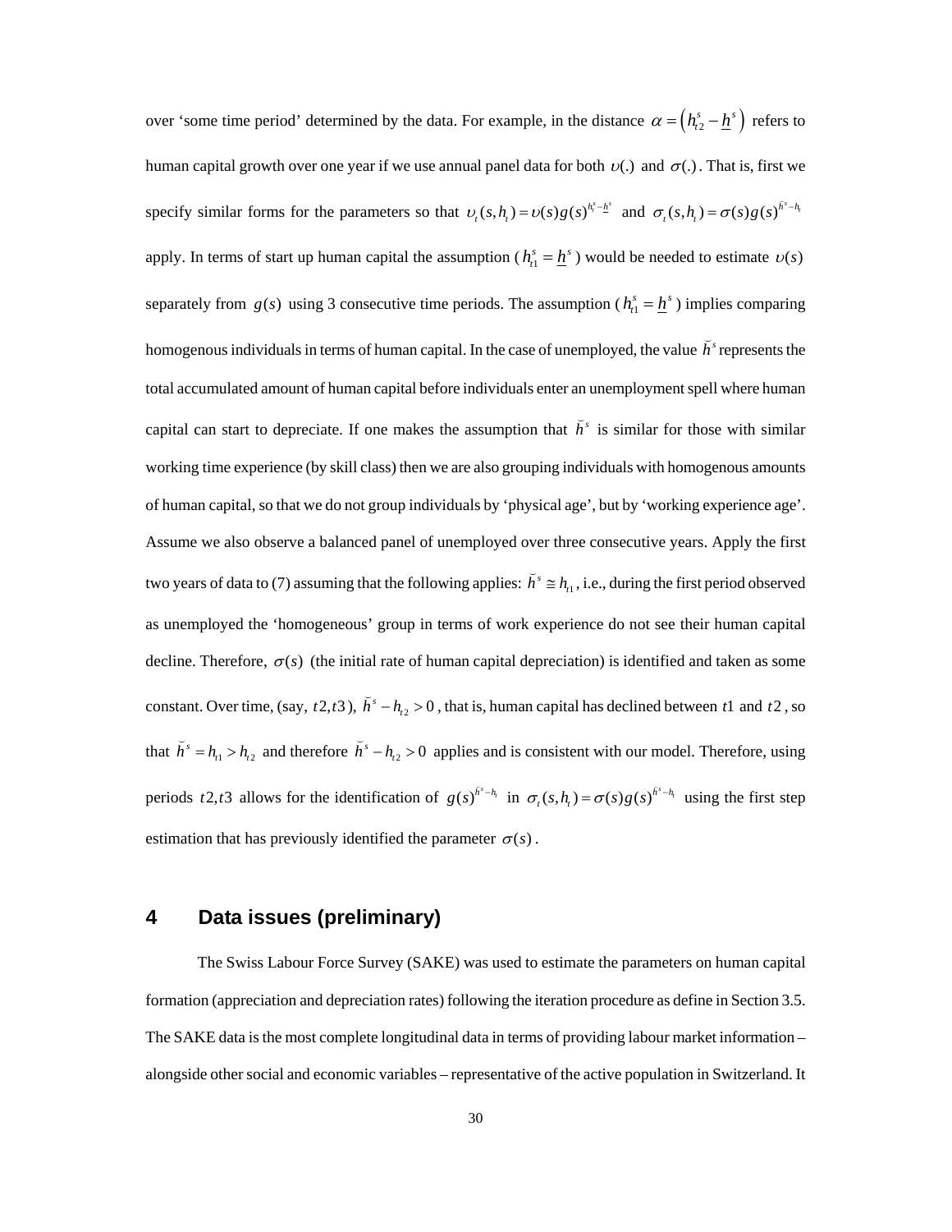over 'some time period' determined by the data. For example, in the distance $\alpha = \left(h_{t2}^{s} - \underline{h}^{s}\right)$ refers to human capital growth over one year if we use annual panel data for both $\upsilon(.)$ and $\sigma(.)$. That is, first we specify similar forms for the parameters so that $\upsilon_t(s,h_t) = \upsilon(s)g(s)^{h_t^s - \underline{h}^s}$ and $\sigma_t(s,h_t) = \sigma(s)g(s)^{\breve{h}^s - h_t}$ apply. In terms of start up human capital the assumption ($h_{t1}^{s} = \underline{h}^{s}$) would be needed to estimate $\upsilon(s)$ separately from $g(s)$ using 3 consecutive time periods. The assumption ($h_{t1}^{s} = \underline{h}^{s}$) implies comparing homogenous individuals in terms of human capital. In the case of unemployed, the value $\breve{h}^{s}$ represents the total accumulated amount of human capital before individuals enter an unemployment spell where human capital can start to depreciate. If one makes the assumption that $\breve{h}^{s}$ is similar for those with similar working time experience (by skill class) then we are also grouping individuals with homogenous amounts of human capital, so that we do not group individuals by 'physical age', but by 'working experience age'. Assume we also observe a balanced panel of unemployed over three consecutive years. Apply the first two years of data to (7) assuming that the following applies: $\breve{h}^{s} \cong h_{t1}$, i.e., during the first period observed as unemployed the 'homogeneous' group in terms of work experience do not see their human capital decline. Therefore, $\sigma(s)$ (the initial rate of human capital depreciation) is identified and taken as some constant. Over time, (say, $t2, t3$), $\breve{h}^{s} - h_{t2} > 0$, that is, human capital has declined between $t1$ and $t2$, so that $\breve{h}^{s} = h_{t1} > h_{t2}$ and therefore $\breve{h}^{s} - h_{t2} > 0$ applies and is consistent with our model. Therefore, using periods $t2, t3$ allows for the identification of $g(s)^{\breve{h}^s - h_t}$ in $\sigma_t(s,h_t) = \sigma(s)g(s)^{\breve{h}^s - h_t}$ using the first step estimation that has previously identified the parameter $\sigma(s)$.

# 4 Data issues (preliminary)

The Swiss Labour Force Survey (SAKE) was used to estimate the parameters on human capital formation (appreciation and depreciation rates) following the iteration procedure as define in Section 3.5. The SAKE data is the most complete longitudinal data in terms of providing labour market information – alongside other social and economic variables – representative of the active population in Switzerland. It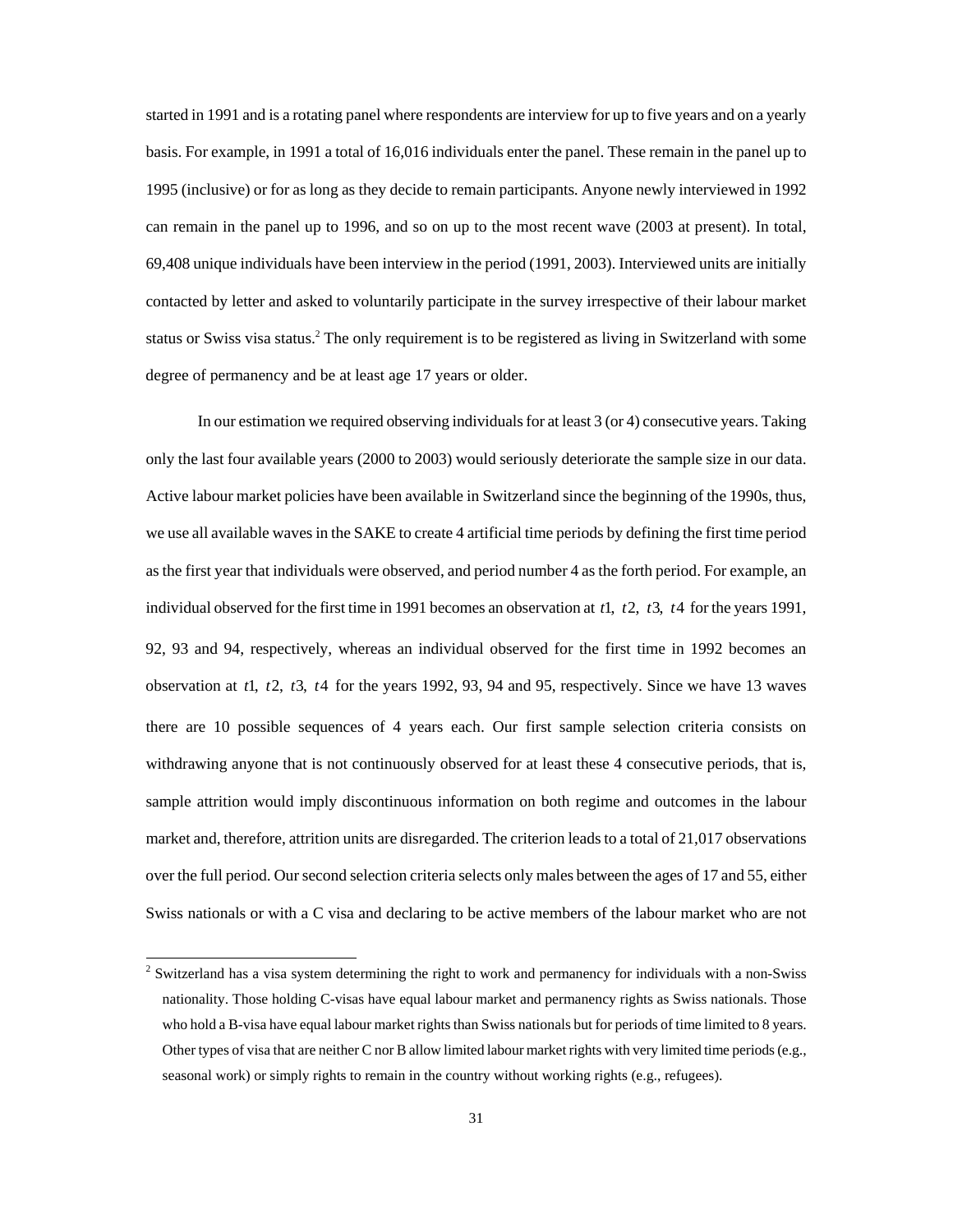started in 1991 and is a rotating panel where respondents are interview for up to five years and on a yearly basis. For example, in 1991 a total of 16,016 individuals enter the panel. These remain in the panel up to 1995 (inclusive) or for as long as they decide to remain participants. Anyone newly interviewed in 1992 can remain in the panel up to 1996, and so on up to the most recent wave (2003 at present). In total, 69,408 unique individuals have been interview in the period (1991, 2003). Interviewed units are initially contacted by letter and asked to voluntarily participate in the survey irrespective of their labour market status or Swiss visa status.[2] The only requirement is to be registered as living in Switzerland with some degree of permanency and be at least age 17 years or older.

In our estimation we required observing individuals for at least 3 (or 4) consecutive years. Taking only the last four available years (2000 to 2003) would seriously deteriorate the sample size in our data. Active labour market policies have been available in Switzerland since the beginning of the 1990s, thus, we use all available waves in the SAKE to create 4 artificial time periods by defining the first time period as the first year that individuals were observed, and period number 4 as the forth period. For example, an individual observed for the first time in 1991 becomes an observation at $t1,\ t2,\ t3,\ t4$ for the years 1991, 92, 93 and 94, respectively, whereas an individual observed for the first time in 1992 becomes an observation at $t1,\ t2,\ t3,\ t4$ for the years 1992, 93, 94 and 95, respectively. Since we have 13 waves there are 10 possible sequences of 4 years each. Our first sample selection criteria consists on withdrawing anyone that is not continuously observed for at least these 4 consecutive periods, that is, sample attrition would imply discontinuous information on both regime and outcomes in the labour market and, therefore, attrition units are disregarded. The criterion leads to a total of 21,017 observations over the full period. Our second selection criteria selects only males between the ages of 17 and 55, either Swiss nationals or with a C visa and declaring to be active members of the labour market who are not

[2] Switzerland has a visa system determining the right to work and permanency for individuals with a non-Swiss nationality. Those holding C-visas have equal labour market and permanency rights as Swiss nationals. Those who hold a B-visa have equal labour market rights than Swiss nationals but for periods of time limited to 8 years. Other types of visa that are neither C nor B allow limited labour market rights with very limited time periods (e.g., seasonal work) or simply rights to remain in the country without working rights (e.g., refugees).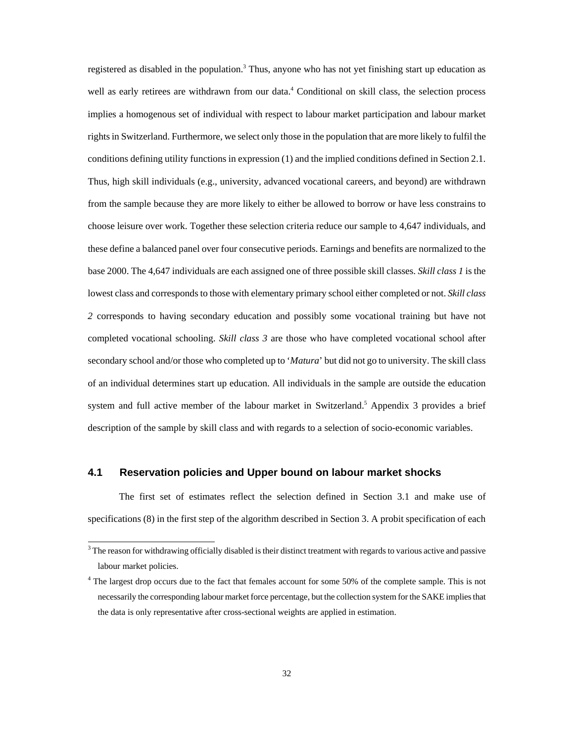registered as disabled in the population.[3] Thus, anyone who has not yet finishing start up education as well as early retirees are withdrawn from our data.[4] Conditional on skill class, the selection process implies a homogenous set of individual with respect to labour market participation and labour market rights in Switzerland. Furthermore, we select only those in the population that are more likely to fulfil the conditions defining utility functions in expression (1) and the implied conditions defined in Section 2.1. Thus, high skill individuals (e.g., university, advanced vocational careers, and beyond) are withdrawn from the sample because they are more likely to either be allowed to borrow or have less constrains to choose leisure over work. Together these selection criteria reduce our sample to 4,647 individuals, and these define a balanced panel over four consecutive periods. Earnings and benefits are normalized to the base 2000. The 4,647 individuals are each assigned one of three possible skill classes. *Skill class 1* is the lowest class and corresponds to those with elementary primary school either completed or not. *Skill class 2* corresponds to having secondary education and possibly some vocational training but have not completed vocational schooling. *Skill class 3* are those who have completed vocational school after secondary school and/or those who completed up to '*Matura*' but did not go to university. The skill class of an individual determines start up education. All individuals in the sample are outside the education system and full active member of the labour market in Switzerland.[5] Appendix 3 provides a brief description of the sample by skill class and with regards to a selection of socio-economic variables.

### 4.1 Reservation policies and Upper bound on labour market shocks

The first set of estimates reflect the selection defined in Section 3.1 and make use of specifications (8) in the first step of the algorithm described in Section 3. A probit specification of each

---

[3] The reason for withdrawing officially disabled is their distinct treatment with regards to various active and passive labour market policies.

[4] The largest drop occurs due to the fact that females account for some 50% of the complete sample. This is not necessarily the corresponding labour market force percentage, but the collection system for the SAKE implies that the data is only representative after cross-sectional weights are applied in estimation.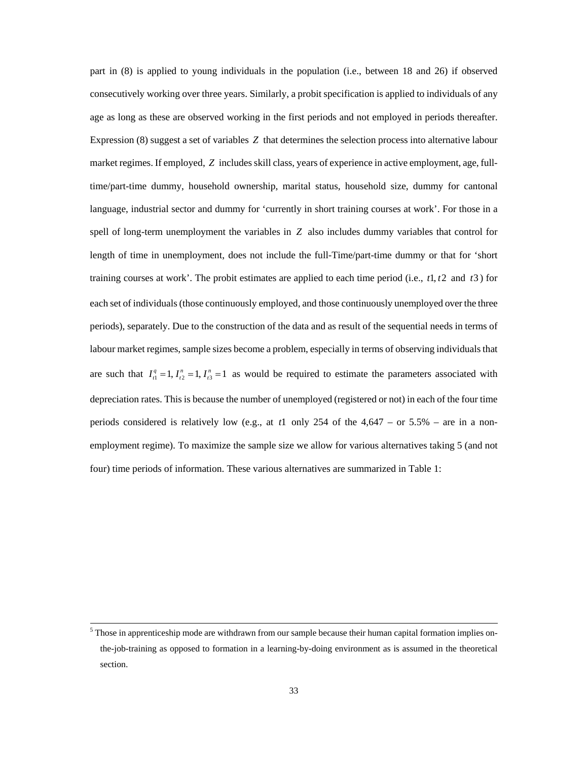part in (8) is applied to young individuals in the population (i.e., between 18 and 26) if observed consecutively working over three years. Similarly, a probit specification is applied to individuals of any age as long as these are observed working in the first periods and not employed in periods thereafter. Expression (8) suggest a set of variables $Z$ that determines the selection process into alternative labour market regimes. If employed, $Z$ includes skill class, years of experience in active employment, age, full-time/part-time dummy, household ownership, marital status, household size, dummy for cantonal language, industrial sector and dummy for 'currently in short training courses at work'. For those in a spell of long-term unemployment the variables in $Z$ also includes dummy variables that control for length of time in unemployment, does not include the full-Time/part-time dummy or that for 'short training courses at work'. The probit estimates are applied to each time period (i.e., $t1, t2$ and $t3$) for each set of individuals (those continuously employed, and those continuously unemployed over the three periods), separately. Due to the construction of the data and as result of the sequential needs in terms of labour market regimes, sample sizes become a problem, especially in terms of observing individuals that are such that $I_{t1}^{q}=1, I_{t2}^{n}=1, I_{t3}^{n}=1$ as would be required to estimate the parameters associated with depreciation rates. This is because the number of unemployed (registered or not) in each of the four time periods considered is relatively low (e.g., at $t1$ only 254 of the 4,647 – or 5.5% – are in a non-employment regime). To maximize the sample size we allow for various alternatives taking 5 (and not four) time periods of information. These various alternatives are summarized in Table 1:

[5] Those in apprenticeship mode are withdrawn from our sample because their human capital formation implies on-the-job-training as opposed to formation in a learning-by-doing environment as is assumed in the theoretical section.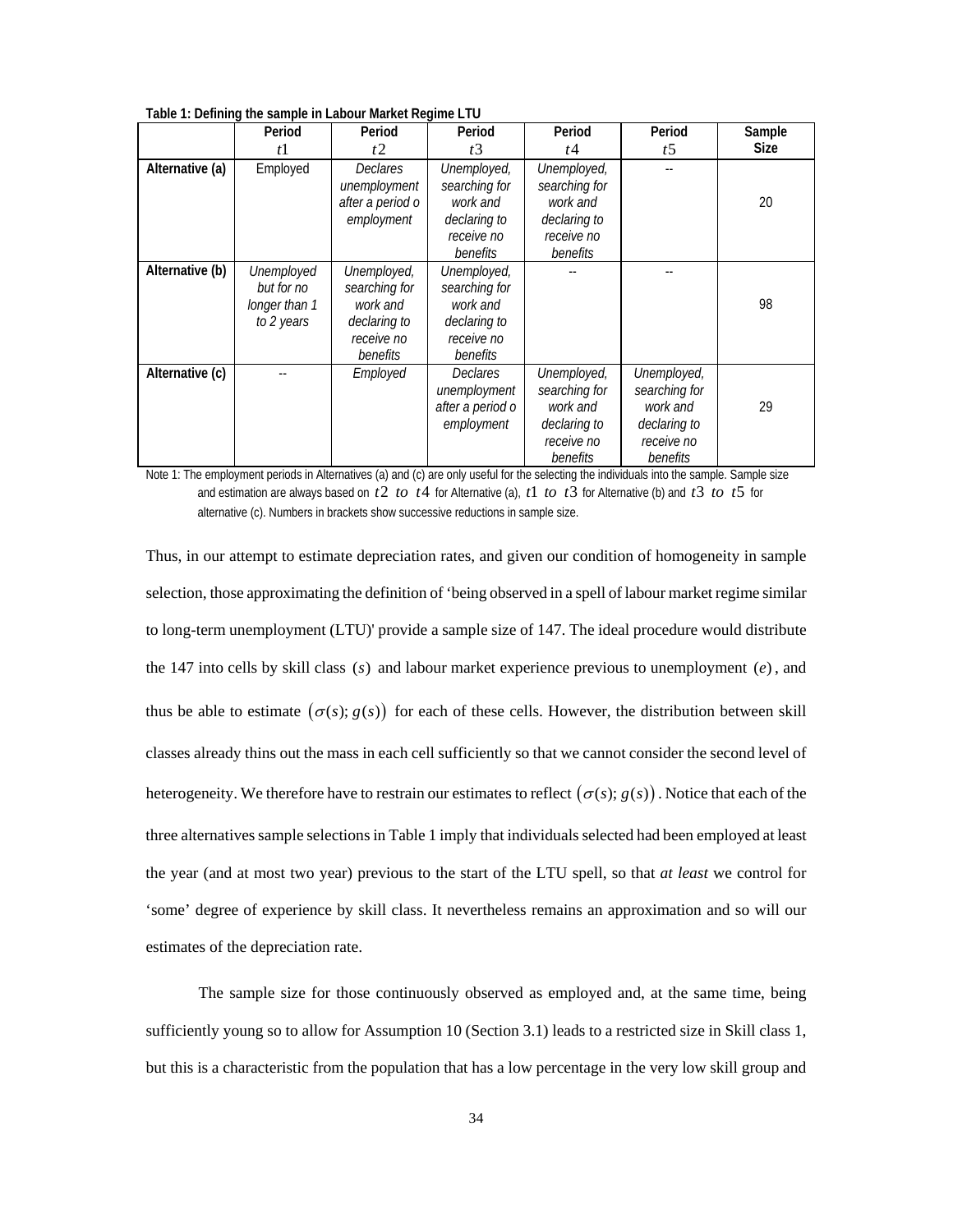**Table 1: Defining the sample in Labour Market Regime LTU**

| | Period $t1$ | Period $t2$ | Period $t3$ | Period $t4$ | Period $t5$ | Sample Size |
|---|---|---|---|---|---|---|
| **Alternative (a)** | Employed | *Declares unemployment after a period o employment* | *Unemployed, searching for work and declaring to receive no benefits* | *Unemployed, searching for work and declaring to receive no benefits* | -- | 20 |
| **Alternative (b)** | *Unemployed but for no longer than 1 to 2 years* | *Unemployed, searching for work and declaring to receive no benefits* | *Unemployed, searching for work and declaring to receive no benefits* | -- | -- | 98 |
| **Alternative (c)** | -- | *Employed* | *Declares unemployment after a period o employment* | *Unemployed, searching for work and declaring to receive no benefits* | *Unemployed, searching for work and declaring to receive no benefits* | 29 |

Note 1: The employment periods in Alternatives (a) and (c) are only useful for the selecting the individuals into the sample. Sample size and estimation are always based on $t2$ *to* $t4$ for Alternative (a), $t1$ *to* $t3$ for Alternative (b) and $t3$ *to* $t5$ for alternative (c). Numbers in brackets show successive reductions in sample size.

Thus, in our attempt to estimate depreciation rates, and given our condition of homogeneity in sample selection, those approximating the definition of 'being observed in a spell of labour market regime similar to long-term unemployment (LTU)' provide a sample size of 147. The ideal procedure would distribute the 147 into cells by skill class $(s)$ and labour market experience previous to unemployment $(e)$, and thus be able to estimate $(\sigma(s); g(s))$ for each of these cells. However, the distribution between skill classes already thins out the mass in each cell sufficiently so that we cannot consider the second level of heterogeneity. We therefore have to restrain our estimates to reflect $(\sigma(s); g(s))$. Notice that each of the three alternatives sample selections in Table 1 imply that individuals selected had been employed at least the year (and at most two year) previous to the start of the LTU spell, so that *at least* we control for 'some' degree of experience by skill class. It nevertheless remains an approximation and so will our estimates of the depreciation rate.

The sample size for those continuously observed as employed and, at the same time, being sufficiently young so to allow for Assumption 10 (Section 3.1) leads to a restricted size in Skill class 1, but this is a characteristic from the population that has a low percentage in the very low skill group and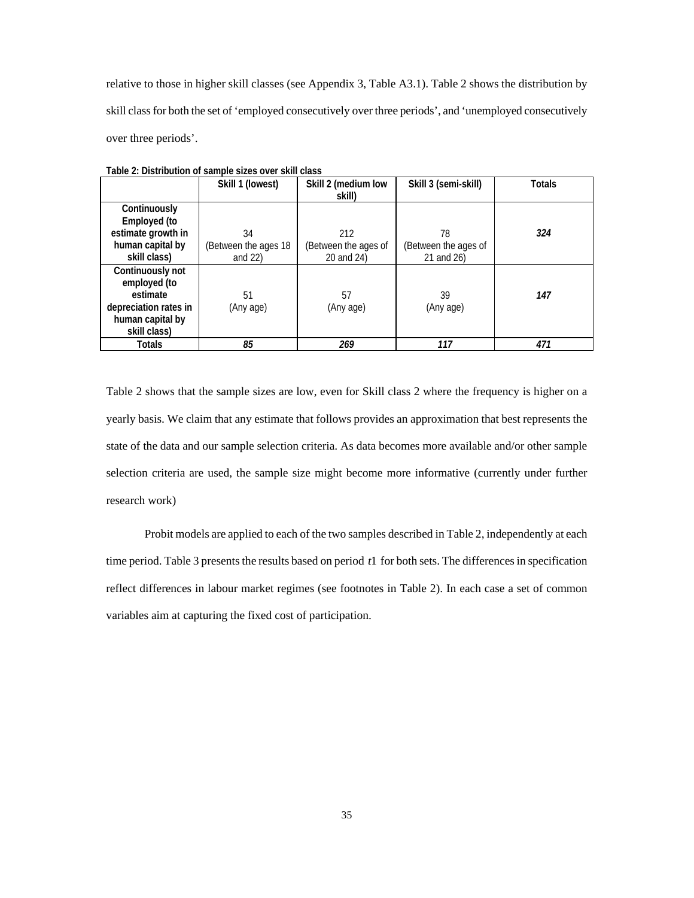relative to those in higher skill classes (see Appendix 3, Table A3.1). Table 2 shows the distribution by skill class for both the set of 'employed consecutively over three periods', and 'unemployed consecutively over three periods'.

**Table 2: Distribution of sample sizes over skill class**

| | Skill 1 (lowest) | Skill 2 (medium low skill) | Skill 3 (semi-skill) | Totals |
|---|---|---|---|---|
| **Continuously Employed (to estimate growth in human capital by skill class)** | 34 (Between the ages 18 and 22) | 212 (Between the ages of 20 and 24) | 78 (Between the ages of 21 and 26) | ***324*** |
| **Continuously not employed (to estimate depreciation rates in human capital by skill class)** | 51 (Any age) | 57 (Any age) | 39 (Any age) | ***147*** |
| **Totals** | ***85*** | ***269*** | ***117*** | ***471*** |

Table 2 shows that the sample sizes are low, even for Skill class 2 where the frequency is higher on a yearly basis. We claim that any estimate that follows provides an approximation that best represents the state of the data and our sample selection criteria. As data becomes more available and/or other sample selection criteria are used, the sample size might become more informative (currently under further research work)

Probit models are applied to each of the two samples described in Table 2, independently at each time period. Table 3 presents the results based on period $t1$ for both sets. The differences in specification reflect differences in labour market regimes (see footnotes in Table 2). In each case a set of common variables aim at capturing the fixed cost of participation.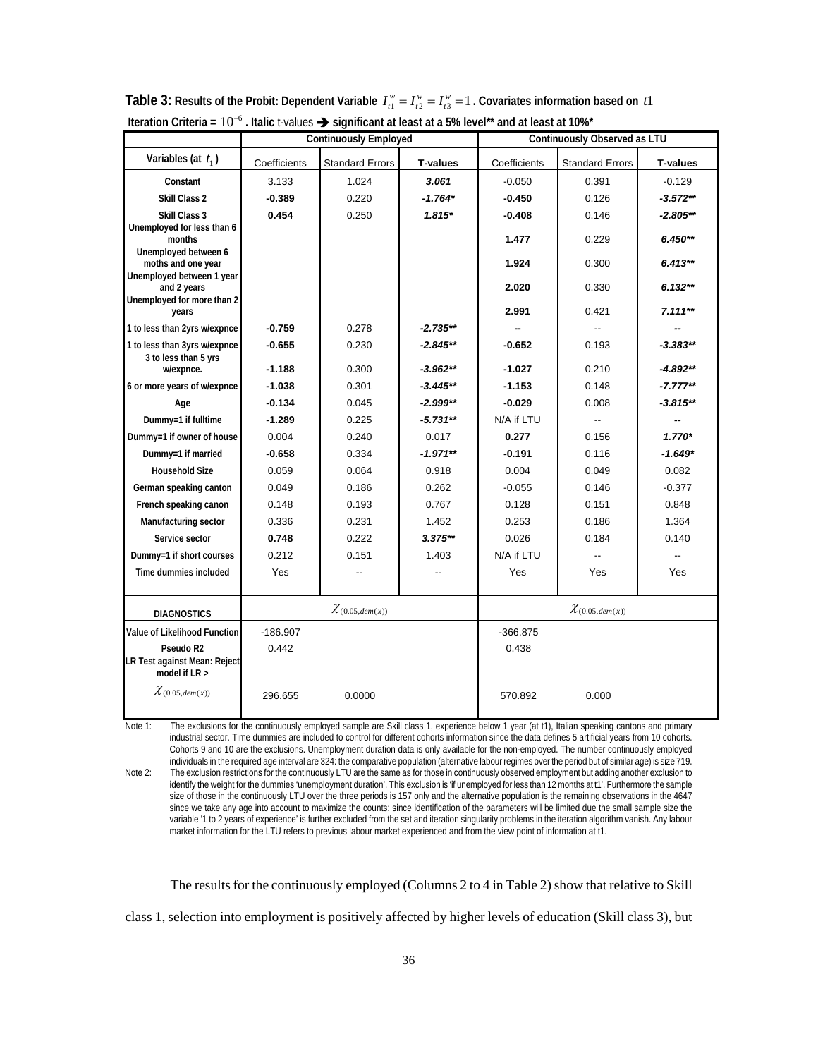**Table 3: Results of the Probit: Dependent Variable $I^w_{t1} = I^w_{t2} = I^w_{t3} = 1$. Covariates information based on $t1$**

**Iteration Criteria = $10^{-6}$. Italic t-values → significant at least at a 5% level** and at least at 10%***

| | Continuously Employed | | | Continuously Observed as LTU | | |
|---|---|---|---|---|---|---|
| **Variables (at $t_1$)** | Coefficients | Standard Errors | **T-values** | Coefficients | Standard Errors | **T-values** |
| **Constant** | 3.133 | 1.024 | ***3.061*** | -0.050 | 0.391 | -0.129 |
| **Skill Class 2** | **-0.389** | 0.220 | ***-1.764**** | **-0.450** | 0.126 | ***-3.572***** |
| **Skill Class 3** | **0.454** | 0.250 | ***1.815**** | **-0.408** | 0.146 | ***-2.805***** |
| **Unemployed for less than 6 months** | | | | **1.477** | 0.229 | ***6.450***** |
| **Unemployed between 6 moths and one year** | | | | **1.924** | 0.300 | ***6.413***** |
| **Unemployed between 1 year and 2 years** | | | | **2.020** | 0.330 | ***6.132***** |
| **Unemployed for more than 2 years** | | | | **2.991** | 0.421 | ***7.111***** |
| **1 to less than 2yrs w/expnce** | **-0.759** | 0.278 | ***-2.735***** | -- | -- | -- |
| **1 to less than 3yrs w/expnce** | **-0.655** | 0.230 | ***-2.845***** | **-0.652** | 0.193 | ***-3.383***** |
| **3 to less than 5 yrs w/expnce.** | **-1.188** | 0.300 | ***-3.962***** | **-1.027** | 0.210 | ***-4.892***** |
| **6 or more years of w/expnce** | **-1.038** | 0.301 | ***-3.445***** | **-1.153** | 0.148 | ***-7.777***** |
| **Age** | **-0.134** | 0.045 | ***-2.999***** | **-0.029** | 0.008 | ***-3.815***** |
| **Dummy=1 if fulltime** | **-1.289** | 0.225 | ***-5.731***** | N/A if LTU | -- | -- |
| **Dummy=1 if owner of house** | 0.004 | 0.240 | 0.017 | **0.277** | 0.156 | ***1.770**** |
| **Dummy=1 if married** | **-0.658** | 0.334 | ***-1.971***** | **-0.191** | 0.116 | ***-1.649**** |
| **Household Size** | 0.059 | 0.064 | 0.918 | 0.004 | 0.049 | 0.082 |
| **German speaking canton** | 0.049 | 0.186 | 0.262 | -0.055 | 0.146 | -0.377 |
| **French speaking canon** | 0.148 | 0.193 | 0.767 | 0.128 | 0.151 | 0.848 |
| **Manufacturing sector** | 0.336 | 0.231 | 1.452 | 0.253 | 0.186 | 1.364 |
| **Service sector** | **0.748** | 0.222 | ***3.375***** | 0.026 | 0.184 | 0.140 |
| **Dummy=1 if short courses** | 0.212 | 0.151 | 1.403 | N/A if LTU | -- | -- |
| **Time dummies included** | Yes | -- | -- | Yes | Yes | Yes |
| **DIAGNOSTICS** | $\chi_{(0.05,dem(x))}$ | | | $\chi_{(0.05,dem(x))}$ | | |
| **Value of Likelihood Function** | -186.907 | | | -366.875 | | |
| **Pseudo R2** | 0.442 | | | 0.438 | | |
| **LR Test against Mean: Reject model if LR >** | | | | | | |
| $\chi_{(0.05,dem(x))}$ | 296.655 | 0.0000 | | 570.892 | 0.000 | |

Note 1: The exclusions for the continuously employed sample are Skill class 1, experience below 1 year (at t1), Italian speaking cantons and primary industrial sector. Time dummies are included to control for different cohorts information since the data defines 5 artificial years from 10 cohorts. Cohorts 9 and 10 are the exclusions. Unemployment duration data is only available for the non-employed. The number continuously employed individuals in the required age interval are 324: the comparative population (alternative labour regimes over the period but of similar age) is size 719.

Note 2: The exclusion restrictions for the continuously LTU are the same as for those in continuously observed employment but adding another exclusion to identify the weight for the dummies 'unemployment duration'. This exclusion is 'if unemployed for less than 12 months at t1'. Furthermore the sample size of those in the continuously LTU over the three periods is 157 only and the alternative population is the remaining observations in the 4647 since we take any age into account to maximize the counts: since identification of the parameters will be limited due the small sample size the variable '1 to 2 years of experience' is further excluded from the set and iteration singularity problems in the iteration algorithm vanish. Any labour market information for the LTU refers to previous labour market experienced and from the view point of information at t1.

The results for the continuously employed (Columns 2 to 4 in Table 2) show that relative to Skill class 1, selection into employment is positively affected by higher levels of education (Skill class 3), but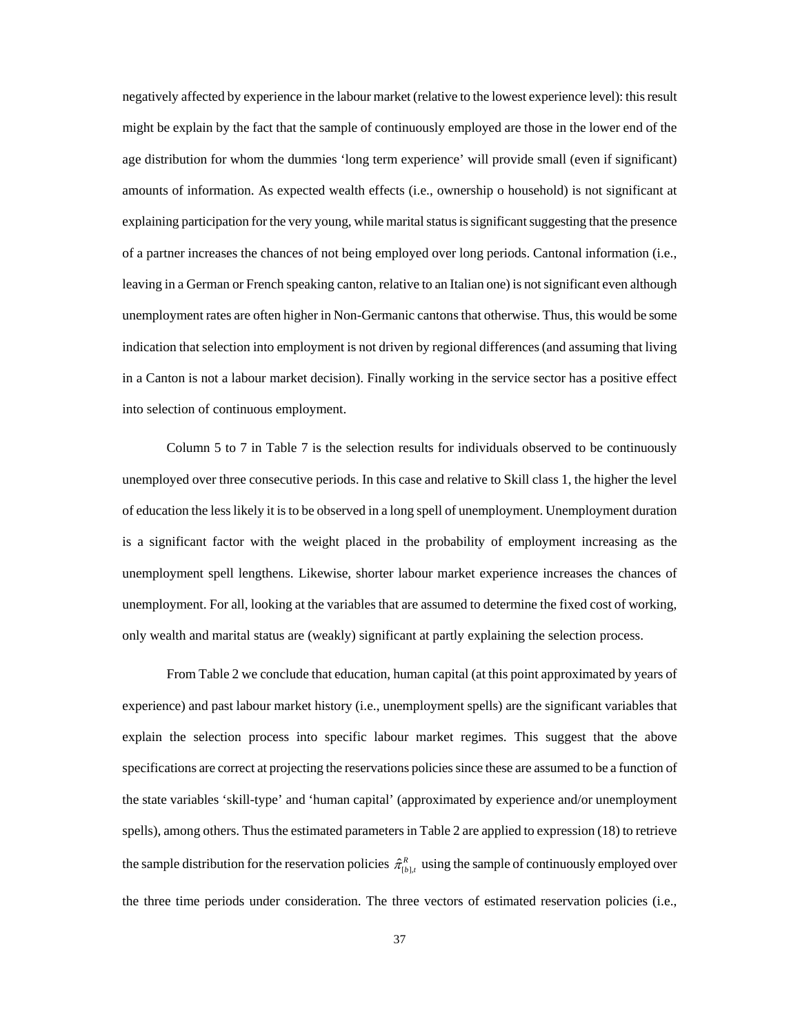negatively affected by experience in the labour market (relative to the lowest experience level): this result might be explain by the fact that the sample of continuously employed are those in the lower end of the age distribution for whom the dummies 'long term experience' will provide small (even if significant) amounts of information. As expected wealth effects (i.e., ownership o household) is not significant at explaining participation for the very young, while marital status is significant suggesting that the presence of a partner increases the chances of not being employed over long periods. Cantonal information (i.e., leaving in a German or French speaking canton, relative to an Italian one) is not significant even although unemployment rates are often higher in Non-Germanic cantons that otherwise. Thus, this would be some indication that selection into employment is not driven by regional differences (and assuming that living in a Canton is not a labour market decision). Finally working in the service sector has a positive effect into selection of continuous employment.

Column 5 to 7 in Table 7 is the selection results for individuals observed to be continuously unemployed over three consecutive periods. In this case and relative to Skill class 1, the higher the level of education the less likely it is to be observed in a long spell of unemployment. Unemployment duration is a significant factor with the weight placed in the probability of employment increasing as the unemployment spell lengthens. Likewise, shorter labour market experience increases the chances of unemployment. For all, looking at the variables that are assumed to determine the fixed cost of working, only wealth and marital status are (weakly) significant at partly explaining the selection process.

From Table 2 we conclude that education, human capital (at this point approximated by years of experience) and past labour market history (i.e., unemployment spells) are the significant variables that explain the selection process into specific labour market regimes. This suggest that the above specifications are correct at projecting the reservations policies since these are assumed to be a function of the state variables 'skill-type' and 'human capital' (approximated by experience and/or unemployment spells), among others. Thus the estimated parameters in Table 2 are applied to expression (18) to retrieve the sample distribution for the reservation policies $\hat{\pi}^{R}_{[b],t}$ using the sample of continuously employed over the three time periods under consideration. The three vectors of estimated reservation policies (i.e.,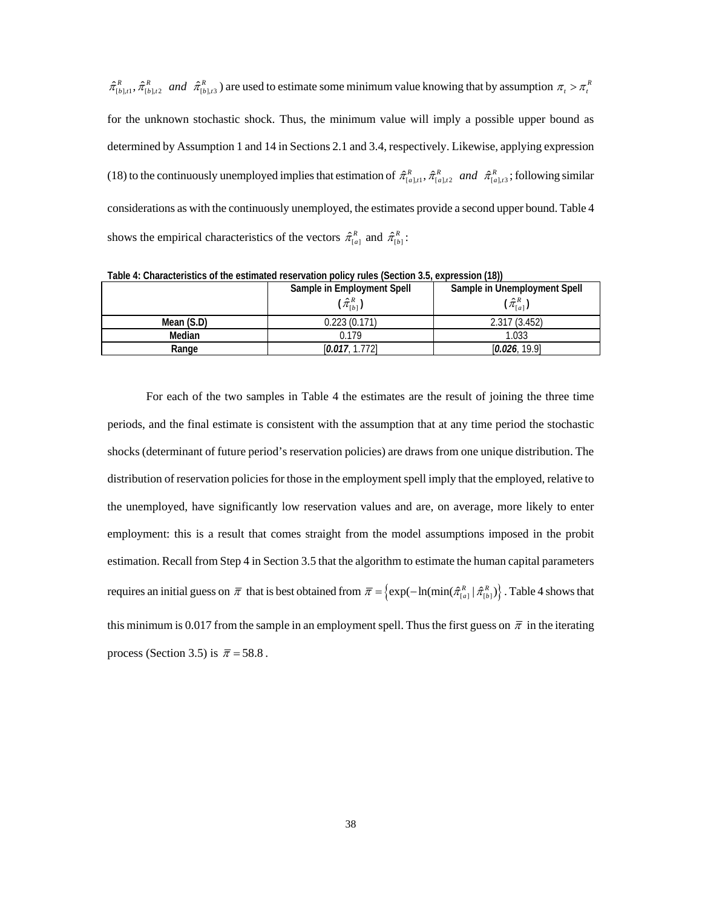$\hat{\pi}^R_{[b],t1}, \hat{\pi}^R_{[b],t2}$ *and* $\hat{\pi}^R_{[b],t3}$) are used to estimate some minimum value knowing that by assumption $\pi_t > \pi^R_t$ for the unknown stochastic shock. Thus, the minimum value will imply a possible upper bound as determined by Assumption 1 and 14 in Sections 2.1 and 3.4, respectively. Likewise, applying expression (18) to the continuously unemployed implies that estimation of $\hat{\pi}^R_{[a],t1}, \hat{\pi}^R_{[a],t2}$ *and* $\hat{\pi}^R_{[a],t3}$; following similar considerations as with the continuously unemployed, the estimates provide a second upper bound. Table 4 shows the empirical characteristics of the vectors $\hat{\pi}^R_{[a]}$ and $\hat{\pi}^R_{[b]}$:

**Table 4: Characteristics of the estimated reservation policy rules (Section 3.5, expression (18))**

| | Sample in Employment Spell ($\hat{\pi}^R_{[b]}$) | Sample in Unemployment Spell ($\hat{\pi}^R_{[a]}$) |
|---|---|---|
| **Mean (S.D)** | 0.223 (0.171) | 2.317 (3.452) |
| **Median** | 0.179 | 1.033 |
| **Range** | [***0.017***, 1.772] | [***0.026***, 19.9] |

For each of the two samples in Table 4 the estimates are the result of joining the three time periods, and the final estimate is consistent with the assumption that at any time period the stochastic shocks (determinant of future period's reservation policies) are draws from one unique distribution. The distribution of reservation policies for those in the employment spell imply that the employed, relative to the unemployed, have significantly low reservation values and are, on average, more likely to enter employment: this is a result that comes straight from the model assumptions imposed in the probit estimation. Recall from Step 4 in Section 3.5 that the algorithm to estimate the human capital parameters requires an initial guess on $\bar{\pi}$ that is best obtained from $\bar{\pi} = \left\{ \exp(-\ln(\min(\hat{\pi}^R_{[a]} \mid \hat{\pi}^R_{[b]}) \right\}$. Table 4 shows that this minimum is 0.017 from the sample in an employment spell. Thus the first guess on $\bar{\pi}$ in the iterating process (Section 3.5) is $\bar{\pi} = 58.8$.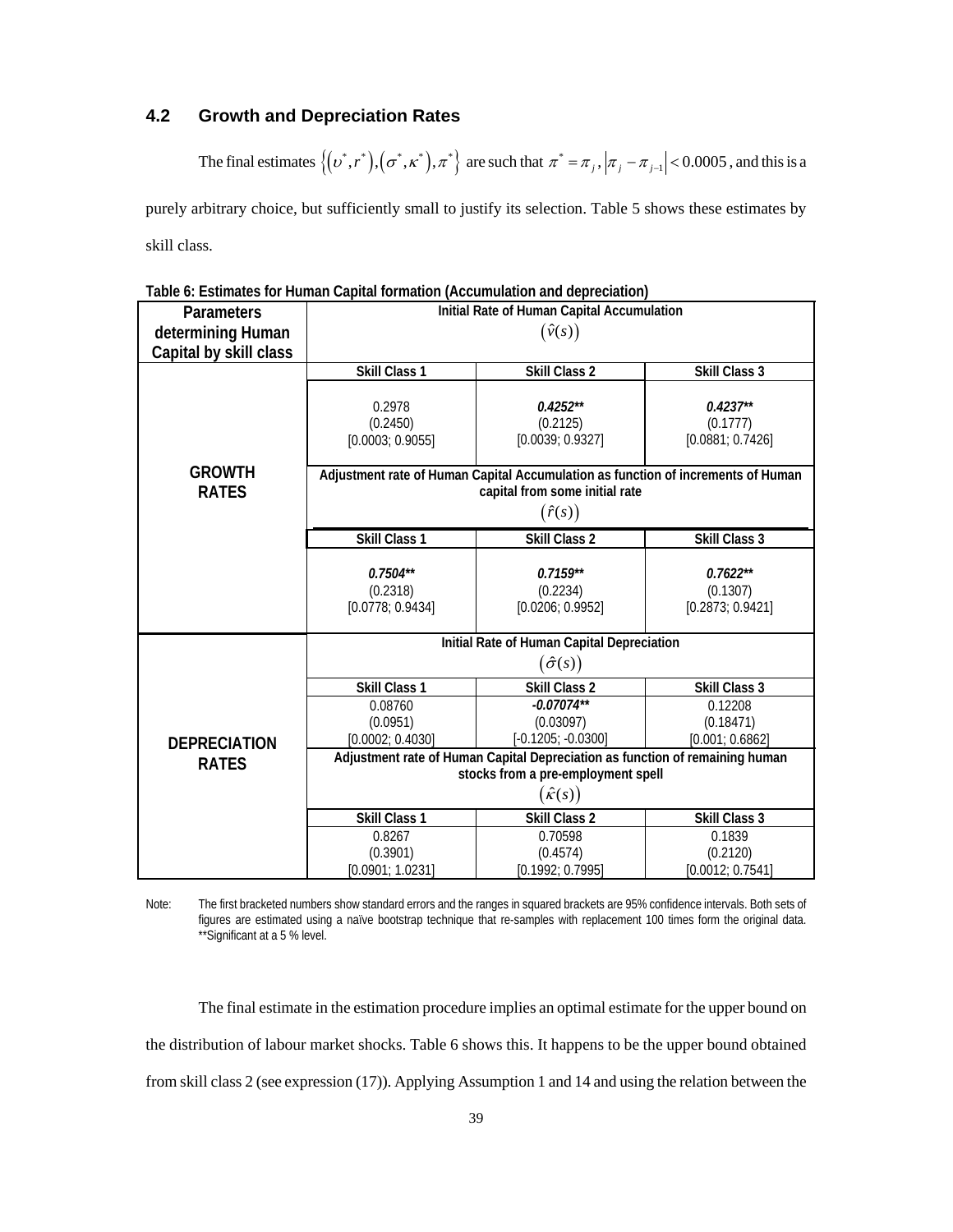## 4.2 Growth and Depreciation Rates

The final estimates $\{(\upsilon^*, r^*), (\sigma^*, \kappa^*), \pi^*\}$ are such that $\pi^* = \pi_j, |\pi_j - \pi_{j-1}| < 0.0005$, and this is a purely arbitrary choice, but sufficiently small to justify its selection. Table 5 shows these estimates by skill class.

**Table 6: Estimates for Human Capital formation (Accumulation and depreciation)**

| Parameters determining Human Capital by skill class | Initial Rate of Human Capital Accumulation $(\hat{v}(s))$ | | |
|---|---|---|---|
| | Skill Class 1 | Skill Class 2 | Skill Class 3 |
| GROWTH RATES | 0.2978<br>(0.2450)<br>[0.0003; 0.9055] | ***0.4252\*\****<br>(0.2125)<br>[0.0039; 0.9327] | ***0.4237\*\****<br>(0.1777)<br>[0.0881; 0.7426] |
| | Adjustment rate of Human Capital Accumulation as function of increments of Human capital from some initial rate $(\hat{r}(s))$ | | |
| | Skill Class 1 | Skill Class 2 | Skill Class 3 |
| | ***0.7504\*\****<br>(0.2318)<br>[0.0778; 0.9434] | ***0.7159\*\****<br>(0.2234)<br>[0.0206; 0.9952] | ***0.7622\*\****<br>(0.1307)<br>[0.2873; 0.9421] |
| | Initial Rate of Human Capital Depreciation $(\hat{\sigma}(s))$ | | |
| | Skill Class 1 | Skill Class 2 | Skill Class 3 |
| DEPRECIATION RATES | 0.08760<br>(0.0951)<br>[0.0002; 0.4030] | ***-0.07074\*\****<br>(0.03097)<br>[-0.1205; -0.0300] | 0.12208<br>(0.18471)<br>[0.001; 0.6862] |
| | Adjustment rate of Human Capital Depreciation as function of remaining human stocks from a pre-employment spell $(\hat{\kappa}(s))$ | | |
| | Skill Class 1 | Skill Class 2 | Skill Class 3 |
| | 0.8267<br>(0.3901)<br>[0.0901; 1.0231] | 0.70598<br>(0.4574)<br>[0.1992; 0.7995] | 0.1839<br>(0.2120)<br>[0.0012; 0.7541] |

Note: The first bracketed numbers show standard errors and the ranges in squared brackets are 95% confidence intervals. Both sets of figures are estimated using a naïve bootstrap technique that re-samples with replacement 100 times form the original data. **Significant at a 5 % level.

The final estimate in the estimation procedure implies an optimal estimate for the upper bound on the distribution of labour market shocks. Table 6 shows this. It happens to be the upper bound obtained from skill class 2 (see expression (17)). Applying Assumption 1 and 14 and using the relation between the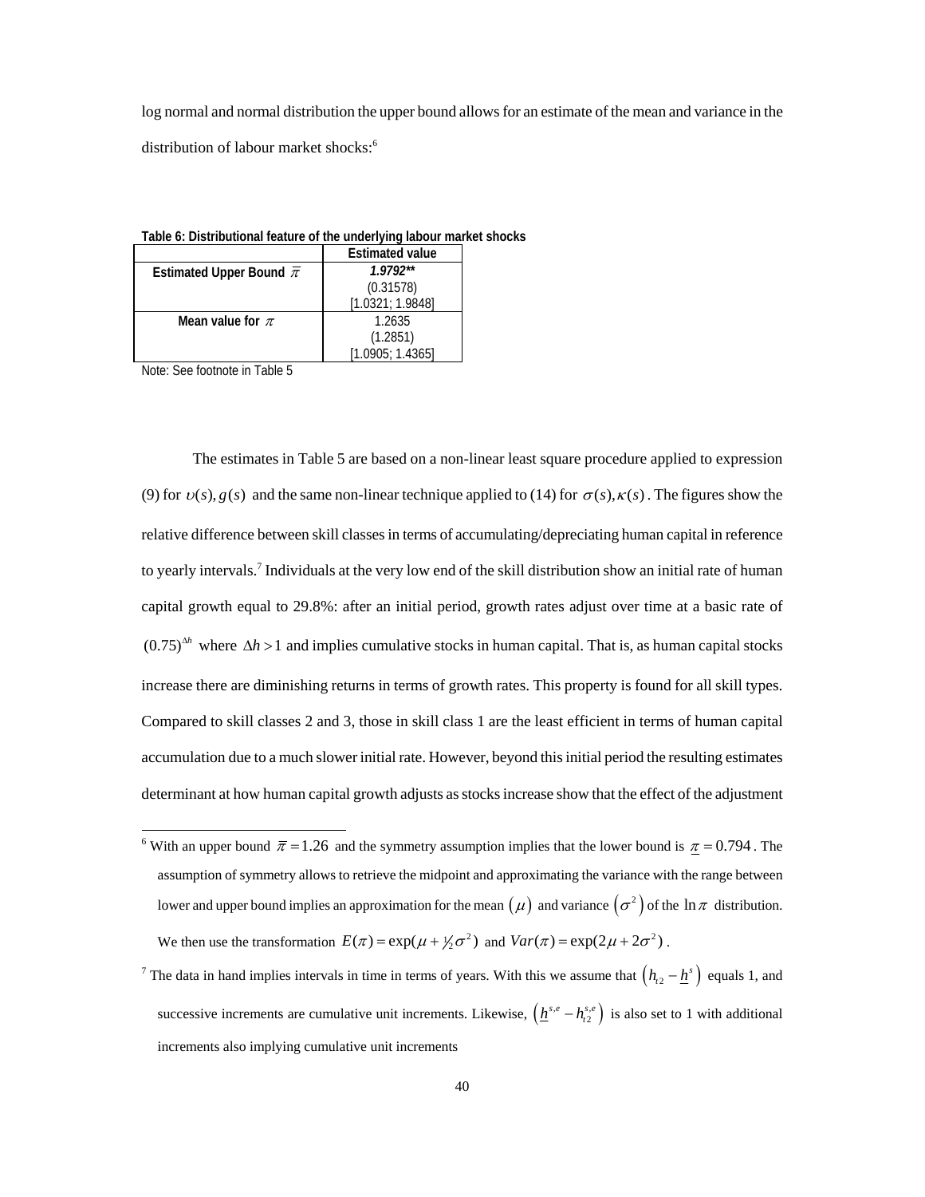log normal and normal distribution the upper bound allows for an estimate of the mean and variance in the distribution of labour market shocks:[6]

**Table 6: Distributional feature of the underlying labour market shocks**

| | Estimated value |
|---|---|
| **Estimated Upper Bound $\overline{\pi}$** | ***1.9792\*\**** <br> (0.31578) <br> [1.0321; 1.9848] |
| **Mean value for $\pi$** | 1.2635 <br> (1.2851) <br> [1.0905; 1.4365] |

Note: See footnote in Table 5

The estimates in Table 5 are based on a non-linear least square procedure applied to expression (9) for $\upsilon(s), g(s)$ and the same non-linear technique applied to (14) for $\sigma(s), \kappa(s)$. The figures show the relative difference between skill classes in terms of accumulating/depreciating human capital in reference to yearly intervals.[7] Individuals at the very low end of the skill distribution show an initial rate of human capital growth equal to 29.8%: after an initial period, growth rates adjust over time at a basic rate of $(0.75)^{\Delta h}$ where $\Delta h > 1$ and implies cumulative stocks in human capital. That is, as human capital stocks increase there are diminishing returns in terms of growth rates. This property is found for all skill types. Compared to skill classes 2 and 3, those in skill class 1 are the least efficient in terms of human capital accumulation due to a much slower initial rate. However, beyond this initial period the resulting estimates determinant at how human capital growth adjusts as stocks increase show that the effect of the adjustment

[6] With an upper bound $\overline{\pi} = 1.26$ and the symmetry assumption implies that the lower bound is $\underline{\pi} = 0.794$. The assumption of symmetry allows to retrieve the midpoint and approximating the variance with the range between lower and upper bound implies an approximation for the mean $(\mu)$ and variance $(\sigma^2)$ of the $\ln \pi$ distribution. We then use the transformation $E(\pi) = \exp(\mu + \frac{1}{2}\sigma^2)$ and $Var(\pi) = \exp(2\mu + 2\sigma^2)$.

[7] The data in hand implies intervals in time in terms of years. With this we assume that $\left(h_{t2} - \underline{h}^s\right)$ equals 1, and successive increments are cumulative unit increments. Likewise, $\left(\underline{h}^{s,e} - h_{t2}^{s,e}\right)$ is also set to 1 with additional increments also implying cumulative unit increments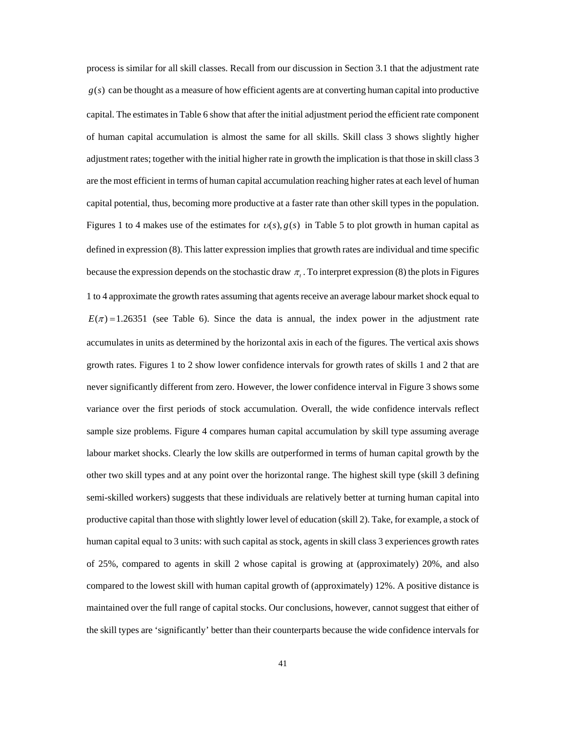process is similar for all skill classes. Recall from our discussion in Section 3.1 that the adjustment rate $g(s)$ can be thought as a measure of how efficient agents are at converting human capital into productive capital. The estimates in Table 6 show that after the initial adjustment period the efficient rate component of human capital accumulation is almost the same for all skills. Skill class 3 shows slightly higher adjustment rates; together with the initial higher rate in growth the implication is that those in skill class 3 are the most efficient in terms of human capital accumulation reaching higher rates at each level of human capital potential, thus, becoming more productive at a faster rate than other skill types in the population. Figures 1 to 4 makes use of the estimates for $\upsilon(s), g(s)$ in Table 5 to plot growth in human capital as defined in expression (8). This latter expression implies that growth rates are individual and time specific because the expression depends on the stochastic draw $\pi_t$. To interpret expression (8) the plots in Figures 1 to 4 approximate the growth rates assuming that agents receive an average labour market shock equal to $E(\pi) = 1.26351$ (see Table 6). Since the data is annual, the index power in the adjustment rate accumulates in units as determined by the horizontal axis in each of the figures. The vertical axis shows growth rates. Figures 1 to 2 show lower confidence intervals for growth rates of skills 1 and 2 that are never significantly different from zero. However, the lower confidence interval in Figure 3 shows some variance over the first periods of stock accumulation. Overall, the wide confidence intervals reflect sample size problems. Figure 4 compares human capital accumulation by skill type assuming average labour market shocks. Clearly the low skills are outperformed in terms of human capital growth by the other two skill types and at any point over the horizontal range. The highest skill type (skill 3 defining semi-skilled workers) suggests that these individuals are relatively better at turning human capital into productive capital than those with slightly lower level of education (skill 2). Take, for example, a stock of human capital equal to 3 units: with such capital as stock, agents in skill class 3 experiences growth rates of 25%, compared to agents in skill 2 whose capital is growing at (approximately) 20%, and also compared to the lowest skill with human capital growth of (approximately) 12%. A positive distance is maintained over the full range of capital stocks. Our conclusions, however, cannot suggest that either of the skill types are 'significantly' better than their counterparts because the wide confidence intervals for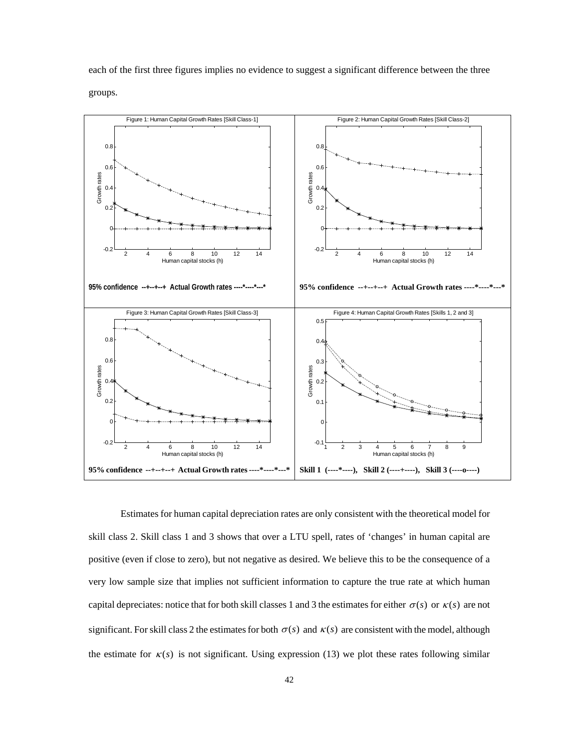each of the first three figures implies no evidence to suggest a significant difference between the three groups.

Figure 1: Human Capital Growth Rates [Skill Class-1]

Growth rates

0.8
0.6
0.4
0.2
0
-0.2

2 4 6 8 10 12 14

Human capital stocks (h)

**95% confidence --+--+--+ Actual Growth rates ----*----*---***

Figure 2: Human Capital Growth Rates [Skill Class-2]

Growth rates

0.8
0.6
0.4
0.2
0
-0.2

2 4 6 8 10 12 14

Human capital stocks (h)

**95% confidence --+--+--+ Actual Growth rates ----*----*---***

Figure 3: Human Capital Growth Rates [Skill Class-3]

Growth rates

0.8
0.6
0.4
0.2
0
-0.2

2 4 6 8 10 12 14

Human capital stocks (h)

**95% confidence --+--+--+ Actual Growth rates ----*----*---***

Figure 4: Human Capital Growth Rates [Skills 1, 2 and 3]

Growth rates

0.5
0.4
0.3
0.2
0.1
0
-0.1

1 2 3 4 5 6 7 8 9

Human capital stocks (h)

**Skill 1 (----*----), Skill 2 (----+----), Skill 3 (----o----)**

Estimates for human capital depreciation rates are only consistent with the theoretical model for skill class 2. Skill class 1 and 3 shows that over a LTU spell, rates of 'changes' in human capital are positive (even if close to zero), but not negative as desired. We believe this to be the consequence of a very low sample size that implies not sufficient information to capture the true rate at which human capital depreciates: notice that for both skill classes 1 and 3 the estimates for either $\sigma(s)$ or $\kappa(s)$ are not significant. For skill class 2 the estimates for both $\sigma(s)$ and $\kappa(s)$ are consistent with the model, although the estimate for $\kappa(s)$ is not significant. Using expression (13) we plot these rates following similar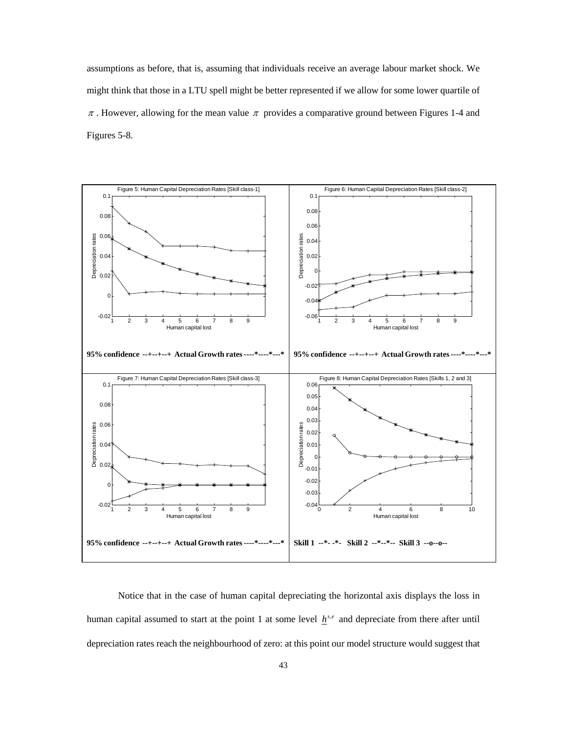assumptions as before, that is, assuming that individuals receive an average labour market shock. We might think that those in a LTU spell might be better represented if we allow for some lower quartile of $\pi$. However, allowing for the mean value $\pi$ provides a comparative ground between Figures 1-4 and Figures 5-8.

Figure 5: Human Capital Depreciation Rates [Skill class-1]

Depreciation rates

0.1
0.08
0.06
0.04
0.02
0
-0.02

1 2 3 4 5 6 7 8 9

Human capital lost

**95% confidence --+--+--+ Actual Growth rates ----\*----\*---\***

Figure 6: Human Capital Depreciation Rates [Skill class-2]

Depreciation rates

0.1
0.08
0.06
0.04
0.02
0
-0.02
-0.04
-0.06

1 2 3 4 5 6 7 8 9

Human capital lost

**95% confidence --+--+--+ Actual Growth rates ----\*----\*---\***

Figure 7: Human Capital Depreciation Rates [Skill class-3]

Depreciation rates

0.1
0.08
0.06
0.04
0.02
0
-0.02

1 2 3 4 5 6 7 8 9

Human capital lost

**95% confidence --+--+--+ Actual Growth rates ----\*----\*---\***

Figure 8: Human Capital Depreciation Rates [Skills 1, 2 and 3]

Depreciation rates

0.06
0.05
0.04
0.03
0.02
0.01
0
-0.01
-0.02
-0.03
-0.04

0 2 4 6 8 10

Human capital lost

**Skill 1 --\*- -\*- Skill 2 --\*--\*-- Skill 3 --o--o--**

Notice that in the case of human capital depreciating the horizontal axis displays the loss in human capital assumed to start at the point 1 at some level $\underline{h}^{s,e}$ and depreciate from there after until depreciation rates reach the neighbourhood of zero: at this point our model structure would suggest that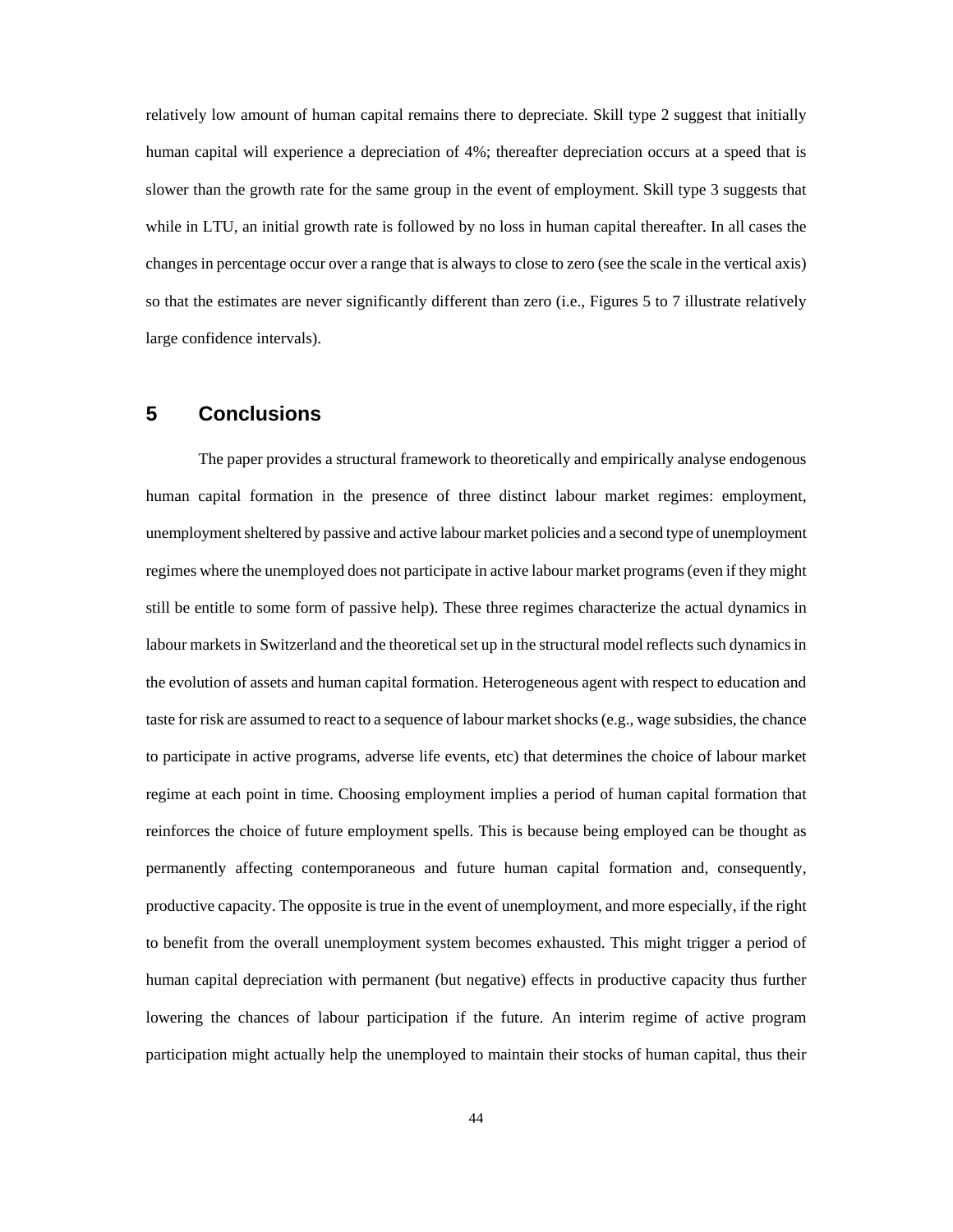relatively low amount of human capital remains there to depreciate. Skill type 2 suggest that initially human capital will experience a depreciation of 4%; thereafter depreciation occurs at a speed that is slower than the growth rate for the same group in the event of employment. Skill type 3 suggests that while in LTU, an initial growth rate is followed by no loss in human capital thereafter. In all cases the changes in percentage occur over a range that is always to close to zero (see the scale in the vertical axis) so that the estimates are never significantly different than zero (i.e., Figures 5 to 7 illustrate relatively large confidence intervals).

## 5 Conclusions

The paper provides a structural framework to theoretically and empirically analyse endogenous human capital formation in the presence of three distinct labour market regimes: employment, unemployment sheltered by passive and active labour market policies and a second type of unemployment regimes where the unemployed does not participate in active labour market programs (even if they might still be entitle to some form of passive help). These three regimes characterize the actual dynamics in labour markets in Switzerland and the theoretical set up in the structural model reflects such dynamics in the evolution of assets and human capital formation. Heterogeneous agent with respect to education and taste for risk are assumed to react to a sequence of labour market shocks (e.g., wage subsidies, the chance to participate in active programs, adverse life events, etc) that determines the choice of labour market regime at each point in time. Choosing employment implies a period of human capital formation that reinforces the choice of future employment spells. This is because being employed can be thought as permanently affecting contemporaneous and future human capital formation and, consequently, productive capacity. The opposite is true in the event of unemployment, and more especially, if the right to benefit from the overall unemployment system becomes exhausted. This might trigger a period of human capital depreciation with permanent (but negative) effects in productive capacity thus further lowering the chances of labour participation if the future. An interim regime of active program participation might actually help the unemployed to maintain their stocks of human capital, thus their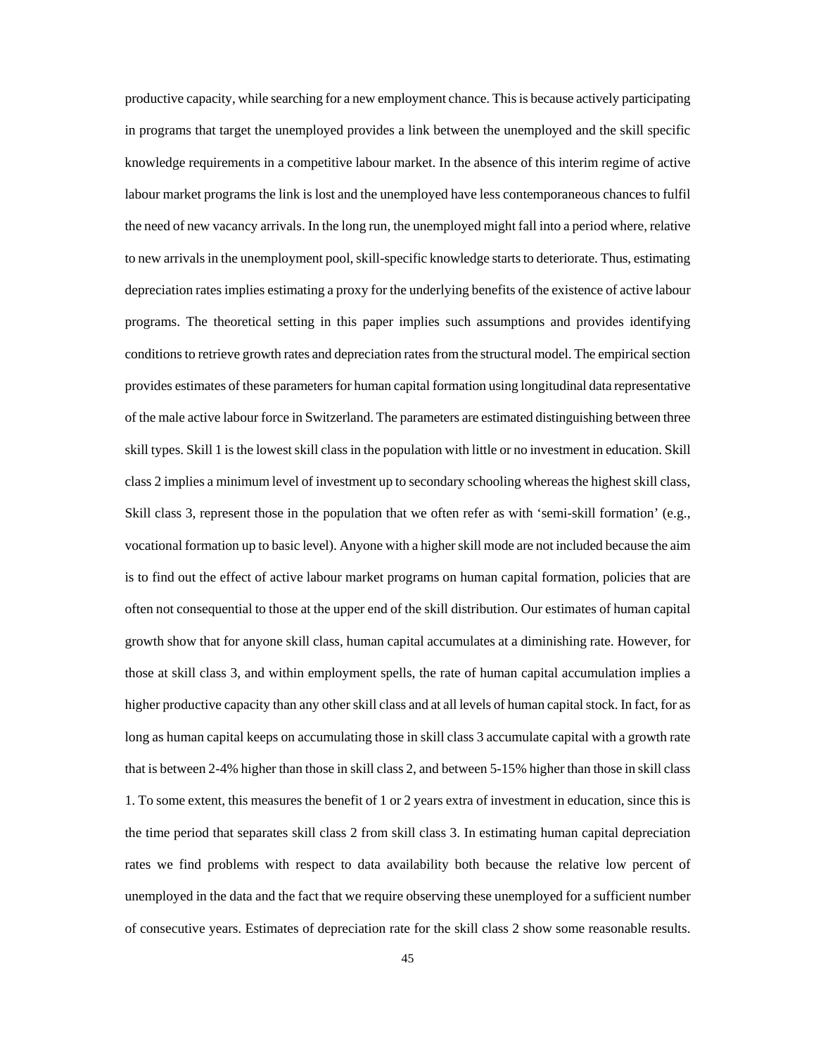productive capacity, while searching for a new employment chance. This is because actively participating in programs that target the unemployed provides a link between the unemployed and the skill specific knowledge requirements in a competitive labour market. In the absence of this interim regime of active labour market programs the link is lost and the unemployed have less contemporaneous chances to fulfil the need of new vacancy arrivals. In the long run, the unemployed might fall into a period where, relative to new arrivals in the unemployment pool, skill-specific knowledge starts to deteriorate. Thus, estimating depreciation rates implies estimating a proxy for the underlying benefits of the existence of active labour programs. The theoretical setting in this paper implies such assumptions and provides identifying conditions to retrieve growth rates and depreciation rates from the structural model. The empirical section provides estimates of these parameters for human capital formation using longitudinal data representative of the male active labour force in Switzerland. The parameters are estimated distinguishing between three skill types. Skill 1 is the lowest skill class in the population with little or no investment in education. Skill class 2 implies a minimum level of investment up to secondary schooling whereas the highest skill class, Skill class 3, represent those in the population that we often refer as with 'semi-skill formation' (e.g., vocational formation up to basic level). Anyone with a higher skill mode are not included because the aim is to find out the effect of active labour market programs on human capital formation, policies that are often not consequential to those at the upper end of the skill distribution. Our estimates of human capital growth show that for anyone skill class, human capital accumulates at a diminishing rate. However, for those at skill class 3, and within employment spells, the rate of human capital accumulation implies a higher productive capacity than any other skill class and at all levels of human capital stock. In fact, for as long as human capital keeps on accumulating those in skill class 3 accumulate capital with a growth rate that is between 2-4% higher than those in skill class 2, and between 5-15% higher than those in skill class 1. To some extent, this measures the benefit of 1 or 2 years extra of investment in education, since this is the time period that separates skill class 2 from skill class 3. In estimating human capital depreciation rates we find problems with respect to data availability both because the relative low percent of unemployed in the data and the fact that we require observing these unemployed for a sufficient number of consecutive years. Estimates of depreciation rate for the skill class 2 show some reasonable results.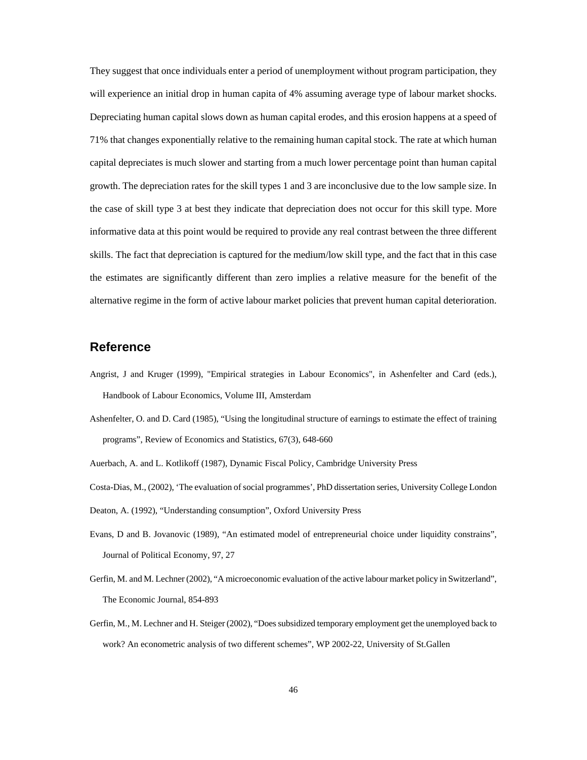They suggest that once individuals enter a period of unemployment without program participation, they will experience an initial drop in human capita of 4% assuming average type of labour market shocks. Depreciating human capital slows down as human capital erodes, and this erosion happens at a speed of 71% that changes exponentially relative to the remaining human capital stock. The rate at which human capital depreciates is much slower and starting from a much lower percentage point than human capital growth. The depreciation rates for the skill types 1 and 3 are inconclusive due to the low sample size. In the case of skill type 3 at best they indicate that depreciation does not occur for this skill type. More informative data at this point would be required to provide any real contrast between the three different skills. The fact that depreciation is captured for the medium/low skill type, and the fact that in this case the estimates are significantly different than zero implies a relative measure for the benefit of the alternative regime in the form of active labour market policies that prevent human capital deterioration.

## Reference

Angrist, J and Kruger (1999), "Empirical strategies in Labour Economics", in Ashenfelter and Card (eds.), Handbook of Labour Economics, Volume III, Amsterdam

Ashenfelter, O. and D. Card (1985), "Using the longitudinal structure of earnings to estimate the effect of training programs", Review of Economics and Statistics, 67(3), 648-660

Auerbach, A. and L. Kotlikoff (1987), Dynamic Fiscal Policy, Cambridge University Press

Costa-Dias, M., (2002), 'The evaluation of social programmes', PhD dissertation series, University College London

Deaton, A. (1992), "Understanding consumption", Oxford University Press

Evans, D and B. Jovanovic (1989), "An estimated model of entrepreneurial choice under liquidity constrains", Journal of Political Economy, 97, 27

Gerfin, M. and M. Lechner (2002), "A microeconomic evaluation of the active labour market policy in Switzerland", The Economic Journal, 854-893

Gerfin, M., M. Lechner and H. Steiger (2002), "Does subsidized temporary employment get the unemployed back to work? An econometric analysis of two different schemes", WP 2002-22, University of St.Gallen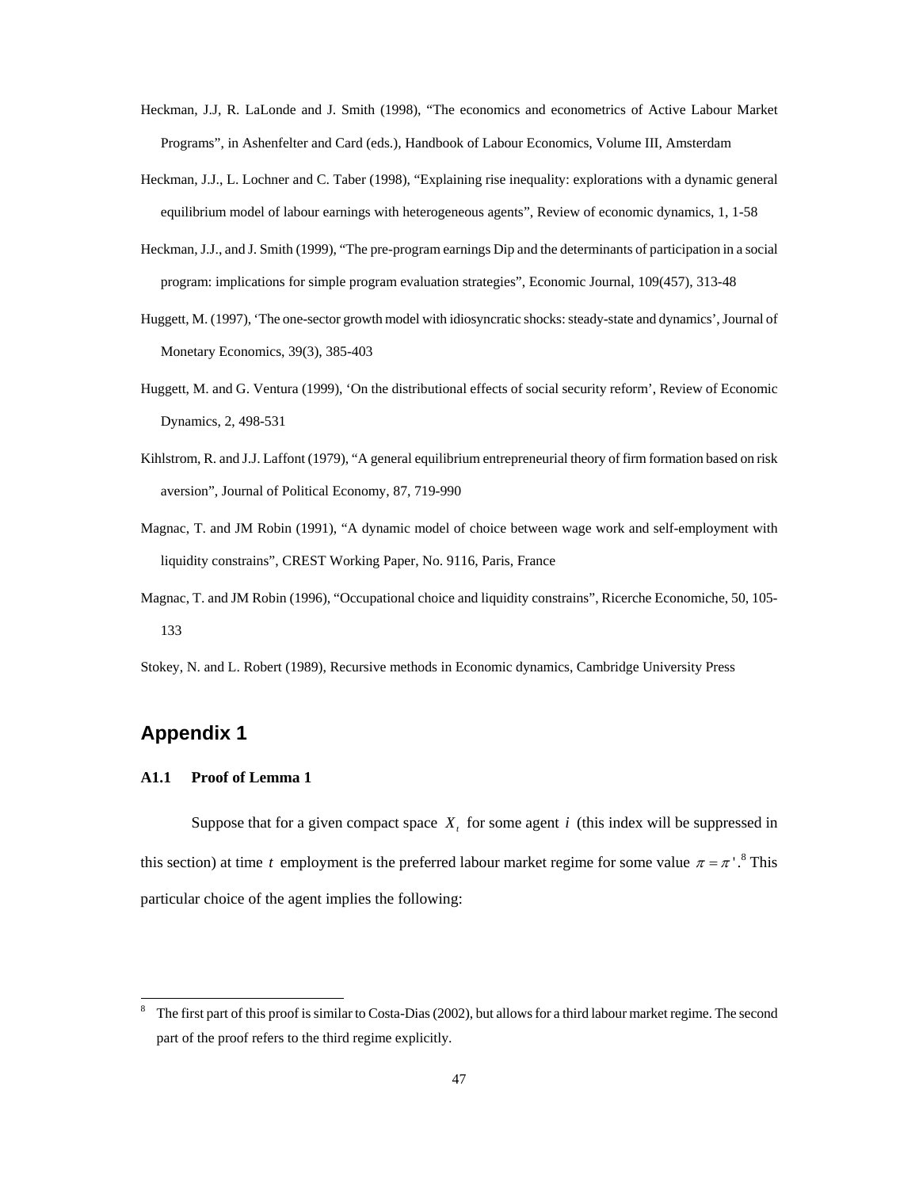Heckman, J.J, R. LaLonde and J. Smith (1998), "The economics and econometrics of Active Labour Market Programs", in Ashenfelter and Card (eds.), Handbook of Labour Economics, Volume III, Amsterdam

Heckman, J.J., L. Lochner and C. Taber (1998), "Explaining rise inequality: explorations with a dynamic general equilibrium model of labour earnings with heterogeneous agents", Review of economic dynamics, 1, 1-58

Heckman, J.J., and J. Smith (1999), "The pre-program earnings Dip and the determinants of participation in a social program: implications for simple program evaluation strategies", Economic Journal, 109(457), 313-48

Huggett, M. (1997), 'The one-sector growth model with idiosyncratic shocks: steady-state and dynamics', Journal of Monetary Economics, 39(3), 385-403

Huggett, M. and G. Ventura (1999), 'On the distributional effects of social security reform', Review of Economic Dynamics, 2, 498-531

Kihlstrom, R. and J.J. Laffont (1979), "A general equilibrium entrepreneurial theory of firm formation based on risk aversion", Journal of Political Economy, 87, 719-990

Magnac, T. and JM Robin (1991), "A dynamic model of choice between wage work and self-employment with liquidity constrains", CREST Working Paper, No. 9116, Paris, France

Magnac, T. and JM Robin (1996), "Occupational choice and liquidity constrains", Ricerche Economiche, 50, 105-133

Stokey, N. and L. Robert (1989), Recursive methods in Economic dynamics, Cambridge University Press

## Appendix 1

### A1.1 Proof of Lemma 1

Suppose that for a given compact space $X_t$ for some agent $i$ (this index will be suppressed in this section) at time $t$ employment is the preferred labour market regime for some value $\pi = \pi'$.[8] This particular choice of the agent implies the following:

[8] The first part of this proof is similar to Costa-Dias (2002), but allows for a third labour market regime. The second part of the proof refers to the third regime explicitly.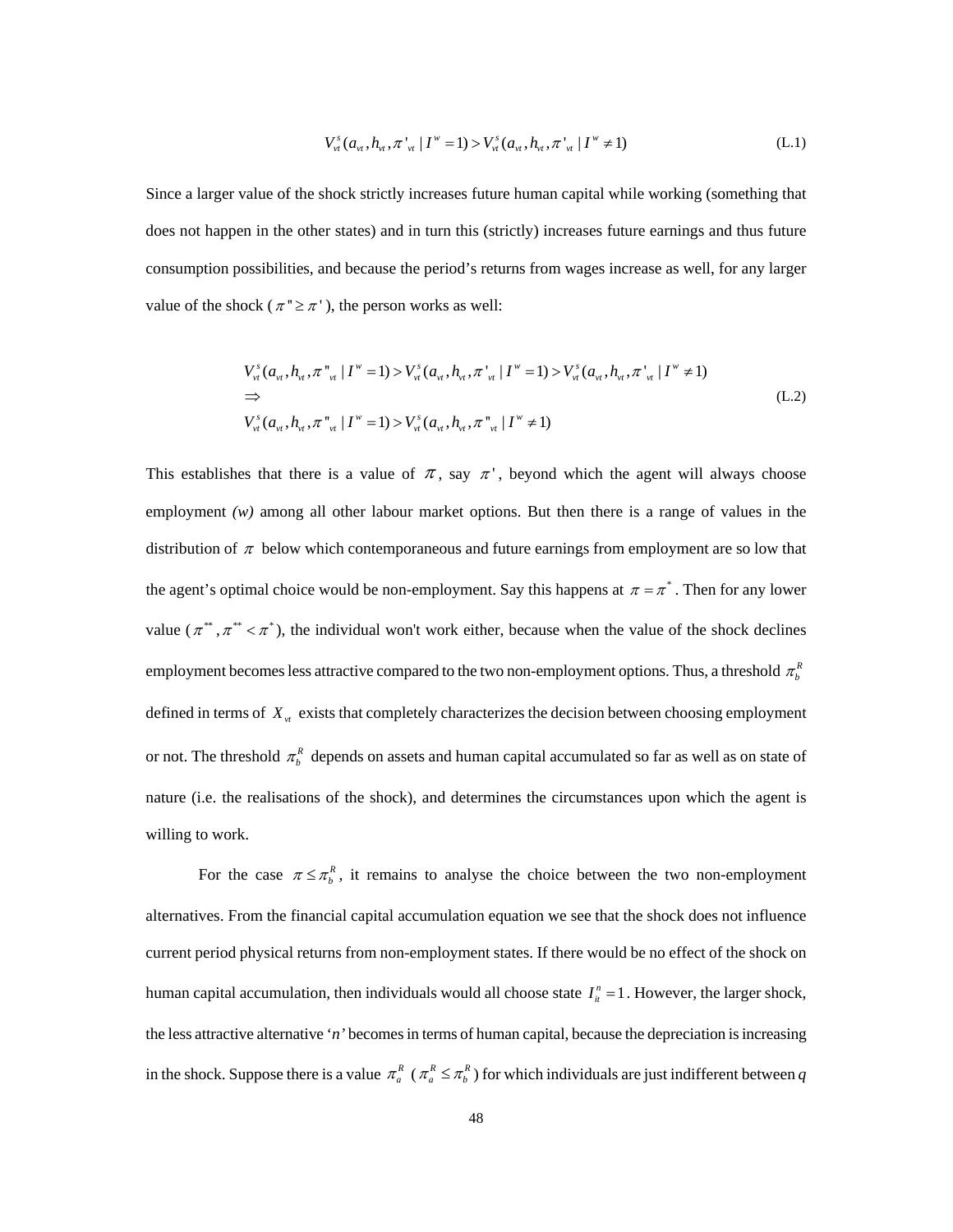$$V^s_{vt}(a_{vt}, h_{vt}, \pi'_{vt} \mid I^w = 1) > V^s_{vt}(a_{vt}, h_{vt}, \pi'_{vt} \mid I^w \neq 1) \tag{L.1}$$

Since a larger value of the shock strictly increases future human capital while working (something that does not happen in the other states) and in turn this (strictly) increases future earnings and thus future consumption possibilities, and because the period's returns from wages increase as well, for any larger value of the shock ($\pi" \geq \pi'$), the person works as well:

$$\begin{aligned}
&V^s_{vt}(a_{vt}, h_{vt}, \pi"_{vt} \mid I^w = 1) > V^s_{vt}(a_{vt}, h_{vt}, \pi'_{vt} \mid I^w = 1) > V^s_{vt}(a_{vt}, h_{vt}, \pi'_{vt} \mid I^w \neq 1) \\
&\Rightarrow \\
&V^s_{vt}(a_{vt}, h_{vt}, \pi"_{vt} \mid I^w = 1) > V^s_{vt}(a_{vt}, h_{vt}, \pi"_{vt} \mid I^w \neq 1)
\end{aligned} \tag{L.2}$$

This establishes that there is a value of $\pi$, say $\pi'$, beyond which the agent will always choose employment *(w)* among all other labour market options. But then there is a range of values in the distribution of $\pi$ below which contemporaneous and future earnings from employment are so low that the agent's optimal choice would be non-employment. Say this happens at $\pi = \pi^*$. Then for any lower value ($\pi^{**}, \pi^{**} < \pi^*$), the individual won't work either, because when the value of the shock declines employment becomes less attractive compared to the two non-employment options. Thus, a threshold $\pi^R_b$ defined in terms of $X_{vt}$ exists that completely characterizes the decision between choosing employment or not. The threshold $\pi^R_b$ depends on assets and human capital accumulated so far as well as on state of nature (i.e. the realisations of the shock), and determines the circumstances upon which the agent is willing to work.

For the case $\pi \leq \pi^R_b$, it remains to analyse the choice between the two non-employment alternatives. From the financial capital accumulation equation we see that the shock does not influence current period physical returns from non-employment states. If there would be no effect of the shock on human capital accumulation, then individuals would all choose state $I^n_{it} = 1$. However, the larger shock, the less attractive alternative '*n'* becomes in terms of human capital, because the depreciation is increasing in the shock. Suppose there is a value $\pi^R_a$ ($\pi^R_a \leq \pi^R_b$) for which individuals are just indifferent between *q*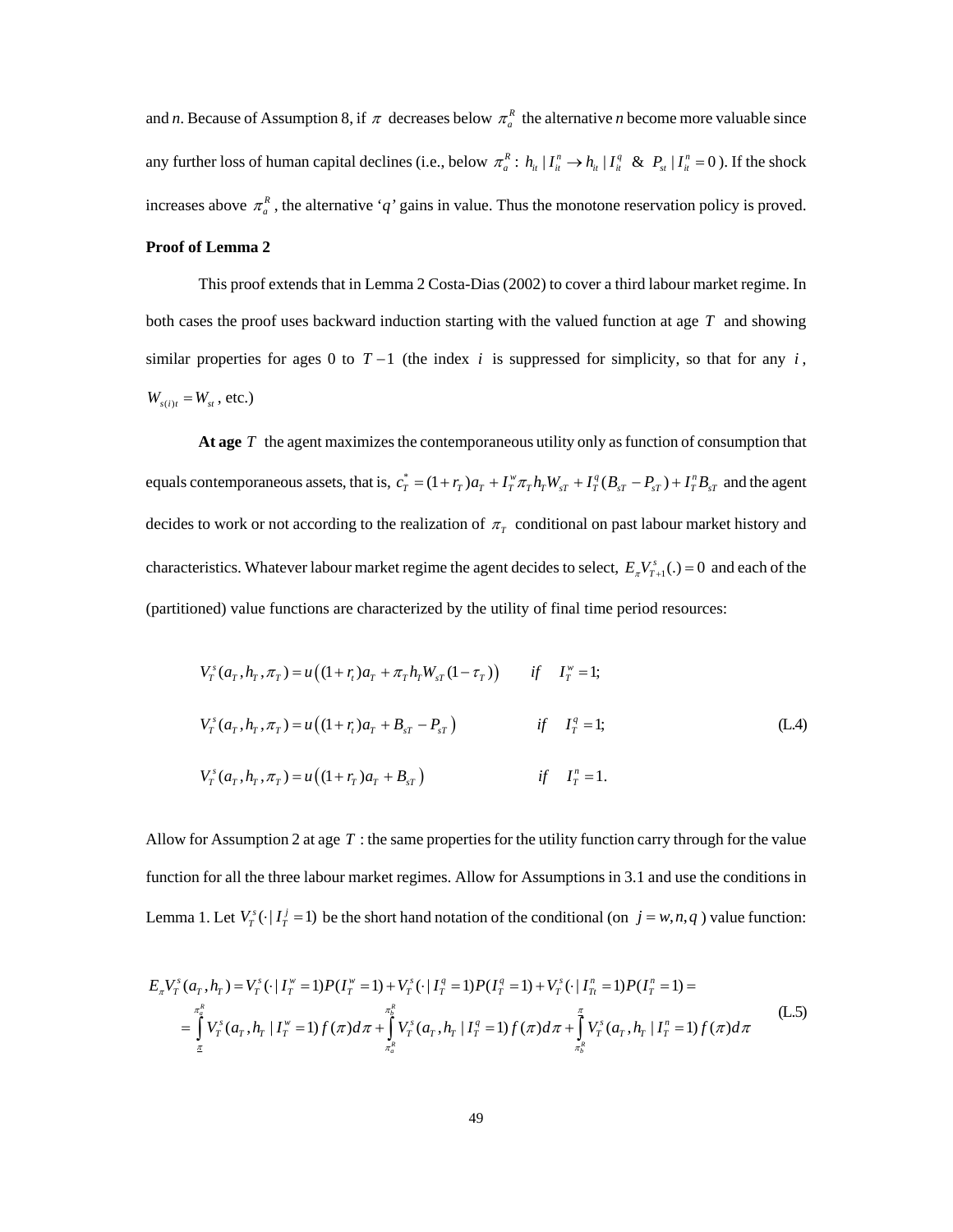and *n*. Because of Assumption 8, if $\pi$ decreases below $\pi_a^R$ the alternative *n* become more valuable since any further loss of human capital declines (i.e., below $\pi_a^R$ : $h_{it} \mid I_{it}^n \rightarrow h_{it} \mid I_{it}^q$ & $P_{st} \mid I_{it}^n = 0$ ). If the shock increases above $\pi_a^R$, the alternative '*q*' gains in value. Thus the monotone reservation policy is proved.

**Proof of Lemma 2**

This proof extends that in Lemma 2 Costa-Dias (2002) to cover a third labour market regime. In both cases the proof uses backward induction starting with the valued function at age $T$ and showing similar properties for ages 0 to $T-1$ (the index $i$ is suppressed for simplicity, so that for any $i$, $W_{s(i)t} = W_{st}$, etc.)

**At age** $T$ the agent maximizes the contemporaneous utility only as function of consumption that equals contemporaneous assets, that is, $c_T^* = (1+r_T)a_T + I_T^w \pi_T h_T W_{sT} + I_T^q (B_{sT} - P_{sT}) + I_T^n B_{sT}$ and the agent decides to work or not according to the realization of $\pi_T$ conditional on past labour market history and characteristics. Whatever labour market regime the agent decides to select, $E_\pi V_{T+1}^s(.) = 0$ and each of the (partitioned) value functions are characterized by the utility of final time period resources:

$$
\begin{aligned}
&V_T^s(a_T, h_T, \pi_T) = u\left((1+r_t)a_T + \pi_T h_T W_{sT}(1-\tau_T)\right) && if \quad I_T^w = 1; \\
&V_T^s(a_T, h_T, \pi_T) = u\left((1+r_t)a_T + B_{sT} - P_{sT}\right) && if \quad I_T^q = 1; \\
&V_T^s(a_T, h_T, \pi_T) = u\left((1+r_T)a_T + B_{sT}\right) && if \quad I_T^n = 1.
\end{aligned}
\tag{L.4}
$$

Allow for Assumption 2 at age $T$ : the same properties for the utility function carry through for the value function for all the three labour market regimes. Allow for Assumptions in 3.1 and use the conditions in Lemma 1. Let $V_T^s(\cdot \mid I_T^j = 1)$ be the short hand notation of the conditional (on $j = w, n, q$ ) value function:

$$
\begin{aligned}
E_\pi V_T^s(a_T, h_T) &= V_T^s(\cdot \mid I_T^w = 1)P(I_T^w = 1) + V_T^s(\cdot \mid I_T^q = 1)P(I_T^q = 1) + V_T^s(\cdot \mid I_{Tt}^n = 1)P(I_T^n = 1) = \\
&= \int_{\underline{\pi}}^{\pi_a^R} V_T^s(a_T, h_T \mid I_T^w = 1) f(\pi) d\pi + \int_{\pi_a^R}^{\pi_b^R} V_T^s(a_T, h_T \mid I_T^q = 1) f(\pi) d\pi + \int_{\pi_b^R}^{\overline{\pi}} V_T^s(a_T, h_T \mid I_T^n = 1) f(\pi) d\pi
\end{aligned}
\tag{L.5}
$$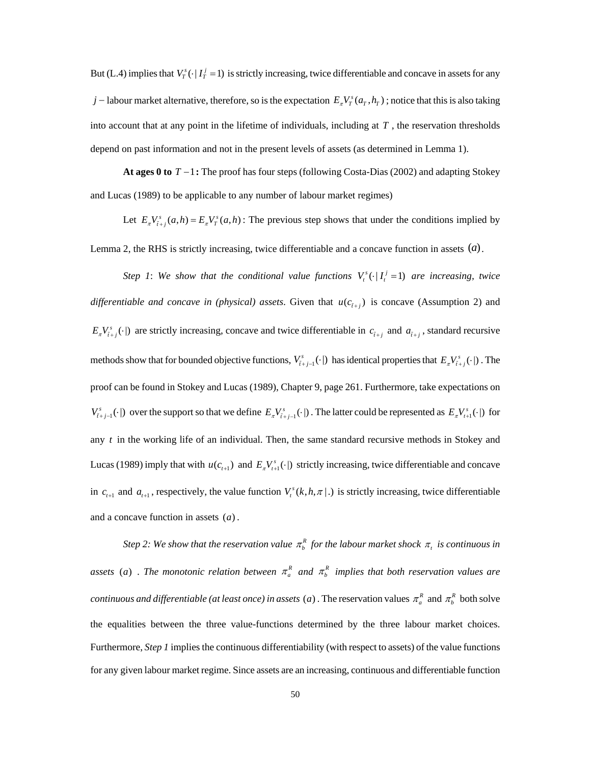But (L.4) implies that $V_T^s(\cdot \mid I_T^j = 1)$ is strictly increasing, twice differentiable and concave in assets for any $j-$labour market alternative, therefore, so is the expectation $E_\pi V_T^s(a_T, h_T)$; notice that this is also taking into account that at any point in the lifetime of individuals, including at $T$, the reservation thresholds depend on past information and not in the present levels of assets (as determined in Lemma 1).

**At ages 0 to $T-1$:** The proof has four steps (following Costa-Dias (2002) and adapting Stokey and Lucas (1989) to be applicable to any number of labour market regimes)

Let $E_\pi V_{\bar{t}+j}^s(a,h) = E_\pi V_T^s(a,h)$: The previous step shows that under the conditions implied by Lemma 2, the RHS is strictly increasing, twice differentiable and a concave function in assets $(a)$.

*Step 1*: *We show that the conditional value functions $V_t^s(\cdot \mid I_t^j = 1)$ are increasing, twice differentiable and concave in (physical) assets*. Given that $u(c_{\bar{t}+j})$ is concave (Assumption 2) and $E_\pi V_{\bar{t}+j}^s(\cdot|)$ are strictly increasing, concave and twice differentiable in $c_{\bar{t}+j}$ and $a_{\bar{t}+j}$, standard recursive methods show that for bounded objective functions, $V_{\bar{t}+j-1}^s(\cdot|)$ has identical properties that $E_\pi V_{\bar{t}+j}^s(\cdot|)$. The proof can be found in Stokey and Lucas (1989), Chapter 9, page 261. Furthermore, take expectations on $V_{\bar{t}+j-1}^s(\cdot|)$ over the support so that we define $E_\pi V_{\bar{t}+j-1}^s(\cdot|)$. The latter could be represented as $E_\pi V_{t+1}^s(\cdot|)$ for any $t$ in the working life of an individual. Then, the same standard recursive methods in Stokey and Lucas (1989) imply that with $u(c_{t+1})$ and $E_\pi V_{t+1}^s(\cdot|)$ strictly increasing, twice differentiable and concave in $c_{t+1}$ and $a_{t+1}$, respectively, the value function $V_t^s(k,h,\pi|.)$ is strictly increasing, twice differentiable and a concave function in assets $(a)$.

*Step 2: We show that the reservation value $\pi_b^R$ for the labour market shock $\pi_t$ is continuous in assets $(a)$. The monotonic relation between $\pi_a^R$ and $\pi_b^R$ implies that both reservation values are continuous and differentiable (at least once) in assets $(a)$*. The reservation values $\pi_a^R$ and $\pi_b^R$ both solve the equalities between the three value-functions determined by the three labour market choices. Furthermore, *Step 1* implies the continuous differentiability (with respect to assets) of the value functions for any given labour market regime. Since assets are an increasing, continuous and differentiable function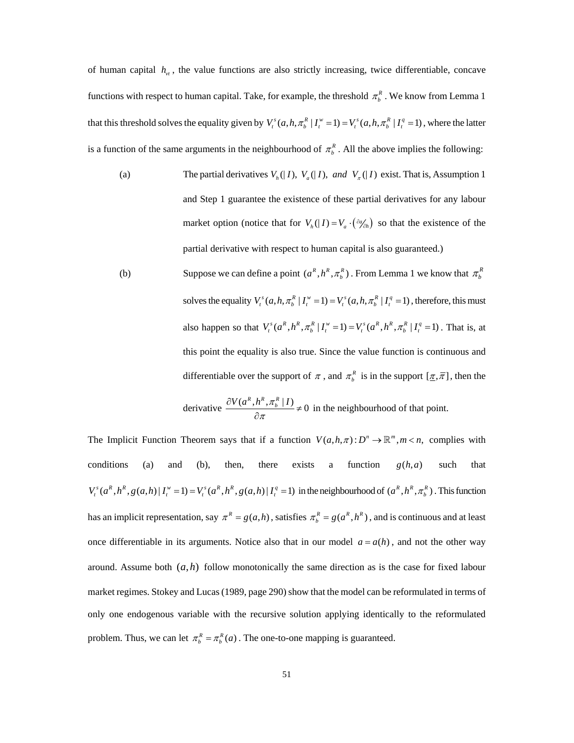of human capital $h_{vt}$, the value functions are also strictly increasing, twice differentiable, concave functions with respect to human capital. Take, for example, the threshold $\pi_b^R$. We know from Lemma 1 that this threshold solves the equality given by $V_t^s(a,h,\pi_b^R \mid I_t^w = 1) = V_t^s(a,h,\pi_b^R \mid I_t^q = 1)$, where the latter is a function of the same arguments in the neighbourhood of $\pi_b^R$. All the above implies the following:

(a) The partial derivatives $V_h(|I),\ V_a(|I),\ and\ V_\pi(|I)$ exist. That is, Assumption 1 and Step 1 guarantee the existence of these partial derivatives for any labour market option (notice that for $V_h(|I) = V_a \cdot \left(\partial a/\partial h\right)$ so that the existence of the partial derivative with respect to human capital is also guaranteed.)

(b) Suppose we can define a point $(a^R, h^R, \pi_b^R)$. From Lemma 1 we know that $\pi_b^R$ solves the equality $V_t^s(a,h,\pi_b^R \mid I_t^w = 1) = V_t^s(a,h,\pi_b^R \mid I_t^q = 1)$, therefore, this must also happen so that $V_t^s(a^R,h^R,\pi_b^R \mid I_t^w = 1) = V_t^s(a^R,h^R,\pi_b^R \mid I_t^q = 1)$. That is, at this point the equality is also true. Since the value function is continuous and differentiable over the support of $\pi$, and $\pi_b^R$ is in the support $[\underline{\pi},\overline{\pi}]$, then the derivative $\dfrac{\partial V(a^R,h^R,\pi_b^R \mid I)}{\partial \pi} \neq 0$ in the neighbourhood of that point.

The Implicit Function Theorem says that if a function $V(a,h,\pi): D^n \to \mathbb{R}^m, m < n,$ complies with conditions (a) and (b), then, there exists a function $g(h,a)$ such that $V_t^s(a^R,h^R,g(a,h) \mid I_t^w = 1) = V_t^s(a^R,h^R,g(a,h) \mid I_t^q = 1)$ in the neighbourhood of $(a^R,h^R,\pi_b^R)$. This function has an implicit representation, say $\pi^R = g(a,h)$, satisfies $\pi_b^R = g(a^R,h^R)$, and is continuous and at least once differentiable in its arguments. Notice also that in our model $a = a(h)$, and not the other way around. Assume both $(a,h)$ follow monotonically the same direction as is the case for fixed labour market regimes. Stokey and Lucas (1989, page 290) show that the model can be reformulated in terms of only one endogenous variable with the recursive solution applying identically to the reformulated problem. Thus, we can let $\pi_b^R = \pi_b^R(a)$. The one-to-one mapping is guaranteed.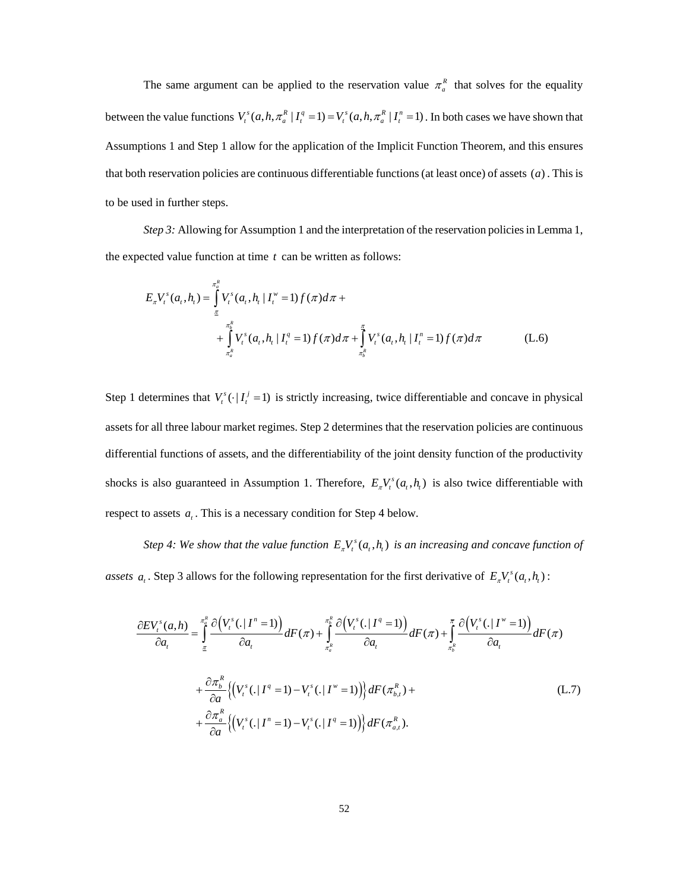The same argument can be applied to the reservation value $\pi_a^R$ that solves for the equality between the value functions $V_t^s(a,h,\pi_a^R \mid I_t^q = 1) = V_t^s(a,h,\pi_a^R \mid I_t^n = 1)$. In both cases we have shown that Assumptions 1 and Step 1 allow for the application of the Implicit Function Theorem, and this ensures that both reservation policies are continuous differentiable functions (at least once) of assets $(a)$. This is to be used in further steps.

*Step 3:* Allowing for Assumption 1 and the interpretation of the reservation policies in Lemma 1, the expected value function at time $t$ can be written as follows:

$$E_\pi V_t^s(a_t,h_t) = \int_{\underline{\pi}}^{\pi_a^R} V_t^s(a_t,h_t \mid I_t^w = 1) f(\pi) d\pi + \int_{\pi_a^R}^{\pi_b^R} V_t^s(a_t,h_t \mid I_t^q = 1) f(\pi) d\pi + \int_{\pi_b^R}^{\overline{\pi}} V_t^s(a_t,h_t \mid I_t^n = 1) f(\pi) d\pi \tag{L.6}$$

Step 1 determines that $V_t^s(\cdot \mid I_t^j = 1)$ is strictly increasing, twice differentiable and concave in physical assets for all three labour market regimes. Step 2 determines that the reservation policies are continuous differential functions of assets, and the differentiability of the joint density function of the productivity shocks is also guaranteed in Assumption 1. Therefore, $E_\pi V_t^s(a_t,h_t)$ is also twice differentiable with respect to assets $a_t$. This is a necessary condition for Step 4 below.

*Step 4: We show that the value function $E_\pi V_t^s(a_t,h_t)$ is an increasing and concave function of assets $a_t$.* Step 3 allows for the following representation for the first derivative of $E_\pi V_t^s(a_t,h_t)$:

$$\begin{aligned}
\frac{\partial EV_t^s(a,h)}{\partial a_t} = & \int_{\underline{\pi}}^{\pi_a^R} \frac{\partial\left(V_t^s(.\mid I^n = 1)\right)}{\partial a_t} dF(\pi) + \int_{\pi_a^R}^{\pi_b^R} \frac{\partial\left(V_t^s(.\mid I^q = 1)\right)}{\partial a_t} dF(\pi) + \int_{\pi_b^R}^{\overline{\pi}} \frac{\partial\left(V_t^s(.\mid I^w = 1)\right)}{\partial a_t} dF(\pi) \\
& + \frac{\partial \pi_b^R}{\partial a}\left\{\left(V_t^s(.\mid I^q = 1) - V_t^s(.\mid I^w = 1)\right)\right\} dF(\pi_{b,t}^R) + \\
& + \frac{\partial \pi_a^R}{\partial a}\left\{\left(V_t^s(.\mid I^n = 1) - V_t^s(.\mid I^q = 1)\right)\right\} dF(\pi_{a,t}^R).
\end{aligned} \tag{L.7}$$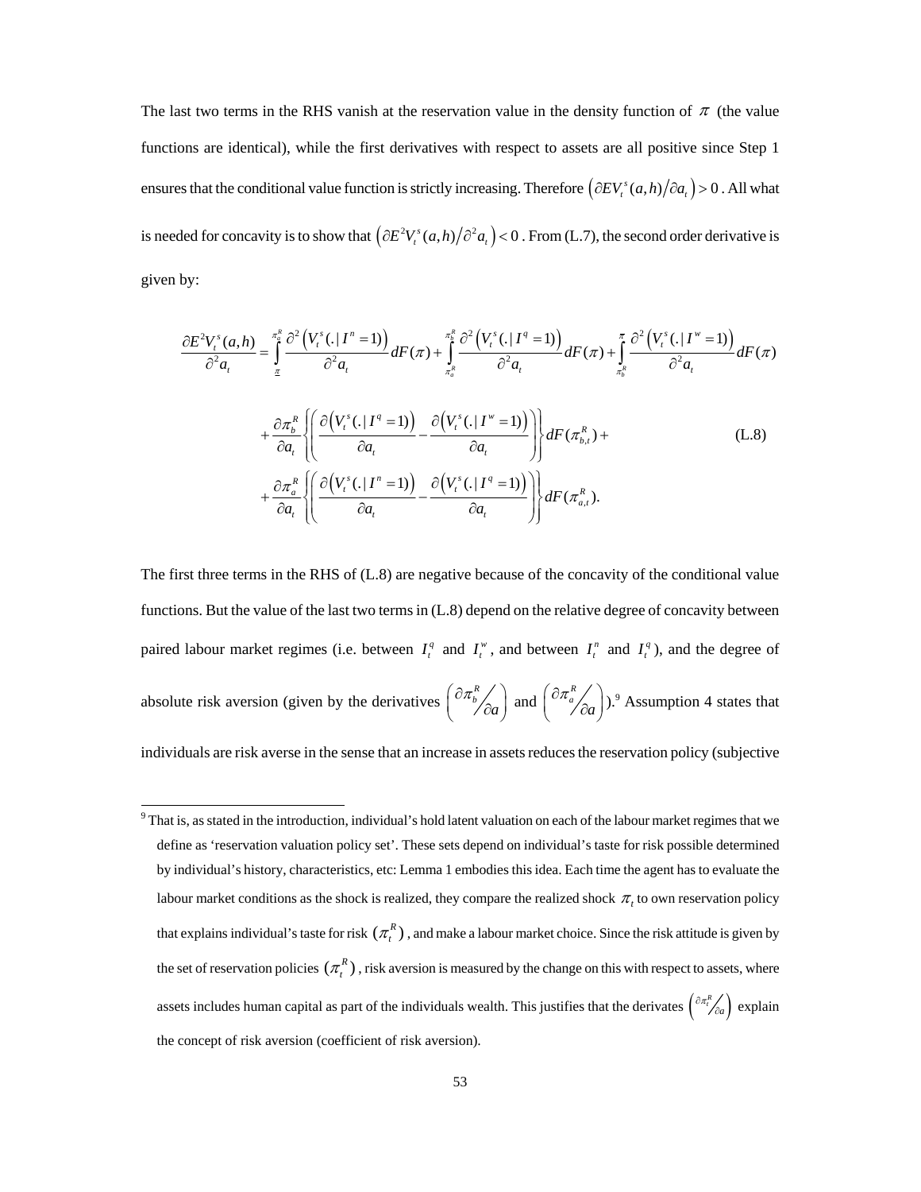The last two terms in the RHS vanish at the reservation value in the density function of $\pi$ (the value functions are identical), while the first derivatives with respect to assets are all positive since Step 1 ensures that the conditional value function is strictly increasing. Therefore $\left(\partial EV_t^s(a,h)/\partial a_t\right) > 0$. All what is needed for concavity is to show that $\left(\partial E^2 V_t^s(a,h)/\partial^2 a_t\right) < 0$. From (L.7), the second order derivative is given by:

$$
\begin{aligned}
\frac{\partial E^2 V_t^s(a,h)}{\partial^2 a_t} = & \int_{\underline{\pi}}^{\pi_a^R} \frac{\partial^2 \left(V_t^s(.\,|\,I^n=1)\right)}{\partial^2 a_t} dF(\pi) + \int_{\pi_a^R}^{\pi_b^R} \frac{\partial^2 \left(V_t^s(.\,|\,I^q=1)\right)}{\partial^2 a_t} dF(\pi) + \int_{\pi_b^R}^{\overline{\pi}} \frac{\partial^2 \left(V_t^s(.\,|\,I^w=1)\right)}{\partial^2 a_t} dF(\pi) \\
& + \frac{\partial \pi_b^R}{\partial a_t} \left\{ \left( \frac{\partial \left(V_t^s(.\,|\,I^q=1)\right)}{\partial a_t} - \frac{\partial \left(V_t^s(.\,|\,I^w=1)\right)}{\partial a_t} \right) \right\} dF(\pi_{b,t}^R) + \\
& + \frac{\partial \pi_a^R}{\partial a_t} \left\{ \left( \frac{\partial \left(V_t^s(.\,|\,I^n=1)\right)}{\partial a_t} - \frac{\partial \left(V_t^s(.\,|\,I^q=1)\right)}{\partial a_t} \right) \right\} dF(\pi_{a,t}^R).
\end{aligned}
\tag{L.8}
$$

The first three terms in the RHS of (L.8) are negative because of the concavity of the conditional value functions. But the value of the last two terms in (L.8) depend on the relative degree of concavity between paired labour market regimes (i.e. between $I_t^q$ and $I_t^w$, and between $I_t^n$ and $I_t^q$), and the degree of absolute risk aversion (given by the derivatives $\left(\partial \pi_b^R / \partial a\right)$ and $\left(\partial \pi_a^R / \partial a\right)$).[9] Assumption 4 states that individuals are risk averse in the sense that an increase in assets reduces the reservation policy (subjective

[9] That is, as stated in the introduction, individual's hold latent valuation on each of the labour market regimes that we define as 'reservation valuation policy set'. These sets depend on individual's taste for risk possible determined by individual's history, characteristics, etc: Lemma 1 embodies this idea. Each time the agent has to evaluate the labour market conditions as the shock is realized, they compare the realized shock $\pi_t$ to own reservation policy that explains individual's taste for risk $(\pi_t^R)$, and make a labour market choice. Since the risk attitude is given by the set of reservation policies $(\pi_t^R)$, risk aversion is measured by the change on this with respect to assets, where assets includes human capital as part of the individuals wealth. This justifies that the derivates $\left(\partial \pi_t^R / \partial a\right)$ explain the concept of risk aversion (coefficient of risk aversion).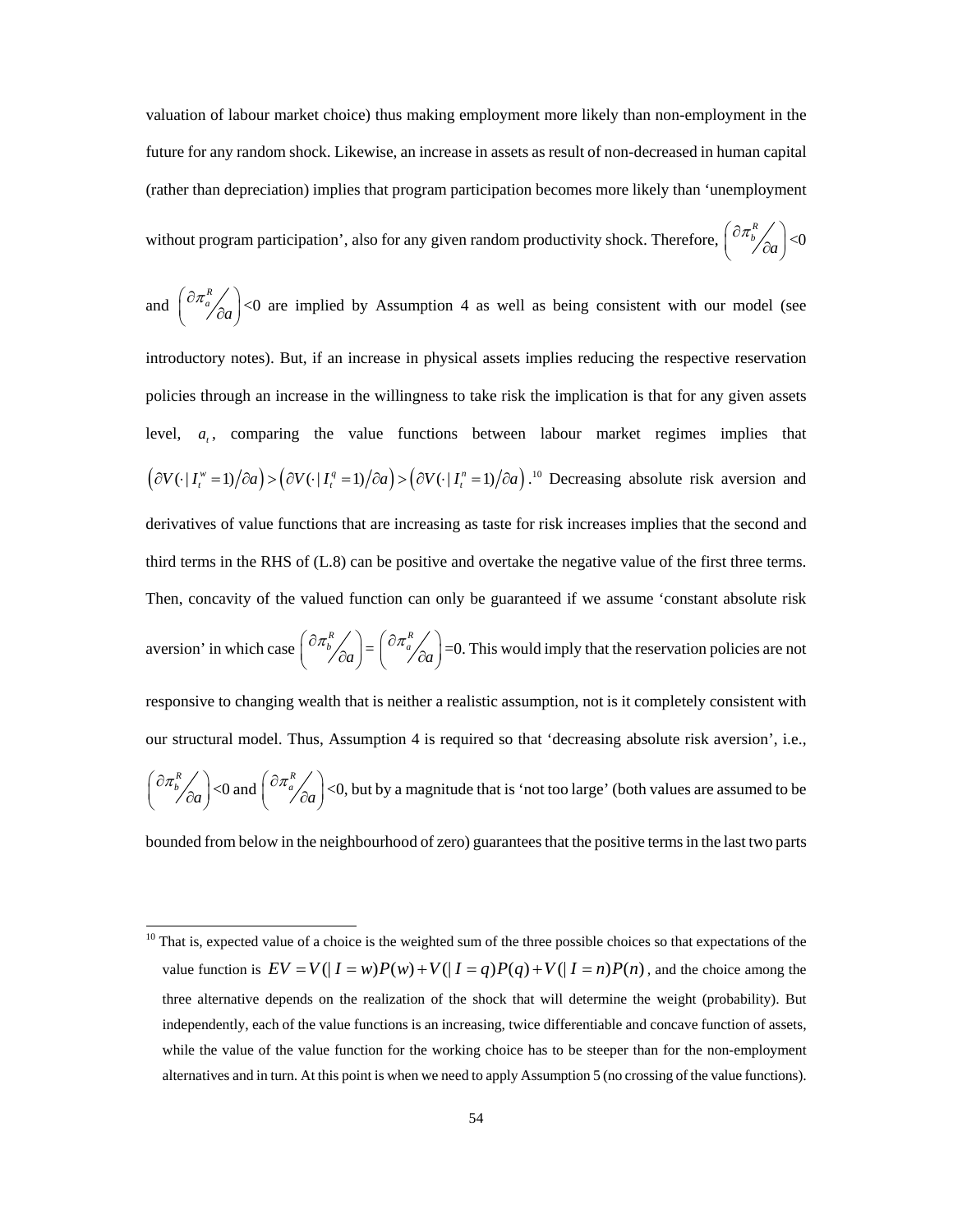valuation of labour market choice) thus making employment more likely than non-employment in the future for any random shock. Likewise, an increase in assets as result of non-decreased in human capital (rather than depreciation) implies that program participation becomes more likely than 'unemployment without program participation', also for any given random productivity shock. Therefore, $\left(\partial\pi_b^R \big/ \partial a\right)$<0 and $\left(\partial\pi_a^R \big/ \partial a\right)$<0 are implied by Assumption 4 as well as being consistent with our model (see introductory notes). But, if an increase in physical assets implies reducing the respective reservation policies through an increase in the willingness to take risk the implication is that for any given assets level, $a_t$, comparing the value functions between labour market regimes implies that $\left(\partial V(\cdot \mid I_t^w = 1)\big/\partial a\right) > \left(\partial V(\cdot \mid I_t^q = 1)\big/\partial a\right) > \left(\partial V(\cdot \mid I_t^n = 1)\big/\partial a\right)$.[10] Decreasing absolute risk aversion and derivatives of value functions that are increasing as taste for risk increases implies that the second and third terms in the RHS of (L.8) can be positive and overtake the negative value of the first three terms. Then, concavity of the valued function can only be guaranteed if we assume 'constant absolute risk aversion' in which case $\left(\partial\pi_b^R \big/ \partial a\right) = \left(\partial\pi_a^R \big/ \partial a\right)$=0. This would imply that the reservation policies are not responsive to changing wealth that is neither a realistic assumption, not is it completely consistent with our structural model. Thus, Assumption 4 is required so that 'decreasing absolute risk aversion', i.e., $\left(\partial\pi_b^R \big/ \partial a\right)$<0 and $\left(\partial\pi_a^R \big/ \partial a\right)$<0, but by a magnitude that is 'not too large' (both values are assumed to be bounded from below in the neighbourhood of zero) guarantees that the positive terms in the last two parts

[10] That is, expected value of a choice is the weighted sum of the three possible choices so that expectations of the value function is $EV = V(|\, I = w)P(w) + V(|\, I = q)P(q) + V(|\, I = n)P(n)$, and the choice among the three alternative depends on the realization of the shock that will determine the weight (probability). But independently, each of the value functions is an increasing, twice differentiable and concave function of assets, while the value of the value function for the working choice has to be steeper than for the non-employment alternatives and in turn. At this point is when we need to apply Assumption 5 (no crossing of the value functions).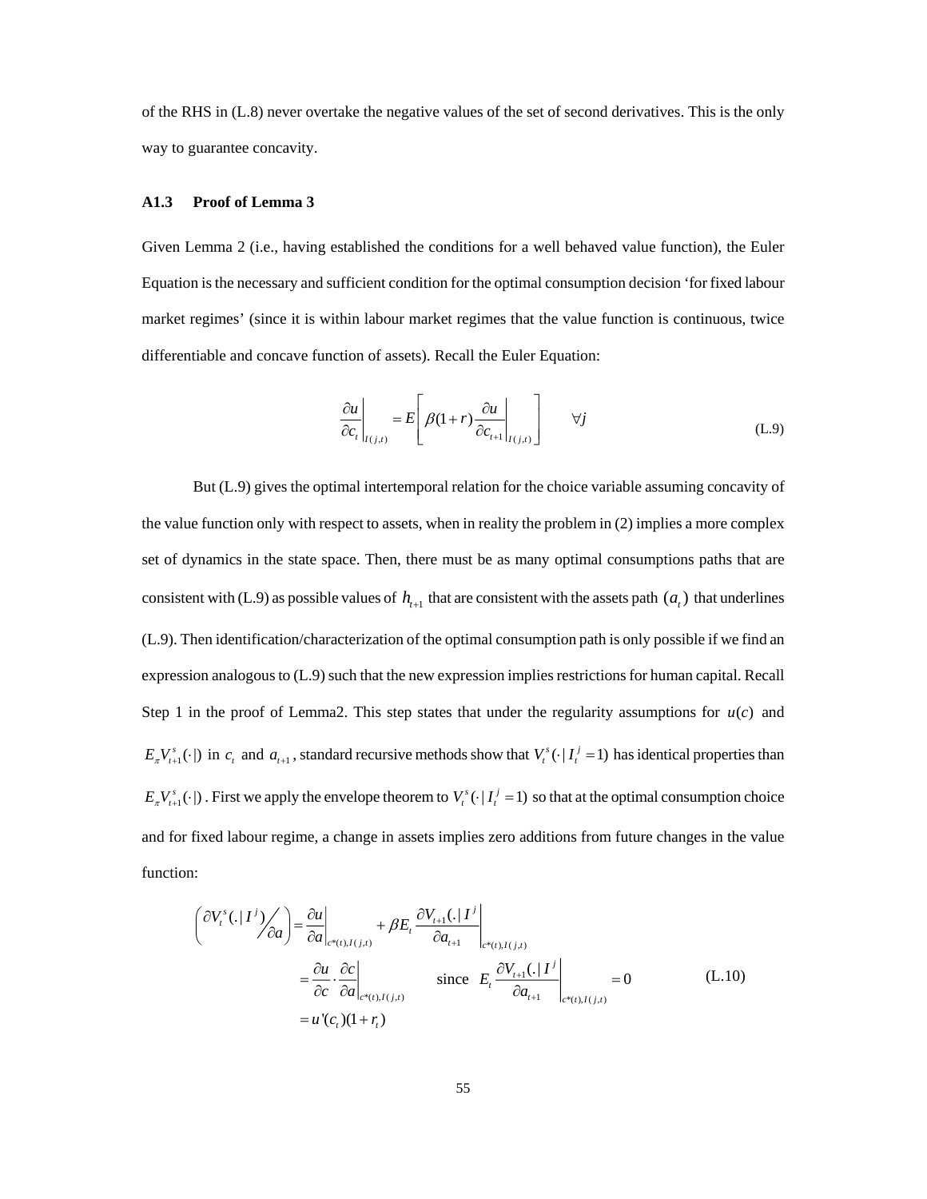of the RHS in (L.8) never overtake the negative values of the set of second derivatives. This is the only way to guarantee concavity.

### A1.3 Proof of Lemma 3

Given Lemma 2 (i.e., having established the conditions for a well behaved value function), the Euler Equation is the necessary and sufficient condition for the optimal consumption decision 'for fixed labour market regimes' (since it is within labour market regimes that the value function is continuous, twice differentiable and concave function of assets). Recall the Euler Equation:

$$\left.\frac{\partial u}{\partial c_t}\right|_{I(j,t)} = E\left[\beta(1+r)\left.\frac{\partial u}{\partial c_{t+1}}\right|_{I(j,t)}\right] \qquad \forall j \tag{L.9}$$

But (L.9) gives the optimal intertemporal relation for the choice variable assuming concavity of the value function only with respect to assets, when in reality the problem in (2) implies a more complex set of dynamics in the state space. Then, there must be as many optimal consumptions paths that are consistent with (L.9) as possible values of $h_{t+1}$ that are consistent with the assets path $(a_t)$ that underlines (L.9). Then identification/characterization of the optimal consumption path is only possible if we find an expression analogous to (L.9) such that the new expression implies restrictions for human capital. Recall Step 1 in the proof of Lemma2. This step states that under the regularity assumptions for $u(c)$ and $E_\pi V_{t+1}^s(\cdot|)$ in $c_t$ and $a_{t+1}$, standard recursive methods show that $V_t^s(\cdot|I_t^j=1)$ has identical properties than $E_\pi V_{t+1}^s(\cdot|)$. First we apply the envelope theorem to $V_t^s(\cdot|I_t^j=1)$ so that at the optimal consumption choice and for fixed labour regime, a change in assets implies zero additions from future changes in the value function:

$$\begin{aligned}
\left(\partial V_t^s(.|I^j)\middle/\partial a\right) &= \left.\frac{\partial u}{\partial a}\right|_{c^*(t),I(j,t)} + \beta E_t \left.\frac{\partial V_{t+1}(.|I^j}{\partial a_{t+1}}\right|_{c^*(t),I(j,t)} \\
&= \left.\frac{\partial u}{\partial c}\cdot\frac{\partial c}{\partial a}\right|_{c^*(t),I(j,t)} \qquad \text{since} \quad E_t \left.\frac{\partial V_{t+1}(.|I^j}{\partial a_{t+1}}\right|_{c^*(t),I(j,t)} = 0 \\
&= u'(c_t)(1+r_t)
\end{aligned} \tag{L.10}$$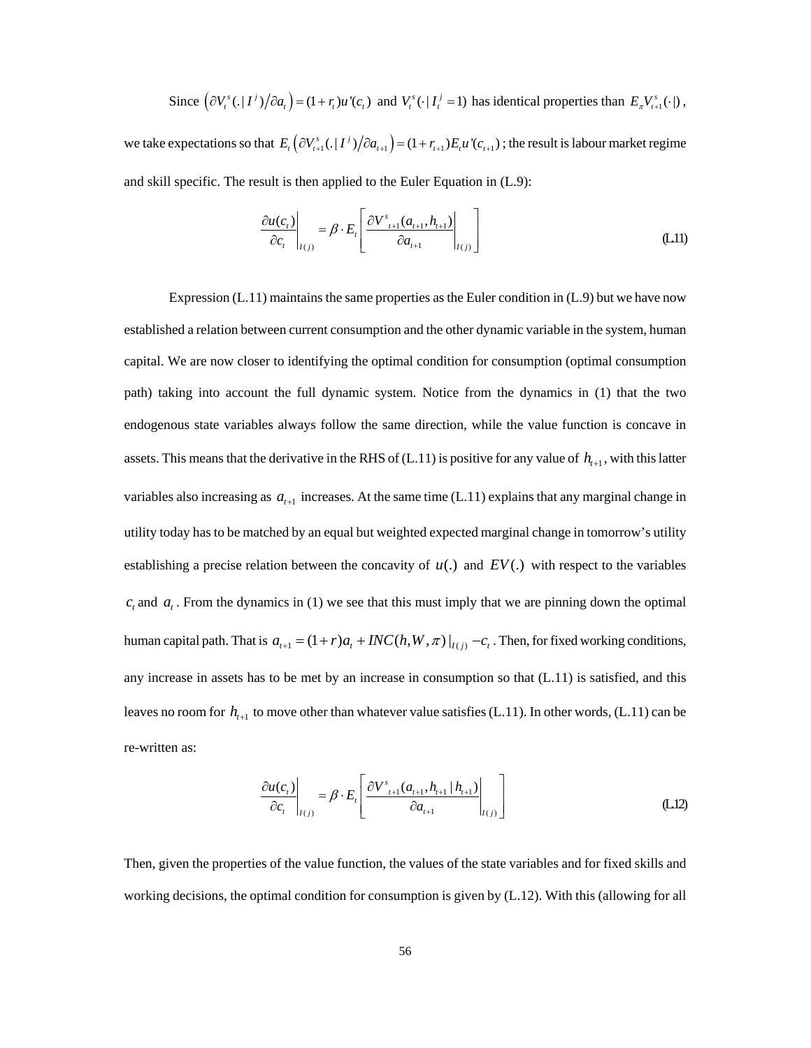Since $\left(\partial V_t^s(.\,|\, I^j)\big/\partial a_t\right) = (1+r_t)u'(c_t)$ and $V_t^s(\cdot\,|\, I_t^j = 1)$ has identical properties than $E_\pi V_{t+1}^s(\cdot\,|)$, we take expectations so that $E_t\left(\partial V_{t+1}^s(.\,|\, I^j)\big/\partial a_{t+1}\right) = (1+r_{t+1})E_t u'(c_{t+1})$; the result is labour market regime and skill specific. The result is then applied to the Euler Equation in (L.9):

$$\left.\frac{\partial u(c_t)}{\partial c_t}\right|_{I(j)} = \beta \cdot E_t\left[\left.\frac{\partial V^s{}_{t+1}(a_{t+1},h_{t+1})}{\partial a_{t+1}}\right|_{I(j)}\right] \tag{L.11}$$

Expression (L.11) maintains the same properties as the Euler condition in (L.9) but we have now established a relation between current consumption and the other dynamic variable in the system, human capital. We are now closer to identifying the optimal condition for consumption (optimal consumption path) taking into account the full dynamic system. Notice from the dynamics in (1) that the two endogenous state variables always follow the same direction, while the value function is concave in assets. This means that the derivative in the RHS of (L.11) is positive for any value of $h_{t+1}$, with this latter variables also increasing as $a_{t+1}$ increases. At the same time (L.11) explains that any marginal change in utility today has to be matched by an equal but weighted expected marginal change in tomorrow's utility establishing a precise relation between the concavity of $u(.)$ and $EV(.)$ with respect to the variables $c_t$ and $a_t$. From the dynamics in (1) we see that this must imply that we are pinning down the optimal human capital path. That is $a_{t+1} = (1+r)a_t + INC(h,W,\pi)\,|_{I(j)} - c_t$. Then, for fixed working conditions, any increase in assets has to be met by an increase in consumption so that (L.11) is satisfied, and this leaves no room for $h_{t+1}$ to move other than whatever value satisfies (L.11). In other words, (L.11) can be re-written as:

$$\left.\frac{\partial u(c_t)}{\partial c_t}\right|_{I(j)} = \beta \cdot E_t\left[\left.\frac{\partial V^s{}_{t+1}(a_{t+1},h_{t+1}\,|\, h_{t+1})}{\partial a_{t+1}}\right|_{I(j)}\right] \tag{L.12}$$

Then, given the properties of the value function, the values of the state variables and for fixed skills and working decisions, the optimal condition for consumption is given by (L.12). With this (allowing for all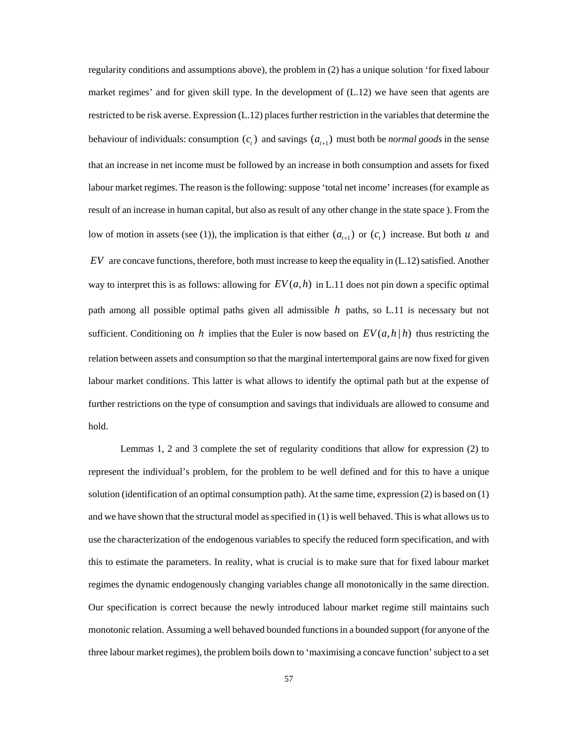regularity conditions and assumptions above), the problem in (2) has a unique solution 'for fixed labour market regimes' and for given skill type. In the development of (L.12) we have seen that agents are restricted to be risk averse. Expression (L.12) places further restriction in the variables that determine the behaviour of individuals: consumption $(c_t)$ and savings $(a_{t+1})$ must both be *normal goods* in the sense that an increase in net income must be followed by an increase in both consumption and assets for fixed labour market regimes. The reason is the following: suppose 'total net income' increases (for example as result of an increase in human capital, but also as result of any other change in the state space ). From the low of motion in assets (see (1)), the implication is that either $(a_{t+1})$ or $(c_t)$ increase. But both $u$ and $EV$ are concave functions, therefore, both must increase to keep the equality in (L.12) satisfied. Another way to interpret this is as follows: allowing for $EV(a,h)$ in L.11 does not pin down a specific optimal path among all possible optimal paths given all admissible $h$ paths, so L.11 is necessary but not sufficient. Conditioning on $h$ implies that the Euler is now based on $EV(a,h\,|\,h)$ thus restricting the relation between assets and consumption so that the marginal intertemporal gains are now fixed for given labour market conditions. This latter is what allows to identify the optimal path but at the expense of further restrictions on the type of consumption and savings that individuals are allowed to consume and hold.

Lemmas 1, 2 and 3 complete the set of regularity conditions that allow for expression (2) to represent the individual's problem, for the problem to be well defined and for this to have a unique solution (identification of an optimal consumption path). At the same time, expression (2) is based on (1) and we have shown that the structural model as specified in (1) is well behaved. This is what allows us to use the characterization of the endogenous variables to specify the reduced form specification, and with this to estimate the parameters. In reality, what is crucial is to make sure that for fixed labour market regimes the dynamic endogenously changing variables change all monotonically in the same direction. Our specification is correct because the newly introduced labour market regime still maintains such monotonic relation. Assuming a well behaved bounded functions in a bounded support (for anyone of the three labour market regimes), the problem boils down to 'maximising a concave function' subject to a set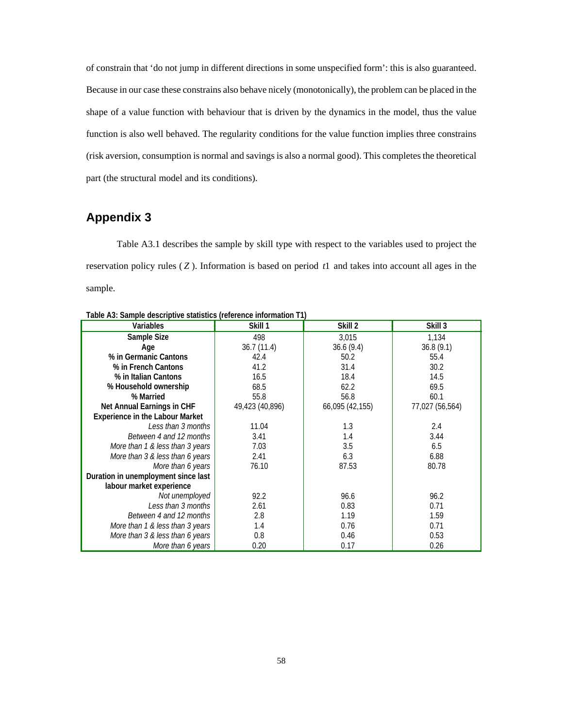of constrain that 'do not jump in different directions in some unspecified form': this is also guaranteed. Because in our case these constrains also behave nicely (monotonically), the problem can be placed in the shape of a value function with behaviour that is driven by the dynamics in the model, thus the value function is also well behaved. The regularity conditions for the value function implies three constrains (risk aversion, consumption is normal and savings is also a normal good). This completes the theoretical part (the structural model and its conditions).

## Appendix 3

Table A3.1 describes the sample by skill type with respect to the variables used to project the reservation policy rules ($Z$). Information is based on period $t1$ and takes into account all ages in the sample.

**Table A3: Sample descriptive statistics (reference information T1)**

| Variables | Skill 1 | Skill 2 | Skill 3 |
|---|---|---|---|
| **Sample Size** | 498 | 3,015 | 1,134 |
| **Age** | 36.7 (11.4) | 36.6 (9.4) | 36.8 (9.1) |
| **% in Germanic Cantons** | 42.4 | 50.2 | 55.4 |
| **% in French Cantons** | 41.2 | 31.4 | 30.2 |
| **% in Italian Cantons** | 16.5 | 18.4 | 14.5 |
| **% Household ownership** | 68.5 | 62.2 | 69.5 |
| **% Married** | 55.8 | 56.8 | 60.1 |
| **Net Annual Earnings in CHF** | 49,423 (40,896) | 66,095 (42,155) | 77,027 (56,564) |
| **Experience in the Labour Market** | | | |
| *Less than 3 months* | 11.04 | 1.3 | 2.4 |
| *Between 4 and 12 months* | 3.41 | 1.4 | 3.44 |
| *More than 1 & less than 3 years* | 7.03 | 3.5 | 6.5 |
| *More than 3 & less than 6 years* | 2.41 | 6.3 | 6.88 |
| *More than 6 years* | 76.10 | 87.53 | 80.78 |
| **Duration in unemployment since last labour market experience** | | | |
| *Not unemployed* | 92.2 | 96.6 | 96.2 |
| *Less than 3 months* | 2.61 | 0.83 | 0.71 |
| *Between 4 and 12 months* | 2.8 | 1.19 | 1.59 |
| *More than 1 & less than 3 years* | 1.4 | 0.76 | 0.71 |
| *More than 3 & less than 6 years* | 0.8 | 0.46 | 0.53 |
| *More than 6 years* | 0.20 | 0.17 | 0.26 |